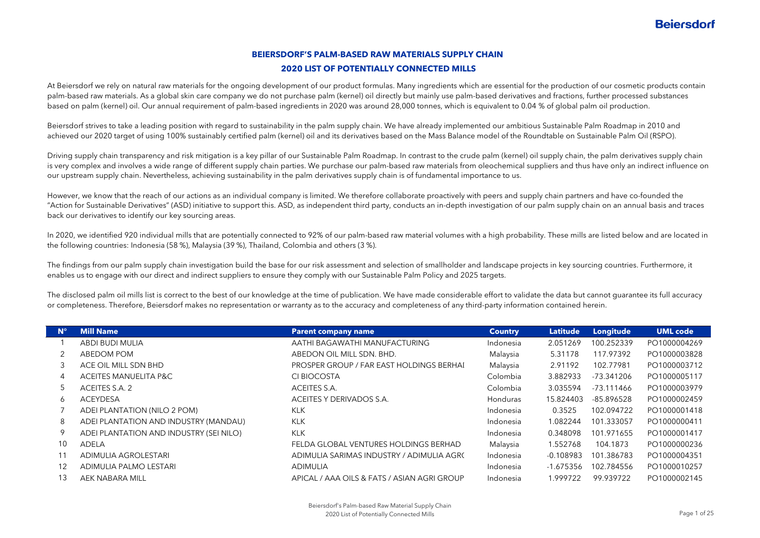## BEIERSDORF'S PALM-BASED RAW MATERIALS SUPPLY CHAIN

## 2020 LIST OF POTENTIALLY CONNECTED MILLS

At Beiersdorf we rely on natural raw materials for the ongoing development of our product formulas. Many ingredients which are essential for the production of our cosmetic products contain palm-based raw materials. As a global skin care company we do not purchase palm (kernel) oil directly but mainly use palm-based derivatives and fractions, further processed substances based on palm (kernel) oil. Our annual requirement of palm-based ingredients in 2020 was around 28,000 tonnes, which is equivalent to 0.04 % of global palm oil production.

Beiersdorf strives to take a leading position with regard to sustainability in the palm supply chain. We have already implemented our ambitious Sustainable Palm Roadmap in 2010 and achieved our 2020 target of using 100% sustainably certified palm (kernel) oil and its derivatives based on the Mass Balance model of the Roundtable on Sustainable Palm Oil (RSPO).

Driving supply chain transparency and risk mitigation is a key pillar of our Sustainable Palm Roadmap. In contrast to the crude palm (kernel) oil supply chain, the palm derivatives supply chain is very complex and involves a wide range of different supply chain parties. We purchase our palm-based raw materials from oleochemical suppliers and thus have only an indirect influence on our upstream supply chain. Nevertheless, achieving sustainability in the palm derivatives supply chain is of fundamental importance to us.

However, we know that the reach of our actions as an individual company is limited. We therefore collaborate proactively with peers and supply chain partners and have co-founded the "Action for Sustainable Derivatives" (ASD) initiative to support this. ASD, as independent third party, conducts an in-depth investigation of our palm supply chain on an annual basis and traces back our derivatives to identify our key sourcing areas.

In 2020, we identified 920 individual mills that are potentially connected to 92% of our palm-based raw material volumes with a high probability. These mills are listed below and are located in the following countries: Indonesia (58 %), Malaysia (39 %), Thailand, Colombia and others (3 %).

The findings from our palm supply chain investigation build the base for our risk assessment and selection of smallholder and landscape projects in key sourcing countries. Furthermore, it enables us to engage with our direct and indirect suppliers to ensure they comply with our Sustainable Palm Policy and 2025 targets.

The disclosed palm oil mills list is correct to the best of our knowledge at the time of publication. We have made considerable effort to validate the data but cannot guarantee its full accuracy or completeness. Therefore, Beiersdorf makes no representation or warranty as to the accuracy and completeness of any third-party information contained herein.

| N° | Mill Name | Parent company name | Country | Latitude | Longitude | UML code |
|---|---|---|---|---|---|---|
| 1 | ABDI BUDI MULIA | AATHI BAGAWATHI MANUFACTURING | Indonesia | 2.051269 | 100.252339 | PO1000004269 |
| 2 | ABEDOM POM | ABEDON OIL MILL SDN. BHD. | Malaysia | 5.31178 | 117.97392 | PO1000003828 |
| 3 | ACE OIL MILL SDN BHD | PROSPER GROUP / FAR EAST HOLDINGS BERHAI | Malaysia | 2.91192 | 102.77981 | PO1000003712 |
| 4 | ACEITES MANUELITA P&C | CI BIOCOSTA | Colombia | 3.882933 | -73.341206 | PO1000005117 |
| 5 | ACEITES S.A. 2 | ACEITES S.A. | Colombia | 3.035594 | -73.111466 | PO1000003979 |
| 6 | ACEYDESA | ACEITES Y DERIVADOS S.A. | Honduras | 15.824403 | -85.896528 | PO1000002459 |
| 7 | ADEI PLANTATION (NILO 2 POM) | KLK | Indonesia | 0.3525 | 102.094722 | PO1000001418 |
| 8 | ADEI PLANTATION AND INDUSTRY (MANDAU) | KLK | Indonesia | 1.082244 | 101.333057 | PO1000000411 |
| 9 | ADEI PLANTATION AND INDUSTRY (SEI NILO) | KLK | Indonesia | 0.348098 | 101.971655 | PO1000001417 |
| 10 | ADELA | FELDA GLOBAL VENTURES HOLDINGS BERHAD | Malaysia | 1.552768 | 104.1873 | PO1000000236 |
| 11 | ADIMULIA AGROLESTARI | ADIMULIA SARIMAS INDUSTRY / ADIMULIA AGR( | Indonesia | -0.108983 | 101.386783 | PO1000004351 |
| 12 | ADIMULIA PALMO LESTARI | ADIMULIA | Indonesia | -1.675356 | 102.784556 | PO1000010257 |
| 13 | AEK NABARA MILL | APICAL / AAA OILS & FATS / ASIAN AGRI GROUP | Indonesia | 1.999722 | 99.939722 | PO1000002145 |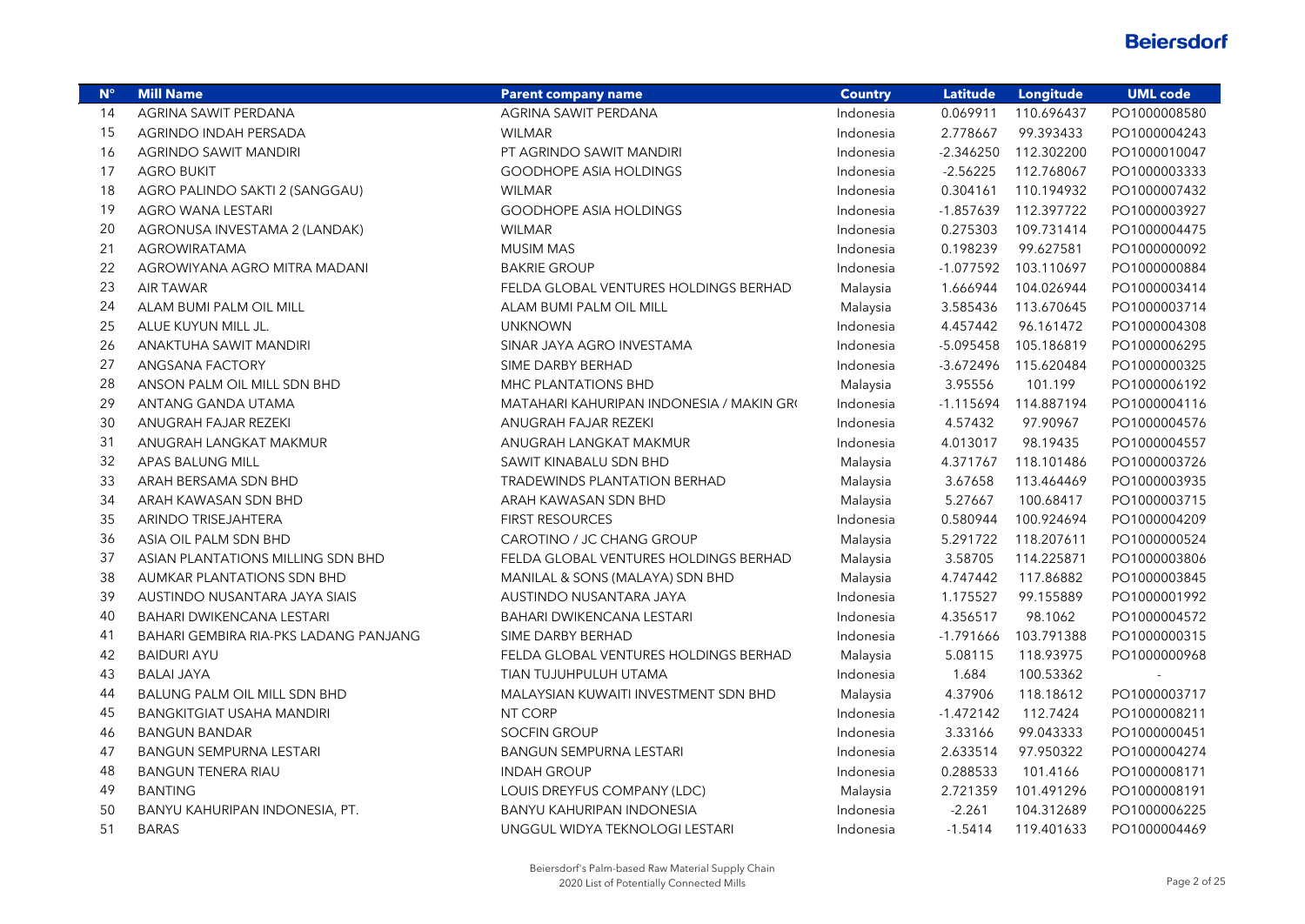| N° | Mill Name | Parent company name | Country | Latitude | Longitude | UML code |
|---|---|---|---|---|---|---|
| 14 | AGRINA SAWIT PERDANA | AGRINA SAWIT PERDANA | Indonesia | 0.069911 | 110.696437 | PO1000008580 |
| 15 | AGRINDO INDAH PERSADA | WILMAR | Indonesia | 2.778667 | 99.393433 | PO1000004243 |
| 16 | AGRINDO SAWIT MANDIRI | PT AGRINDO SAWIT MANDIRI | Indonesia | -2.346250 | 112.302200 | PO1000010047 |
| 17 | AGRO BUKIT | GOODHOPE ASIA HOLDINGS | Indonesia | -2.56225 | 112.768067 | PO1000003333 |
| 18 | AGRO PALINDO SAKTI 2 (SANGGAU) | WILMAR | Indonesia | 0.304161 | 110.194932 | PO1000007432 |
| 19 | AGRO WANA LESTARI | GOODHOPE ASIA HOLDINGS | Indonesia | -1.857639 | 112.397722 | PO1000003927 |
| 20 | AGRONUSA INVESTAMA 2 (LANDAK) | WILMAR | Indonesia | 0.275303 | 109.731414 | PO1000004475 |
| 21 | AGROWIRATAMA | MUSIM MAS | Indonesia | 0.198239 | 99.627581 | PO1000000092 |
| 22 | AGROWIYANA AGRO MITRA MADANI | BAKRIE GROUP | Indonesia | -1.077592 | 103.110697 | PO1000000884 |
| 23 | AIR TAWAR | FELDA GLOBAL VENTURES HOLDINGS BERHAD | Malaysia | 1.666944 | 104.026944 | PO1000003414 |
| 24 | ALAM BUMI PALM OIL MILL | ALAM BUMI PALM OIL MILL | Malaysia | 3.585436 | 113.670645 | PO1000003714 |
| 25 | ALUE KUYUN MILL JL. | UNKNOWN | Indonesia | 4.457442 | 96.161472 | PO1000004308 |
| 26 | ANAKTUHA SAWIT MANDIRI | SINAR JAYA AGRO INVESTAMA | Indonesia | -5.095458 | 105.186819 | PO1000006295 |
| 27 | ANGSANA FACTORY | SIME DARBY BERHAD | Indonesia | -3.672496 | 115.620484 | PO1000000325 |
| 28 | ANSON PALM OIL MILL SDN BHD | MHC PLANTATIONS BHD | Malaysia | 3.95556 | 101.199 | PO1000006192 |
| 29 | ANTANG GANDA UTAMA | MATAHARI KAHURIPAN INDONESIA / MAKIN GR( | Indonesia | -1.115694 | 114.887194 | PO1000004116 |
| 30 | ANUGRAH FAJAR REZEKI | ANUGRAH FAJAR REZEKI | Indonesia | 4.57432 | 97.90967 | PO1000004576 |
| 31 | ANUGRAH LANGKAT MAKMUR | ANUGRAH LANGKAT MAKMUR | Indonesia | 4.013017 | 98.19435 | PO1000004557 |
| 32 | APAS BALUNG MILL | SAWIT KINABALU SDN BHD | Malaysia | 4.371767 | 118.101486 | PO1000003726 |
| 33 | ARAH BERSAMA SDN BHD | TRADEWINDS PLANTATION BERHAD | Malaysia | 3.67658 | 113.464469 | PO1000003935 |
| 34 | ARAH KAWASAN SDN BHD | ARAH KAWASAN SDN BHD | Malaysia | 5.27667 | 100.68417 | PO1000003715 |
| 35 | ARINDO TRISEJAHTERA | FIRST RESOURCES | Indonesia | 0.580944 | 100.924694 | PO1000004209 |
| 36 | ASIA OIL PALM SDN BHD | CAROTINO / JC CHANG GROUP | Malaysia | 5.291722 | 118.207611 | PO1000000524 |
| 37 | ASIAN PLANTATIONS MILLING SDN BHD | FELDA GLOBAL VENTURES HOLDINGS BERHAD | Malaysia | 3.58705 | 114.225871 | PO1000003806 |
| 38 | AUMKAR PLANTATIONS SDN BHD | MANILAL & SONS (MALAYA) SDN BHD | Malaysia | 4.747442 | 117.86882 | PO1000003845 |
| 39 | AUSTINDO NUSANTARA JAYA SIAIS | AUSTINDO NUSANTARA JAYA | Indonesia | 1.175527 | 99.155889 | PO1000001992 |
| 40 | BAHARI DWIKENCANA LESTARI | BAHARI DWIKENCANA LESTARI | Indonesia | 4.356517 | 98.1062 | PO1000004572 |
| 41 | BAHARI GEMBIRA RIA-PKS LADANG PANJANG | SIME DARBY BERHAD | Indonesia | -1.791666 | 103.791388 | PO1000000315 |
| 42 | BAIDURI AYU | FELDA GLOBAL VENTURES HOLDINGS BERHAD | Malaysia | 5.08115 | 118.93975 | PO1000000968 |
| 43 | BALAI JAYA | TIAN TUJUHPULUH UTAMA | Indonesia | 1.684 | 100.53362 | - |
| 44 | BALUNG PALM OIL MILL SDN BHD | MALAYSIAN KUWAITI INVESTMENT SDN BHD | Malaysia | 4.37906 | 118.18612 | PO1000003717 |
| 45 | BANGKITGIAT USAHA MANDIRI | NT CORP | Indonesia | -1.472142 | 112.7424 | PO1000008211 |
| 46 | BANGUN BANDAR | SOCFIN GROUP | Indonesia | 3.33166 | 99.043333 | PO1000000451 |
| 47 | BANGUN SEMPURNA LESTARI | BANGUN SEMPURNA LESTARI | Indonesia | 2.633514 | 97.950322 | PO1000004274 |
| 48 | BANGUN TENERA RIAU | INDAH GROUP | Indonesia | 0.288533 | 101.4166 | PO1000008171 |
| 49 | BANTING | LOUIS DREYFUS COMPANY (LDC) | Malaysia | 2.721359 | 101.491296 | PO1000008191 |
| 50 | BANYU KAHURIPAN INDONESIA, PT. | BANYU KAHURIPAN INDONESIA | Indonesia | -2.261 | 104.312689 | PO1000006225 |
| 51 | BARAS | UNGGUL WIDYA TEKNOLOGI LESTARI | Indonesia | -1.5414 | 119.401633 | PO1000004469 |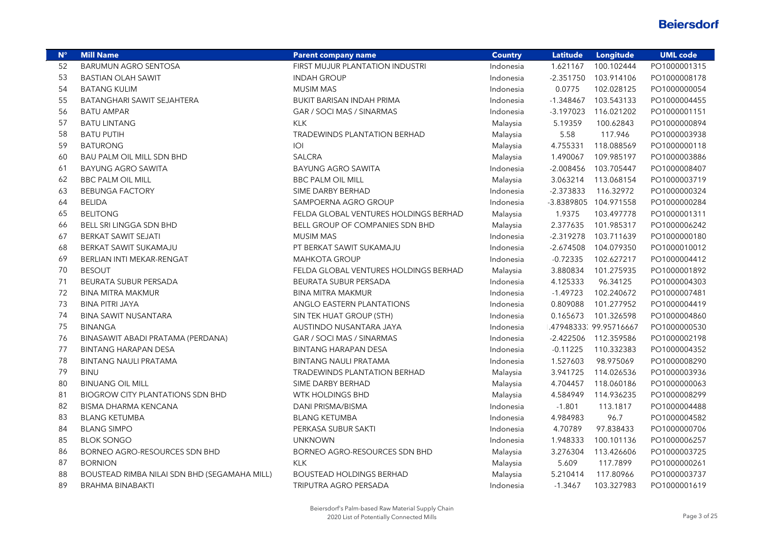| N° | Mill Name | Parent company name | Country | Latitude | Longitude | UML code |
|---|---|---|---|---|---|---|
| 52 | BARUMUN AGRO SENTOSA | FIRST MUJUR PLANTATION INDUSTRI | Indonesia | 1.621167 | 100.102444 | PO1000001315 |
| 53 | BASTIAN OLAH SAWIT | INDAH GROUP | Indonesia | -2.351750 | 103.914106 | PO1000008178 |
| 54 | BATANG KULIM | MUSIM MAS | Indonesia | 0.0775 | 102.028125 | PO1000000054 |
| 55 | BATANGHARI SAWIT SEJAHTERA | BUKIT BARISAN INDAH PRIMA | Indonesia | -1.348467 | 103.543133 | PO1000004455 |
| 56 | BATU AMPAR | GAR / SOCI MAS / SINARMAS | Indonesia | -3.197023 | 116.021202 | PO1000001151 |
| 57 | BATU LINTANG | KLK | Malaysia | 5.19359 | 100.62843 | PO1000000894 |
| 58 | BATU PUTIH | TRADEWINDS PLANTATION BERHAD | Malaysia | 5.58 | 117.946 | PO1000003938 |
| 59 | BATURONG | IOI | Malaysia | 4.755331 | 118.088569 | PO1000000118 |
| 60 | BAU PALM OIL MILL SDN BHD | SALCRA | Malaysia | 1.490067 | 109.985197 | PO1000003886 |
| 61 | BAYUNG AGRO SAWITA | BAYUNG AGRO SAWITA | Indonesia | -2.008456 | 103.705447 | PO1000008407 |
| 62 | BBC PALM OIL MILL | BBC PALM OIL MILL | Malaysia | 3.063214 | 113.068154 | PO1000003719 |
| 63 | BEBUNGA FACTORY | SIME DARBY BERHAD | Indonesia | -2.373833 | 116.32972 | PO1000000324 |
| 64 | BELIDA | SAMPOERNA AGRO GROUP | Indonesia | -3.8389805 | 104.971558 | PO1000000284 |
| 65 | BELITONG | FELDA GLOBAL VENTURES HOLDINGS BERHAD | Malaysia | 1.9375 | 103.497778 | PO1000001311 |
| 66 | BELL SRI LINGGA SDN BHD | BELL GROUP OF COMPANIES SDN BHD | Malaysia | 2.377635 | 101.985317 | PO1000006242 |
| 67 | BERKAT SAWIT SEJATI | MUSIM MAS | Indonesia | -2.319278 | 103.711639 | PO1000000180 |
| 68 | BERKAT SAWIT SUKAMAJU | PT BERKAT SAWIT SUKAMAJU | Indonesia | -2.674508 | 104.079350 | PO1000010012 |
| 69 | BERLIAN INTI MEKAR-RENGAT | MAHKOTA GROUP | Indonesia | -0.72335 | 102.627217 | PO1000004412 |
| 70 | BESOUT | FELDA GLOBAL VENTURES HOLDINGS BERHAD | Malaysia | 3.880834 | 101.275935 | PO1000001892 |
| 71 | BEURATA SUBUR PERSADA | BEURATA SUBUR PERSADA | Indonesia | 4.125333 | 96.34125 | PO1000004303 |
| 72 | BINA MITRA MAKMUR | BINA MITRA MAKMUR | Indonesia | -1.49723 | 102.240672 | PO1000007481 |
| 73 | BINA PITRI JAYA | ANGLO EASTERN PLANTATIONS | Indonesia | 0.809088 | 101.277952 | PO1000004419 |
| 74 | BINA SAWIT NUSANTARA | SIN TEK HUAT GROUP (STH) | Indonesia | 0.165673 | 101.326598 | PO1000004860 |
| 75 | BINANGA | AUSTINDO NUSANTARA JAYA | Indonesia | .47948333 | 99.95716667 | PO1000000530 |
| 76 | BINASAWIT ABADI PRATAMA (PERDANA) | GAR / SOCI MAS / SINARMAS | Indonesia | -2.422506 | 112.359586 | PO1000002198 |
| 77 | BINTANG HARAPAN DESA | BINTANG HARAPAN DESA | Indonesia | -0.11225 | 110.332383 | PO1000004352 |
| 78 | BINTANG NAULI PRATAMA | BINTANG NAULI PRATAMA | Indonesia | 1.527603 | 98.975069 | PO1000008290 |
| 79 | BINU | TRADEWINDS PLANTATION BERHAD | Malaysia | 3.941725 | 114.026536 | PO1000003936 |
| 80 | BINUANG OIL MILL | SIME DARBY BERHAD | Malaysia | 4.704457 | 118.060186 | PO1000000063 |
| 81 | BIOGROW CITY PLANTATIONS SDN BHD | WTK HOLDINGS BHD | Malaysia | 4.584949 | 114.936235 | PO1000008299 |
| 82 | BISMA DHARMA KENCANA | DANI PRISMA/BISMA | Indonesia | -1.801 | 113.1817 | PO1000004488 |
| 83 | BLANG KETUMBA | BLANG KETUMBA | Indonesia | 4.984983 | 96.7 | PO1000004582 |
| 84 | BLANG SIMPO | PERKASA SUBUR SAKTI | Indonesia | 4.70789 | 97.838433 | PO1000000706 |
| 85 | BLOK SONGO | UNKNOWN | Indonesia | 1.948333 | 100.101136 | PO1000006257 |
| 86 | BORNEO AGRO-RESOURCES SDN BHD | BORNEO AGRO-RESOURCES SDN BHD | Malaysia | 3.276304 | 113.426606 | PO1000003725 |
| 87 | BORNION | KLK | Malaysia | 5.609 | 117.7899 | PO1000000261 |
| 88 | BOUSTEAD RIMBA NILAI SDN BHD (SEGAMAHA MILL) | BOUSTEAD HOLDINGS BERHAD | Malaysia | 5.210414 | 117.80966 | PO1000003737 |
| 89 | BRAHMA BINABAKTI | TRIPUTRA AGRO PERSADA | Indonesia | -1.3467 | 103.327983 | PO1000001619 |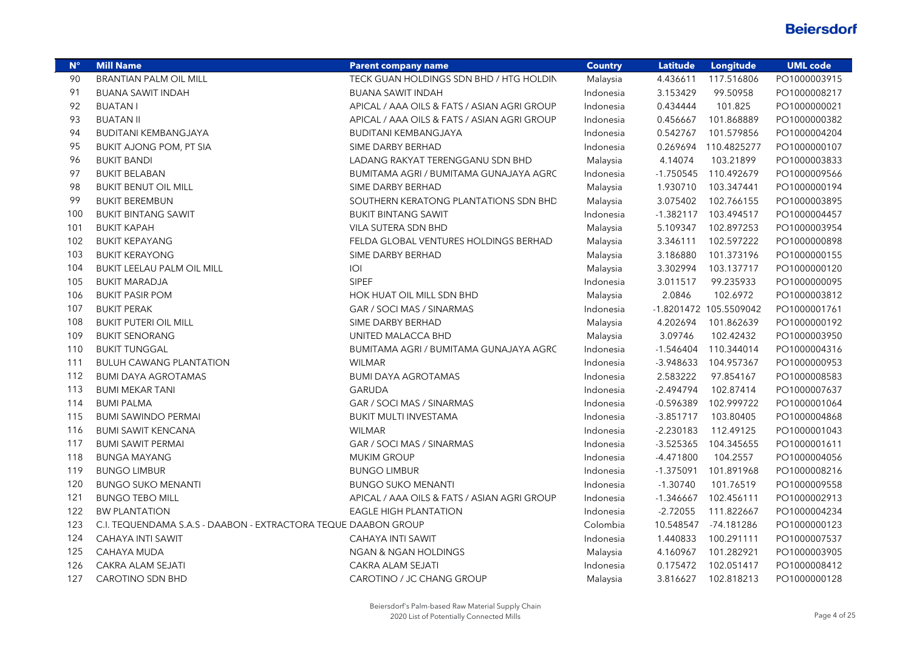| N° | Mill Name | Parent company name | Country | Latitude | Longitude | UML code |
|---|---|---|---|---|---|---|
| 90 | BRANTIAN PALM OIL MILL | TECK GUAN HOLDINGS SDN BHD / HTG HOLDIN | Malaysia | 4.436611 | 117.516806 | PO1000003915 |
| 91 | BUANA SAWIT INDAH | BUANA SAWIT INDAH | Indonesia | 3.153429 | 99.50958 | PO1000008217 |
| 92 | BUATAN I | APICAL / AAA OILS & FATS / ASIAN AGRI GROUP | Indonesia | 0.434444 | 101.825 | PO1000000021 |
| 93 | BUATAN II | APICAL / AAA OILS & FATS / ASIAN AGRI GROUP | Indonesia | 0.456667 | 101.868889 | PO1000000382 |
| 94 | BUDITANI KEMBANGJAYA | BUDITANI KEMBANGJAYA | Indonesia | 0.542767 | 101.579856 | PO1000004204 |
| 95 | BUKIT AJONG POM, PT SIA | SIME DARBY BERHAD | Indonesia | 0.269694 | 110.4825277 | PO1000000107 |
| 96 | BUKIT BANDI | LADANG RAKYAT TERENGGANU SDN BHD | Malaysia | 4.14074 | 103.21899 | PO1000003833 |
| 97 | BUKIT BELABAN | BUMITAMA AGRI / BUMITAMA GUNAJAYA AGRC | Indonesia | -1.750545 | 110.492679 | PO1000009566 |
| 98 | BUKIT BENUT OIL MILL | SIME DARBY BERHAD | Malaysia | 1.930710 | 103.347441 | PO1000000194 |
| 99 | BUKIT BEREMBUN | SOUTHERN KERATONG PLANTATIONS SDN BHD | Malaysia | 3.075402 | 102.766155 | PO1000003895 |
| 100 | BUKIT BINTANG SAWIT | BUKIT BINTANG SAWIT | Indonesia | -1.382117 | 103.494517 | PO1000004457 |
| 101 | BUKIT KAPAH | VILA SUTERA SDN BHD | Malaysia | 5.109347 | 102.897253 | PO1000003954 |
| 102 | BUKIT KEPAYANG | FELDA GLOBAL VENTURES HOLDINGS BERHAD | Malaysia | 3.346111 | 102.597222 | PO1000000898 |
| 103 | BUKIT KERAYONG | SIME DARBY BERHAD | Malaysia | 3.186880 | 101.373196 | PO1000000155 |
| 104 | BUKIT LEELAU PALM OIL MILL | IOI | Malaysia | 3.302994 | 103.137717 | PO1000000120 |
| 105 | BUKIT MARADJA | SIPEF | Indonesia | 3.011517 | 99.235933 | PO1000000095 |
| 106 | BUKIT PASIR POM | HOK HUAT OIL MILL SDN BHD | Malaysia | 2.0846 | 102.6972 | PO1000003812 |
| 107 | BUKIT PERAK | GAR / SOCI MAS / SINARMAS | Indonesia | -1.8201472 | 105.5509042 | PO1000001761 |
| 108 | BUKIT PUTERI OIL MILL | SIME DARBY BERHAD | Malaysia | 4.202694 | 101.862639 | PO1000000192 |
| 109 | BUKIT SENORANG | UNITED MALACCA BHD | Malaysia | 3.09746 | 102.42432 | PO1000003950 |
| 110 | BUKIT TUNGGAL | BUMITAMA AGRI / BUMITAMA GUNAJAYA AGRC | Indonesia | -1.546404 | 110.344014 | PO1000004316 |
| 111 | BULUH CAWANG PLANTATION | WILMAR | Indonesia | -3.948633 | 104.957367 | PO1000000953 |
| 112 | BUMI DAYA AGROTAMAS | BUMI DAYA AGROTAMAS | Indonesia | 2.583222 | 97.854167 | PO1000008583 |
| 113 | BUMI MEKAR TANI | GARUDA | Indonesia | -2.494794 | 102.87414 | PO1000007637 |
| 114 | BUMI PALMA | GAR / SOCI MAS / SINARMAS | Indonesia | -0.596389 | 102.999722 | PO1000001064 |
| 115 | BUMI SAWINDO PERMAI | BUKIT MULTI INVESTAMA | Indonesia | -3.851717 | 103.80405 | PO1000004868 |
| 116 | BUMI SAWIT KENCANA | WILMAR | Indonesia | -2.230183 | 112.49125 | PO1000001043 |
| 117 | BUMI SAWIT PERMAI | GAR / SOCI MAS / SINARMAS | Indonesia | -3.525365 | 104.345655 | PO1000001611 |
| 118 | BUNGA MAYANG | MUKIM GROUP | Indonesia | -4.471800 | 104.2557 | PO1000004056 |
| 119 | BUNGO LIMBUR | BUNGO LIMBUR | Indonesia | -1.375091 | 101.891968 | PO1000008216 |
| 120 | BUNGO SUKO MENANTI | BUNGO SUKO MENANTI | Indonesia | -1.30740 | 101.76519 | PO1000009558 |
| 121 | BUNGO TEBO MILL | APICAL / AAA OILS & FATS / ASIAN AGRI GROUP | Indonesia | -1.346667 | 102.456111 | PO1000002913 |
| 122 | BW PLANTATION | EAGLE HIGH PLANTATION | Indonesia | -2.72055 | 111.822667 | PO1000004234 |
| 123 | C.I. TEQUENDAMA S.A.S - DAABON - EXTRACTORA TEQUE | DAABON GROUP | Colombia | 10.548547 | -74.181286 | PO1000000123 |
| 124 | CAHAYA INTI SAWIT | CAHAYA INTI SAWIT | Indonesia | 1.440833 | 100.291111 | PO1000007537 |
| 125 | CAHAYA MUDA | NGAN & NGAN HOLDINGS | Malaysia | 4.160967 | 101.282921 | PO1000003905 |
| 126 | CAKRA ALAM SEJATI | CAKRA ALAM SEJATI | Indonesia | 0.175472 | 102.051417 | PO1000008412 |
| 127 | CAROTINO SDN BHD | CAROTINO / JC CHANG GROUP | Malaysia | 3.816627 | 102.818213 | PO1000000128 |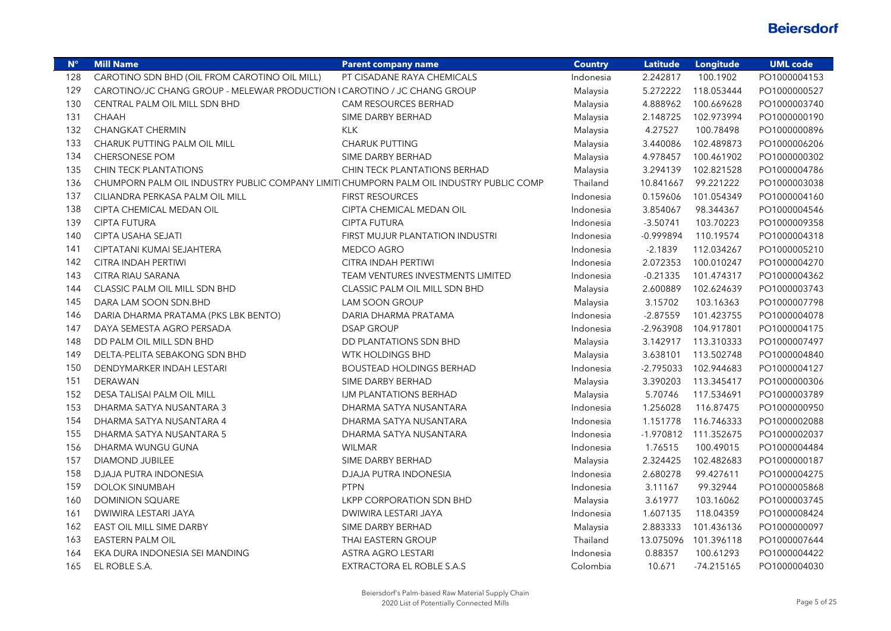| N° | Mill Name | Parent company name | Country | Latitude | Longitude | UML code |
|---|---|---|---|---|---|---|
| 128 | CAROTINO SDN BHD (OIL FROM CAROTINO OIL MILL) | PT CISADANE RAYA CHEMICALS | Indonesia | 2.242817 | 100.1902 | PO1000004153 |
| 129 | CAROTINO/JC CHANG GROUP - MELEWAR PRODUCTION (CAROTINO / JC CHANG GROUP | | Malaysia | 5.272222 | 118.053444 | PO1000000527 |
| 130 | CENTRAL PALM OIL MILL SDN BHD | CAM RESOURCES BERHAD | Malaysia | 4.888962 | 100.669628 | PO1000003740 |
| 131 | CHAAH | SIME DARBY BERHAD | Malaysia | 2.148725 | 102.973994 | PO1000000190 |
| 132 | CHANGKAT CHERMIN | KLK | Malaysia | 4.27527 | 100.78498 | PO1000000896 |
| 133 | CHARUK PUTTING PALM OIL MILL | CHARUK PUTTING | Malaysia | 3.440086 | 102.489873 | PO1000006206 |
| 134 | CHERSONESE POM | SIME DARBY BERHAD | Malaysia | 4.978457 | 100.461902 | PO1000000302 |
| 135 | CHIN TECK PLANTATIONS | CHIN TECK PLANTATIONS BERHAD | Malaysia | 3.294139 | 102.821528 | PO1000004786 |
| 136 | CHUMPORN PALM OIL INDUSTRY PUBLIC COMPANY LIMIT | CHUMPORN PALM OIL INDUSTRY PUBLIC COMP. | Thailand | 10.841667 | 99.221222 | PO1000003038 |
| 137 | CILIANDRA PERKASA PALM OIL MILL | FIRST RESOURCES | Indonesia | 0.159606 | 101.054349 | PO1000004160 |
| 138 | CIPTA CHEMICAL MEDAN OIL | CIPTA CHEMICAL MEDAN OIL | Indonesia | 3.854067 | 98.344367 | PO1000004546 |
| 139 | CIPTA FUTURA | CIPTA FUTURA | Indonesia | -3.50741 | 103.70223 | PO1000009358 |
| 140 | CIPTA USAHA SEJATI | FIRST MUJUR PLANTATION INDUSTRI | Indonesia | -0.999894 | 110.19574 | PO1000004318 |
| 141 | CIPTATANI KUMAI SEJAHTERA | MEDCO AGRO | Indonesia | -2.1839 | 112.034267 | PO1000005210 |
| 142 | CITRA INDAH PERTIWI | CITRA INDAH PERTIWI | Indonesia | 2.072353 | 100.010247 | PO1000004270 |
| 143 | CITRA RIAU SARANA | TEAM VENTURES INVESTMENTS LIMITED | Indonesia | -0.21335 | 101.474317 | PO1000004362 |
| 144 | CLASSIC PALM OIL MILL SDN BHD | CLASSIC PALM OIL MILL SDN BHD | Malaysia | 2.600889 | 102.624639 | PO1000003743 |
| 145 | DARA LAM SOON SDN.BHD | LAM SOON GROUP | Malaysia | 3.15702 | 103.16363 | PO1000007798 |
| 146 | DARIA DHARMA PRATAMA (PKS LBK BENTO) | DARIA DHARMA PRATAMA | Indonesia | -2.87559 | 101.423755 | PO1000004078 |
| 147 | DAYA SEMESTA AGRO PERSADA | DSAP GROUP | Indonesia | -2.963908 | 104.917801 | PO1000004175 |
| 148 | DD PALM OIL MILL SDN BHD | DD PLANTATIONS SDN BHD | Malaysia | 3.142917 | 113.310333 | PO1000007497 |
| 149 | DELTA-PELITA SEBAKONG SDN BHD | WTK HOLDINGS BHD | Malaysia | 3.638101 | 113.502748 | PO1000004840 |
| 150 | DENDYMARKER INDAH LESTARI | BOUSTEAD HOLDINGS BERHAD | Indonesia | -2.795033 | 102.944683 | PO1000004127 |
| 151 | DERAWAN | SIME DARBY BERHAD | Malaysia | 3.390203 | 113.345417 | PO1000000306 |
| 152 | DESA TALISAI PALM OIL MILL | IJM PLANTATIONS BERHAD | Malaysia | 5.70746 | 117.534691 | PO1000003789 |
| 153 | DHARMA SATYA NUSANTARA 3 | DHARMA SATYA NUSANTARA | Indonesia | 1.256028 | 116.87475 | PO1000000950 |
| 154 | DHARMA SATYA NUSANTARA 4 | DHARMA SATYA NUSANTARA | Indonesia | 1.151778 | 116.746333 | PO1000002088 |
| 155 | DHARMA SATYA NUSANTARA 5 | DHARMA SATYA NUSANTARA | Indonesia | -1.970812 | 111.352675 | PO1000002037 |
| 156 | DHARMA WUNGU GUNA | WILMAR | Indonesia | 1.76515 | 100.49015 | PO1000004484 |
| 157 | DIAMOND JUBILEE | SIME DARBY BERHAD | Malaysia | 2.324425 | 102.482683 | PO1000000187 |
| 158 | DJAJA PUTRA INDONESIA | DJAJA PUTRA INDONESIA | Indonesia | 2.680278 | 99.427611 | PO1000004275 |
| 159 | DOLOK SINUMBAH | PTPN | Indonesia | 3.11167 | 99.32944 | PO1000005868 |
| 160 | DOMINION SQUARE | LKPP CORPORATION SDN BHD | Malaysia | 3.61977 | 103.16062 | PO1000003745 |
| 161 | DWIWIRA LESTARI JAYA | DWIWIRA LESTARI JAYA | Indonesia | 1.607135 | 118.04359 | PO1000008424 |
| 162 | EAST OIL MILL SIME DARBY | SIME DARBY BERHAD | Malaysia | 2.883333 | 101.436136 | PO1000000097 |
| 163 | EASTERN PALM OIL | THAI EASTERN GROUP | Thailand | 13.075096 | 101.396118 | PO1000007644 |
| 164 | EKA DURA INDONESIA SEI MANDING | ASTRA AGRO LESTARI | Indonesia | 0.88357 | 100.61293 | PO1000004422 |
| 165 | EL ROBLE S.A. | EXTRACTORA EL ROBLE S.A.S | Colombia | 10.671 | -74.215165 | PO1000004030 |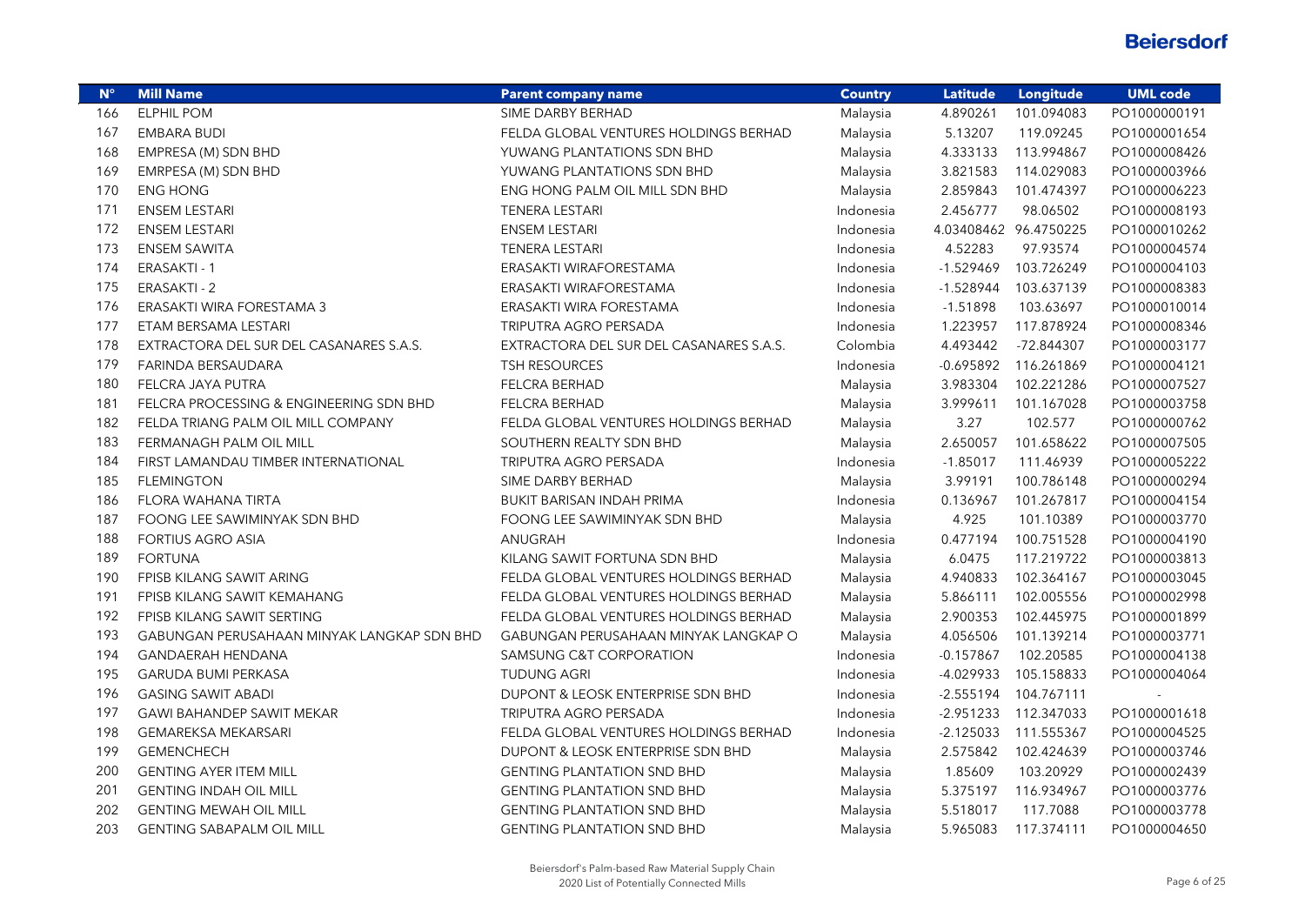| N° | Mill Name | Parent company name | Country | Latitude | Longitude | UML code |
|---|---|---|---|---|---|---|
| 166 | ELPHIL POM | SIME DARBY BERHAD | Malaysia | 4.890261 | 101.094083 | PO1000000191 |
| 167 | EMBARA BUDI | FELDA GLOBAL VENTURES HOLDINGS BERHAD | Malaysia | 5.13207 | 119.09245 | PO1000001654 |
| 168 | EMPRESA (M) SDN BHD | YUWANG PLANTATIONS SDN BHD | Malaysia | 4.333133 | 113.994867 | PO1000008426 |
| 169 | EMRPESA (M) SDN BHD | YUWANG PLANTATIONS SDN BHD | Malaysia | 3.821583 | 114.029083 | PO1000003966 |
| 170 | ENG HONG | ENG HONG PALM OIL MILL SDN BHD | Malaysia | 2.859843 | 101.474397 | PO1000006223 |
| 171 | ENSEM LESTARI | TENERA LESTARI | Indonesia | 2.456777 | 98.06502 | PO1000008193 |
| 172 | ENSEM LESTARI | ENSEM LESTARI | Indonesia | 4.03408462 | 96.4750225 | PO1000010262 |
| 173 | ENSEM SAWITA | TENERA LESTARI | Indonesia | 4.52283 | 97.93574 | PO1000004574 |
| 174 | ERASAKTI - 1 | ERASAKTI WIRAFORESTAMA | Indonesia | -1.529469 | 103.726249 | PO1000004103 |
| 175 | ERASAKTI - 2 | ERASAKTI WIRAFORESTAMA | Indonesia | -1.528944 | 103.637139 | PO1000008383 |
| 176 | ERASAKTI WIRA FORESTAMA 3 | ERASAKTI WIRA FORESTAMA | Indonesia | -1.51898 | 103.63697 | PO1000010014 |
| 177 | ETAM BERSAMA LESTARI | TRIPUTRA AGRO PERSADA | Indonesia | 1.223957 | 117.878924 | PO1000008346 |
| 178 | EXTRACTORA DEL SUR DEL CASANARES S.A.S. | EXTRACTORA DEL SUR DEL CASANARES S.A.S. | Colombia | 4.493442 | -72.844307 | PO1000003177 |
| 179 | FARINDA BERSAUDARA | TSH RESOURCES | Indonesia | -0.695892 | 116.261869 | PO1000004121 |
| 180 | FELCRA JAYA PUTRA | FELCRA BERHAD | Malaysia | 3.983304 | 102.221286 | PO1000007527 |
| 181 | FELCRA PROCESSING & ENGINEERING SDN BHD | FELCRA BERHAD | Malaysia | 3.999611 | 101.167028 | PO1000003758 |
| 182 | FELDA TRIANG PALM OIL MILL COMPANY | FELDA GLOBAL VENTURES HOLDINGS BERHAD | Malaysia | 3.27 | 102.577 | PO1000000762 |
| 183 | FERMANAGH PALM OIL MILL | SOUTHERN REALTY SDN BHD | Malaysia | 2.650057 | 101.658622 | PO1000007505 |
| 184 | FIRST LAMANDAU TIMBER INTERNATIONAL | TRIPUTRA AGRO PERSADA | Indonesia | -1.85017 | 111.46939 | PO1000005222 |
| 185 | FLEMINGTON | SIME DARBY BERHAD | Malaysia | 3.99191 | 100.786148 | PO1000000294 |
| 186 | FLORA WAHANA TIRTA | BUKIT BARISAN INDAH PRIMA | Indonesia | 0.136967 | 101.267817 | PO1000004154 |
| 187 | FOONG LEE SAWIMINYAK SDN BHD | FOONG LEE SAWIMINYAK SDN BHD | Malaysia | 4.925 | 101.10389 | PO1000003770 |
| 188 | FORTIUS AGRO ASIA | ANUGRAH | Indonesia | 0.477194 | 100.751528 | PO1000004190 |
| 189 | FORTUNA | KILANG SAWIT FORTUNA SDN BHD | Malaysia | 6.0475 | 117.219722 | PO1000003813 |
| 190 | FPISB KILANG SAWIT ARING | FELDA GLOBAL VENTURES HOLDINGS BERHAD | Malaysia | 4.940833 | 102.364167 | PO1000003045 |
| 191 | FPISB KILANG SAWIT KEMAHANG | FELDA GLOBAL VENTURES HOLDINGS BERHAD | Malaysia | 5.866111 | 102.005556 | PO1000002998 |
| 192 | FPISB KILANG SAWIT SERTING | FELDA GLOBAL VENTURES HOLDINGS BERHAD | Malaysia | 2.900353 | 102.445975 | PO1000001899 |
| 193 | GABUNGAN PERUSAHAAN MINYAK LANGKAP SDN BHD | GABUNGAN PERUSAHAAN MINYAK LANGKAP O | Malaysia | 4.056506 | 101.139214 | PO1000003771 |
| 194 | GANDAERAH HENDANA | SAMSUNG C&T CORPORATION | Indonesia | -0.157867 | 102.20585 | PO1000004138 |
| 195 | GARUDA BUMI PERKASA | TUDUNG AGRI | Indonesia | -4.029933 | 105.158833 | PO1000004064 |
| 196 | GASING SAWIT ABADI | DUPONT & LEOSK ENTERPRISE SDN BHD | Indonesia | -2.555194 | 104.767111 | - |
| 197 | GAWI BAHANDEP SAWIT MEKAR | TRIPUTRA AGRO PERSADA | Indonesia | -2.951233 | 112.347033 | PO1000001618 |
| 198 | GEMAREKSA MEKARSARI | FELDA GLOBAL VENTURES HOLDINGS BERHAD | Indonesia | -2.125033 | 111.555367 | PO1000004525 |
| 199 | GEMENCHECH | DUPONT & LEOSK ENTERPRISE SDN BHD | Malaysia | 2.575842 | 102.424639 | PO1000003746 |
| 200 | GENTING AYER ITEM MILL | GENTING PLANTATION SND BHD | Malaysia | 1.85609 | 103.20929 | PO1000002439 |
| 201 | GENTING INDAH OIL MILL | GENTING PLANTATION SND BHD | Malaysia | 5.375197 | 116.934967 | PO1000003776 |
| 202 | GENTING MEWAH OIL MILL | GENTING PLANTATION SND BHD | Malaysia | 5.518017 | 117.7088 | PO1000003778 |
| 203 | GENTING SABAPALM OIL MILL | GENTING PLANTATION SND BHD | Malaysia | 5.965083 | 117.374111 | PO1000004650 |

Beiersdorf's Palm-based Raw Material Supply Chain
2020 List of Potentially Connected Mills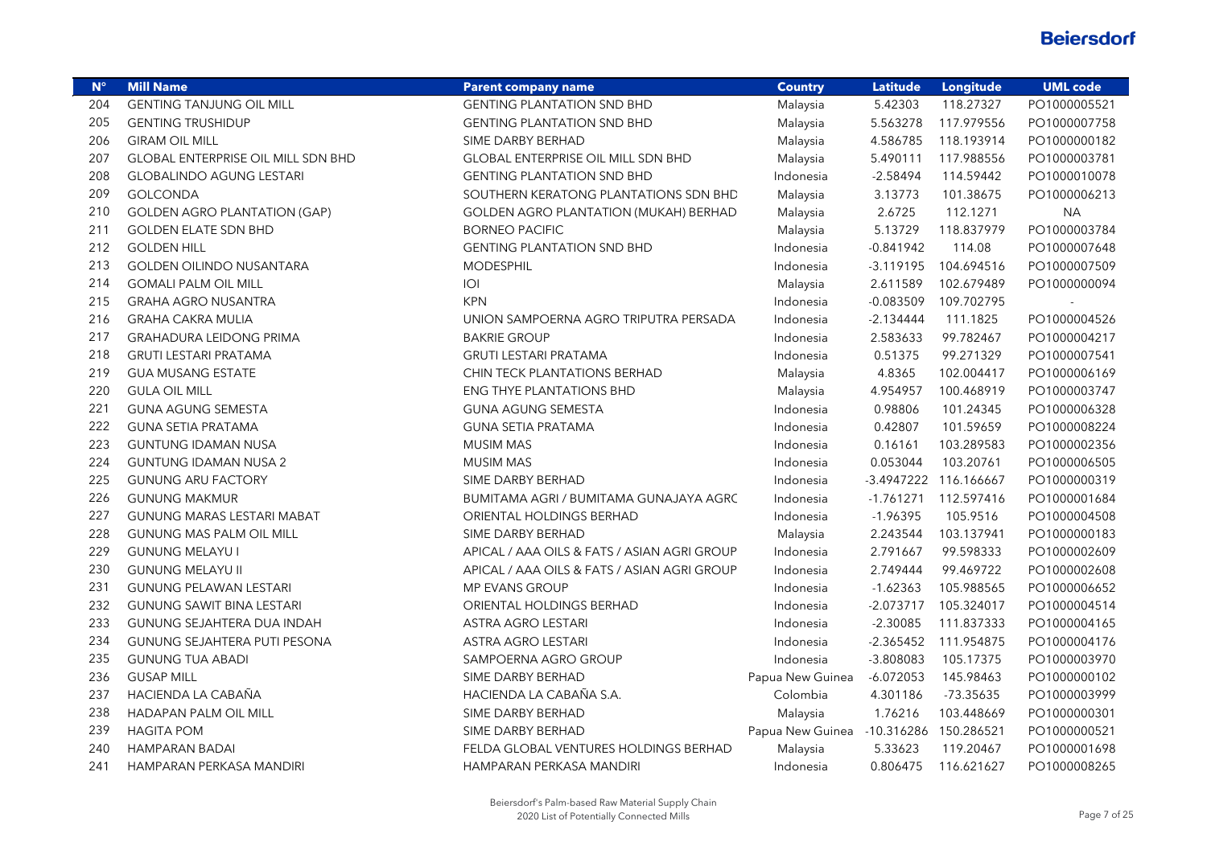| N° | Mill Name | Parent company name | Country | Latitude | Longitude | UML code |
|---|---|---|---|---|---|---|
| 204 | GENTING TANJUNG OIL MILL | GENTING PLANTATION SND BHD | Malaysia | 5.42303 | 118.27327 | PO1000005521 |
| 205 | GENTING TRUSHIDUP | GENTING PLANTATION SND BHD | Malaysia | 5.563278 | 117.979556 | PO1000007758 |
| 206 | GIRAM OIL MILL | SIME DARBY BERHAD | Malaysia | 4.586785 | 118.193914 | PO1000000182 |
| 207 | GLOBAL ENTERPRISE OIL MILL SDN BHD | GLOBAL ENTERPRISE OIL MILL SDN BHD | Malaysia | 5.490111 | 117.988556 | PO1000003781 |
| 208 | GLOBALINDO AGUNG LESTARI | GENTING PLANTATION SND BHD | Indonesia | -2.58494 | 114.59442 | PO1000010078 |
| 209 | GOLCONDA | SOUTHERN KERATONG PLANTATIONS SDN BHD | Malaysia | 3.13773 | 101.38675 | PO1000006213 |
| 210 | GOLDEN AGRO PLANTATION (GAP) | GOLDEN AGRO PLANTATION (MUKAH) BERHAD | Malaysia | 2.6725 | 112.1271 | NA |
| 211 | GOLDEN ELATE SDN BHD | BORNEO PACIFIC | Malaysia | 5.13729 | 118.837979 | PO1000003784 |
| 212 | GOLDEN HILL | GENTING PLANTATION SND BHD | Indonesia | -0.841942 | 114.08 | PO1000007648 |
| 213 | GOLDEN OILINDO NUSANTARA | MODESPHIL | Indonesia | -3.119195 | 104.694516 | PO1000007509 |
| 214 | GOMALI PALM OIL MILL | IOI | Malaysia | 2.611589 | 102.679489 | PO1000000094 |
| 215 | GRAHA AGRO NUSANTRA | KPN | Indonesia | -0.083509 | 109.702795 | - |
| 216 | GRAHA CAKRA MULIA | UNION SAMPOERNA AGRO TRIPUTRA PERSADA | Indonesia | -2.134444 | 111.1825 | PO1000004526 |
| 217 | GRAHADURA LEIDONG PRIMA | BAKRIE GROUP | Indonesia | 2.583633 | 99.782467 | PO1000004217 |
| 218 | GRUTI LESTARI PRATAMA | GRUTI LESTARI PRATAMA | Indonesia | 0.51375 | 99.271329 | PO1000007541 |
| 219 | GUA MUSANG ESTATE | CHIN TECK PLANTATIONS BERHAD | Malaysia | 4.8365 | 102.004417 | PO1000006169 |
| 220 | GULA OIL MILL | ENG THYE PLANTATIONS BHD | Malaysia | 4.954957 | 100.468919 | PO1000003747 |
| 221 | GUNA AGUNG SEMESTA | GUNA AGUNG SEMESTA | Indonesia | 0.98806 | 101.24345 | PO1000006328 |
| 222 | GUNA SETIA PRATAMA | GUNA SETIA PRATAMA | Indonesia | 0.42807 | 101.59659 | PO1000008224 |
| 223 | GUNTUNG IDAMAN NUSA | MUSIM MAS | Indonesia | 0.16161 | 103.289583 | PO1000002356 |
| 224 | GUNTUNG IDAMAN NUSA 2 | MUSIM MAS | Indonesia | 0.053044 | 103.20761 | PO1000006505 |
| 225 | GUNUNG ARU FACTORY | SIME DARBY BERHAD | Indonesia | -3.4947222 | 116.166667 | PO1000000319 |
| 226 | GUNUNG MAKMUR | BUMITAMA AGRI / BUMITAMA GUNAJAYA AGRO | Indonesia | -1.761271 | 112.597416 | PO1000001684 |
| 227 | GUNUNG MARAS LESTARI MABAT | ORIENTAL HOLDINGS BERHAD | Indonesia | -1.96395 | 105.9516 | PO1000004508 |
| 228 | GUNUNG MAS PALM OIL MILL | SIME DARBY BERHAD | Malaysia | 2.243544 | 103.137941 | PO1000000183 |
| 229 | GUNUNG MELAYU I | APICAL / AAA OILS & FATS / ASIAN AGRI GROUP | Indonesia | 2.791667 | 99.598333 | PO1000002609 |
| 230 | GUNUNG MELAYU II | APICAL / AAA OILS & FATS / ASIAN AGRI GROUP | Indonesia | 2.749444 | 99.469722 | PO1000002608 |
| 231 | GUNUNG PELAWAN LESTARI | MP EVANS GROUP | Indonesia | -1.62363 | 105.988565 | PO1000006652 |
| 232 | GUNUNG SAWIT BINA LESTARI | ORIENTAL HOLDINGS BERHAD | Indonesia | -2.073717 | 105.324017 | PO1000004514 |
| 233 | GUNUNG SEJAHTERA DUA INDAH | ASTRA AGRO LESTARI | Indonesia | -2.30085 | 111.837333 | PO1000004165 |
| 234 | GUNUNG SEJAHTERA PUTI PESONA | ASTRA AGRO LESTARI | Indonesia | -2.365452 | 111.954875 | PO1000004176 |
| 235 | GUNUNG TUA ABADI | SAMPOERNA AGRO GROUP | Indonesia | -3.808083 | 105.17375 | PO1000003970 |
| 236 | GUSAP MILL | SIME DARBY BERHAD | Papua New Guinea | -6.072053 | 145.98463 | PO1000000102 |
| 237 | HACIENDA LA CABAÑA | HACIENDA LA CABAÑA S.A. | Colombia | 4.301186 | -73.35635 | PO1000003999 |
| 238 | HADAPAN PALM OIL MILL | SIME DARBY BERHAD | Malaysia | 1.76216 | 103.448669 | PO1000000301 |
| 239 | HAGITA POM | SIME DARBY BERHAD | Papua New Guinea | -10.316286 | 150.286521 | PO1000000521 |
| 240 | HAMPARAN BADAI | FELDA GLOBAL VENTURES HOLDINGS BERHAD | Malaysia | 5.33623 | 119.20467 | PO1000001698 |
| 241 | HAMPARAN PERKASA MANDIRI | HAMPARAN PERKASA MANDIRI | Indonesia | 0.806475 | 116.621627 | PO1000008265 |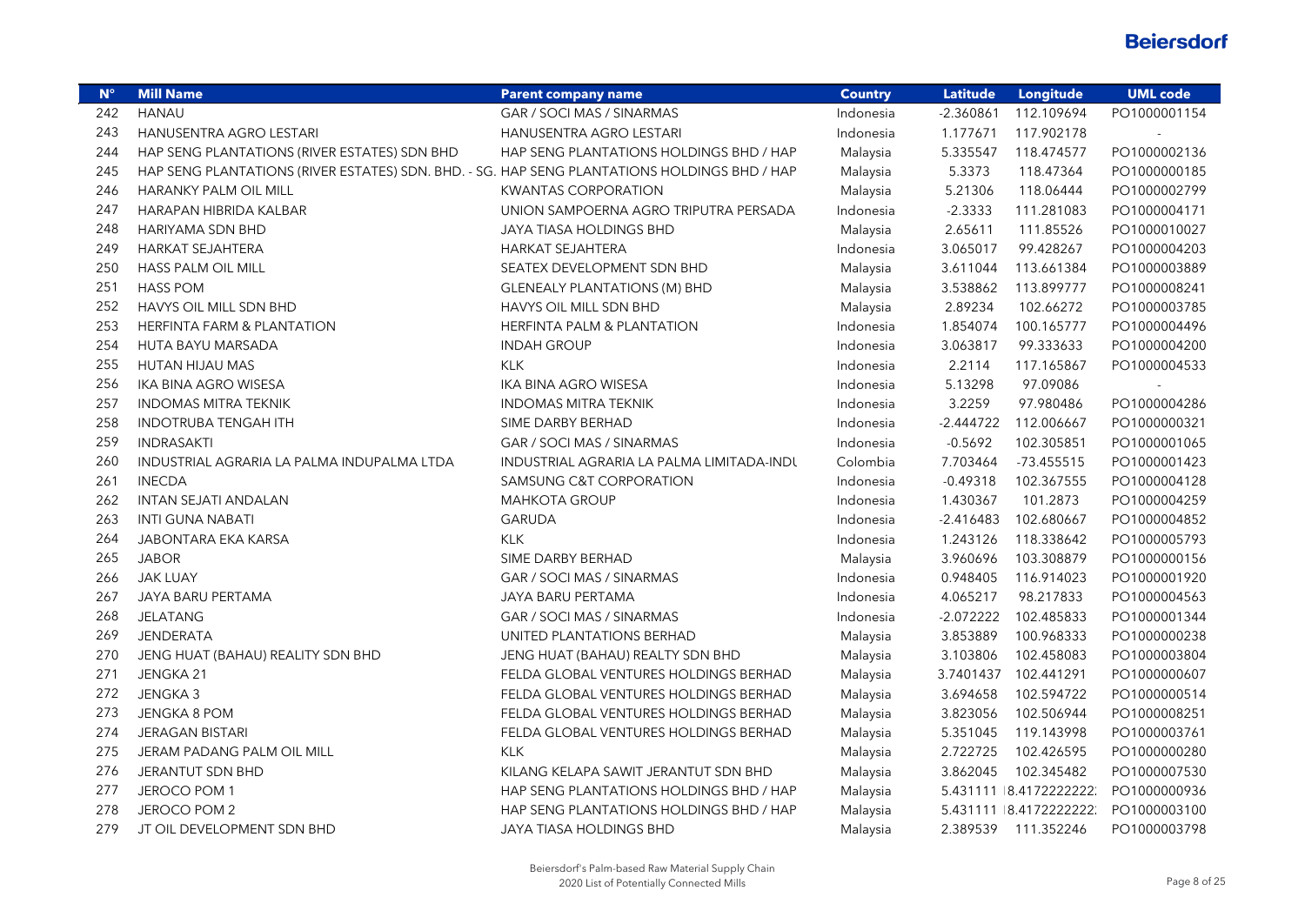| N° | Mill Name | Parent company name | Country | Latitude | Longitude | UML code |
|---|---|---|---|---|---|---|
| 242 | HANAU | GAR / SOCI MAS / SINARMAS | Indonesia | -2.360861 | 112.109694 | PO1000001154 |
| 243 | HANUSENTRA AGRO LESTARI | HANUSENTRA AGRO LESTARI | Indonesia | 1.177671 | 117.902178 | - |
| 244 | HAP SENG PLANTATIONS (RIVER ESTATES) SDN BHD | HAP SENG PLANTATIONS HOLDINGS BHD / HAP | Malaysia | 5.335547 | 118.474577 | PO1000002136 |
| 245 | HAP SENG PLANTATIONS (RIVER ESTATES) SDN. BHD. - SG. | HAP SENG PLANTATIONS HOLDINGS BHD / HAP | Malaysia | 5.3373 | 118.47364 | PO1000000185 |
| 246 | HARANKY PALM OIL MILL | KWANTAS CORPORATION | Malaysia | 5.21306 | 118.06444 | PO1000002799 |
| 247 | HARAPAN HIBRIDA KALBAR | UNION SAMPOERNA AGRO TRIPUTRA PERSADA | Indonesia | -2.3333 | 111.281083 | PO1000004171 |
| 248 | HARIYAMA SDN BHD | JAYA TIASA HOLDINGS BHD | Malaysia | 2.65611 | 111.85526 | PO1000010027 |
| 249 | HARKAT SEJAHTERA | HARKAT SEJAHTERA | Indonesia | 3.065017 | 99.428267 | PO1000004203 |
| 250 | HASS PALM OIL MILL | SEATEX DEVELOPMENT SDN BHD | Malaysia | 3.611044 | 113.661384 | PO1000003889 |
| 251 | HASS POM | GLENEALY PLANTATIONS (M) BHD | Malaysia | 3.538862 | 113.899777 | PO1000008241 |
| 252 | HAVYS OIL MILL SDN BHD | HAVYS OIL MILL SDN BHD | Malaysia | 2.89234 | 102.66272 | PO1000003785 |
| 253 | HERFINTA FARM & PLANTATION | HERFINTA PALM & PLANTATION | Indonesia | 1.854074 | 100.165777 | PO1000004496 |
| 254 | HUTA BAYU MARSADA | INDAH GROUP | Indonesia | 3.063817 | 99.333633 | PO1000004200 |
| 255 | HUTAN HIJAU MAS | KLK | Indonesia | 2.2114 | 117.165867 | PO1000004533 |
| 256 | IKA BINA AGRO WISESA | IKA BINA AGRO WISESA | Indonesia | 5.13298 | 97.09086 | - |
| 257 | INDOMAS MITRA TEKNIK | INDOMAS MITRA TEKNIK | Indonesia | 3.2259 | 97.980486 | PO1000004286 |
| 258 | INDOTRUBA TENGAH ITH | SIME DARBY BERHAD | Indonesia | -2.444722 | 112.006667 | PO1000000321 |
| 259 | INDRASAKTI | GAR / SOCI MAS / SINARMAS | Indonesia | -0.5692 | 102.305851 | PO1000001065 |
| 260 | INDUSTRIAL AGRARIA LA PALMA INDUPALMA LTDA | INDUSTRIAL AGRARIA LA PALMA LIMITADA-INDU | Colombia | 7.703464 | -73.455515 | PO1000001423 |
| 261 | INECDA | SAMSUNG C&T CORPORATION | Indonesia | -0.49318 | 102.367555 | PO1000004128 |
| 262 | INTAN SEJATI ANDALAN | MAHKOTA GROUP | Indonesia | 1.430367 | 101.2873 | PO1000004259 |
| 263 | INTI GUNA NABATI | GARUDA | Indonesia | -2.416483 | 102.680667 | PO1000004852 |
| 264 | JABONTARA EKA KARSA | KLK | Indonesia | 1.243126 | 118.338642 | PO1000005793 |
| 265 | JABOR | SIME DARBY BERHAD | Malaysia | 3.960696 | 103.308879 | PO1000000156 |
| 266 | JAK LUAY | GAR / SOCI MAS / SINARMAS | Indonesia | 0.948405 | 116.914023 | PO1000001920 |
| 267 | JAYA BARU PERTAMA | JAYA BARU PERTAMA | Indonesia | 4.065217 | 98.217833 | PO1000004563 |
| 268 | JELATANG | GAR / SOCI MAS / SINARMAS | Indonesia | -2.072222 | 102.485833 | PO1000001344 |
| 269 | JENDERATA | UNITED PLANTATIONS BERHAD | Malaysia | 3.853889 | 100.968333 | PO1000000238 |
| 270 | JENG HUAT (BAHAU) REALITY SDN BHD | JENG HUAT (BAHAU) REALTY SDN BHD | Malaysia | 3.103806 | 102.458083 | PO1000003804 |
| 271 | JENGKA 21 | FELDA GLOBAL VENTURES HOLDINGS BERHAD | Malaysia | 3.7401437 | 102.441291 | PO1000000607 |
| 272 | JENGKA 3 | FELDA GLOBAL VENTURES HOLDINGS BERHAD | Malaysia | 3.694658 | 102.594722 | PO1000000514 |
| 273 | JENGKA 8 POM | FELDA GLOBAL VENTURES HOLDINGS BERHAD | Malaysia | 3.823056 | 102.506944 | PO1000008251 |
| 274 | JERAGAN BISTARI | FELDA GLOBAL VENTURES HOLDINGS BERHAD | Malaysia | 5.351045 | 119.143998 | PO1000003761 |
| 275 | JERAM PADANG PALM OIL MILL | KLK | Malaysia | 2.722725 | 102.426595 | PO1000000280 |
| 276 | JERANTUT SDN BHD | KILANG KELAPA SAWIT JERANTUT SDN BHD | Malaysia | 3.862045 | 102.345482 | PO1000007530 |
| 277 | JEROCO POM 1 | HAP SENG PLANTATIONS HOLDINGS BHD / HAP | Malaysia | 5.431111 | 18.4172222222 | PO1000000936 |
| 278 | JEROCO POM 2 | HAP SENG PLANTATIONS HOLDINGS BHD / HAP | Malaysia | 5.431111 | 18.4172222222 | PO1000003100 |
| 279 | JT OIL DEVELOPMENT SDN BHD | JAYA TIASA HOLDINGS BHD | Malaysia | 2.389539 | 111.352246 | PO1000003798 |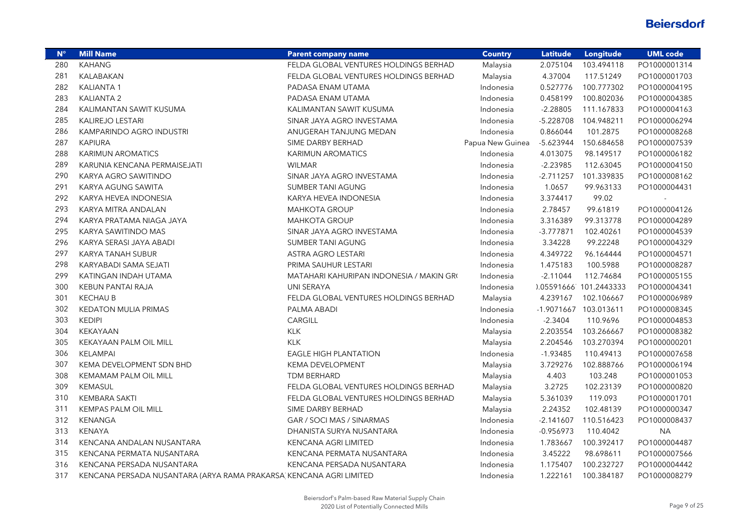| N° | Mill Name | Parent company name | Country | Latitude | Longitude | UML code |
|---|---|---|---|---|---|---|
| 280 | KAHANG | FELDA GLOBAL VENTURES HOLDINGS BERHAD | Malaysia | 2.075104 | 103.494118 | PO1000001314 |
| 281 | KALABAKAN | FELDA GLOBAL VENTURES HOLDINGS BERHAD | Malaysia | 4.37004 | 117.51249 | PO1000001703 |
| 282 | KALIANTA 1 | PADASA ENAM UTAMA | Indonesia | 0.527776 | 100.777302 | PO1000004195 |
| 283 | KALIANTA 2 | PADASA ENAM UTAMA | Indonesia | 0.458199 | 100.802036 | PO1000004385 |
| 284 | KALIMANTAN SAWIT KUSUMA | KALIMANTAN SAWIT KUSUMA | Indonesia | -2.28805 | 111.167833 | PO1000004163 |
| 285 | KALIREJO LESTARI | SINAR JAYA AGRO INVESTAMA | Indonesia | -5.228708 | 104.948211 | PO1000006294 |
| 286 | KAMPARINDO AGRO INDUSTRI | ANUGERAH TANJUNG MEDAN | Indonesia | 0.866044 | 101.2875 | PO1000008268 |
| 287 | KAPIURA | SIME DARBY BERHAD | Papua New Guinea | -5.623944 | 150.684658 | PO1000007539 |
| 288 | KARIMUN AROMATICS | KARIMUN AROMATICS | Indonesia | 4.013075 | 98.149517 | PO1000006182 |
| 289 | KARUNIA KENCANA PERMAISEJATI | WILMAR | Indonesia | -2.23985 | 112.63045 | PO1000004150 |
| 290 | KARYA AGRO SAWITINDO | SINAR JAYA AGRO INVESTAMA | Indonesia | -2.711257 | 101.339835 | PO1000008162 |
| 291 | KARYA AGUNG SAWITA | SUMBER TANI AGUNG | Indonesia | 1.0657 | 99.963133 | PO1000004431 |
| 292 | KARYA HEVEA INDONESIA | KARYA HEVEA INDONESIA | Indonesia | 3.374417 | 99.02 | - |
| 293 | KARYA MITRA ANDALAN | MAHKOTA GROUP | Indonesia | 2.78457 | 99.61819 | PO1000004126 |
| 294 | KARYA PRATAMA NIAGA JAYA | MAHKOTA GROUP | Indonesia | 3.316389 | 99.313778 | PO1000004289 |
| 295 | KARYA SAWITINDO MAS | SINAR JAYA AGRO INVESTAMA | Indonesia | -3.777871 | 102.40261 | PO1000004539 |
| 296 | KARYA SERASI JAYA ABADI | SUMBER TANI AGUNG | Indonesia | 3.34228 | 99.22248 | PO1000004329 |
| 297 | KARYA TANAH SUBUR | ASTRA AGRO LESTARI | Indonesia | 4.349722 | 96.164444 | PO1000004571 |
| 298 | KARYABADI SAMA SEJATI | PRIMA SAUHUR LESTARI | Indonesia | 1.475183 | 100.5988 | PO1000008287 |
| 299 | KATINGAN INDAH UTAMA | MATAHARI KAHURIPAN INDONESIA / MAKIN GR( | Indonesia | -2.11044 | 112.74684 | PO1000005155 |
| 300 | KEBUN PANTAI RAJA | UNI SERAYA | Indonesia | ).05591666 | 101.2443333 | PO1000004341 |
| 301 | KECHAU B | FELDA GLOBAL VENTURES HOLDINGS BERHAD | Malaysia | 4.239167 | 102.106667 | PO1000006989 |
| 302 | KEDATON MULIA PRIMAS | PALMA ABADI | Indonesia | -1.9071667 | 103.013611 | PO1000008345 |
| 303 | KEDIPI | CARGILL | Indonesia | -2.3404 | 110.9696 | PO1000004853 |
| 304 | KEKAYAAN | KLK | Malaysia | 2.203554 | 103.266667 | PO1000008382 |
| 305 | KEKAYAAN PALM OIL MILL | KLK | Malaysia | 2.204546 | 103.270394 | PO1000000201 |
| 306 | KELAMPAI | EAGLE HIGH PLANTATION | Indonesia | -1.93485 | 110.49413 | PO1000007658 |
| 307 | KEMA DEVELOPMENT SDN BHD | KEMA DEVELOPMENT | Malaysia | 3.729276 | 102.888766 | PO1000006194 |
| 308 | KEMAMAM PALM OIL MILL | TDM BERHARD | Malaysia | 4.403 | 103.248 | PO1000001053 |
| 309 | KEMASUL | FELDA GLOBAL VENTURES HOLDINGS BERHAD | Malaysia | 3.2725 | 102.23139 | PO1000000820 |
| 310 | KEMBARA SAKTI | FELDA GLOBAL VENTURES HOLDINGS BERHAD | Malaysia | 5.361039 | 119.093 | PO1000001701 |
| 311 | KEMPAS PALM OIL MILL | SIME DARBY BERHAD | Malaysia | 2.24352 | 102.48139 | PO1000000347 |
| 312 | KENANGA | GAR / SOCI MAS / SINARMAS | Indonesia | -2.141607 | 110.516423 | PO1000008437 |
| 313 | KENAYA | DHANISTA SURYA NUSANTARA | Indonesia | -0.956973 | 110.4042 | NA |
| 314 | KENCANA ANDALAN NUSANTARA | KENCANA AGRI LIMITED | Indonesia | 1.783667 | 100.392417 | PO1000004487 |
| 315 | KENCANA PERMATA NUSANTARA | KENCANA PERMATA NUSANTARA | Indonesia | 3.45222 | 98.698611 | PO1000007566 |
| 316 | KENCANA PERSADA NUSANTARA | KENCANA PERSADA NUSANTARA | Indonesia | 1.175407 | 100.232727 | PO1000004442 |
| 317 | KENCANA PERSADA NUSANTARA (ARYA RAMA PRAKARSA) | KENCANA AGRI LIMITED | Indonesia | 1.222161 | 100.384187 | PO1000008279 |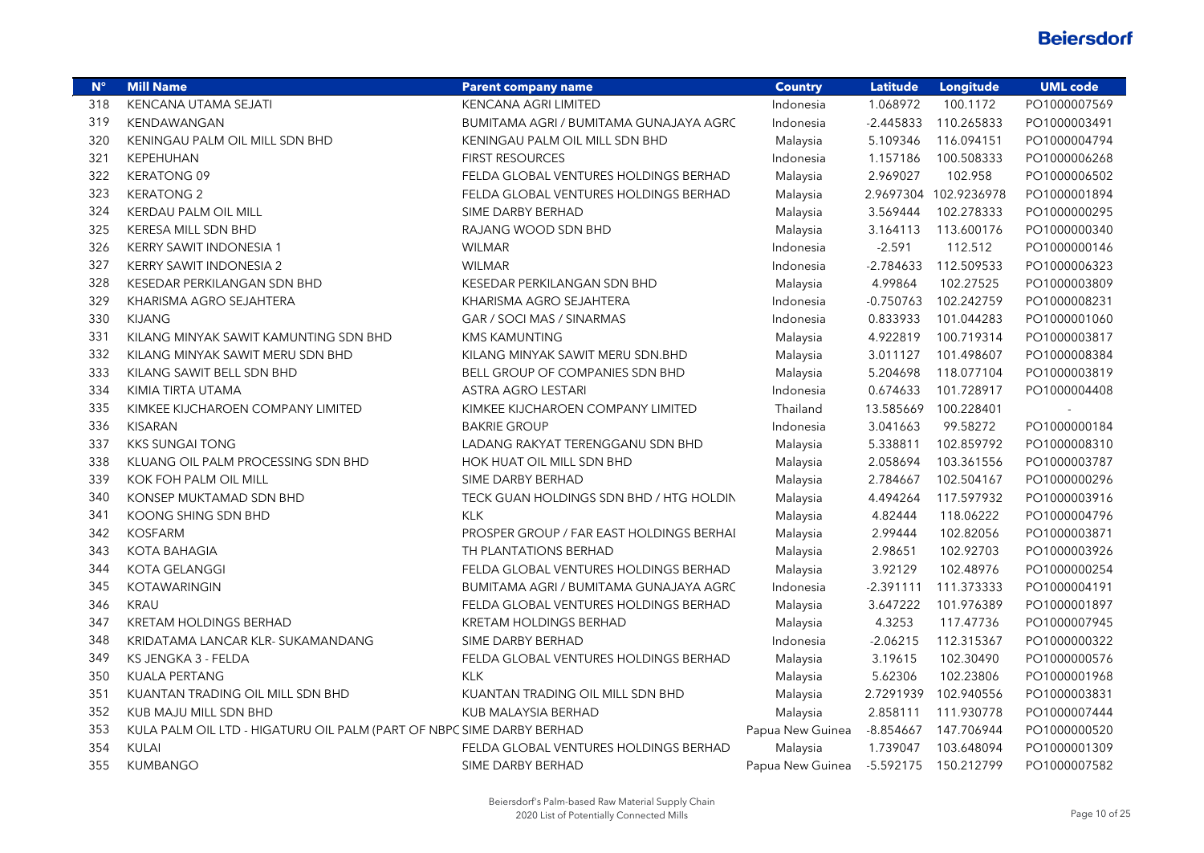| N° | Mill Name | Parent company name | Country | Latitude | Longitude | UML code |
|---|---|---|---|---|---|---|
| 318 | KENCANA UTAMA SEJATI | KENCANA AGRI LIMITED | Indonesia | 1.068972 | 100.1172 | PO1000007569 |
| 319 | KENDAWANGAN | BUMITAMA AGRI / BUMITAMA GUNAJAYA AGRC | Indonesia | -2.445833 | 110.265833 | PO1000003491 |
| 320 | KENINGAU PALM OIL MILL SDN BHD | KENINGAU PALM OIL MILL SDN BHD | Malaysia | 5.109346 | 116.094151 | PO1000004794 |
| 321 | KEPEHUHAN | FIRST RESOURCES | Indonesia | 1.157186 | 100.508333 | PO1000006268 |
| 322 | KERATONG 09 | FELDA GLOBAL VENTURES HOLDINGS BERHAD | Malaysia | 2.969027 | 102.958 | PO1000006502 |
| 323 | KERATONG 2 | FELDA GLOBAL VENTURES HOLDINGS BERHAD | Malaysia | 2.9697304 | 102.9236978 | PO1000001894 |
| 324 | KERDAU PALM OIL MILL | SIME DARBY BERHAD | Malaysia | 3.569444 | 102.278333 | PO1000000295 |
| 325 | KERESA MILL SDN BHD | RAJANG WOOD SDN BHD | Malaysia | 3.164113 | 113.600176 | PO1000000340 |
| 326 | KERRY SAWIT INDONESIA 1 | WILMAR | Indonesia | -2.591 | 112.512 | PO1000000146 |
| 327 | KERRY SAWIT INDONESIA 2 | WILMAR | Indonesia | -2.784633 | 112.509533 | PO1000006323 |
| 328 | KESEDAR PERKILANGAN SDN BHD | KESEDAR PERKILANGAN SDN BHD | Malaysia | 4.99864 | 102.27525 | PO1000003809 |
| 329 | KHARISMA AGRO SEJAHTERA | KHARISMA AGRO SEJAHTERA | Indonesia | -0.750763 | 102.242759 | PO1000008231 |
| 330 | KIJANG | GAR / SOCI MAS / SINARMAS | Indonesia | 0.833933 | 101.044283 | PO1000001060 |
| 331 | KILANG MINYAK SAWIT KAMUNTING SDN BHD | KMS KAMUNTING | Malaysia | 4.922819 | 100.719314 | PO1000003817 |
| 332 | KILANG MINYAK SAWIT MERU SDN BHD | KILANG MINYAK SAWIT MERU SDN.BHD | Malaysia | 3.011127 | 101.498607 | PO1000008384 |
| 333 | KILANG SAWIT BELL SDN BHD | BELL GROUP OF COMPANIES SDN BHD | Malaysia | 5.204698 | 118.077104 | PO1000003819 |
| 334 | KIMIA TIRTA UTAMA | ASTRA AGRO LESTARI | Indonesia | 0.674633 | 101.728917 | PO1000004408 |
| 335 | KIMKEE KIJCHAROEN COMPANY LIMITED | KIMKEE KIJCHAROEN COMPANY LIMITED | Thailand | 13.585669 | 100.228401 | - |
| 336 | KISARAN | BAKRIE GROUP | Indonesia | 3.041663 | 99.58272 | PO1000000184 |
| 337 | KKS SUNGAI TONG | LADANG RAKYAT TERENGGANU SDN BHD | Malaysia | 5.338811 | 102.859792 | PO1000008310 |
| 338 | KLUANG OIL PALM PROCESSING SDN BHD | HOK HUAT OIL MILL SDN BHD | Malaysia | 2.058694 | 103.361556 | PO1000003787 |
| 339 | KOK FOH PALM OIL MILL | SIME DARBY BERHAD | Malaysia | 2.784667 | 102.504167 | PO1000000296 |
| 340 | KONSEP MUKTAMAD SDN BHD | TECK GUAN HOLDINGS SDN BHD / HTG HOLDIN | Malaysia | 4.494264 | 117.597932 | PO1000003916 |
| 341 | KOONG SHING SDN BHD | KLK | Malaysia | 4.82444 | 118.06222 | PO1000004796 |
| 342 | KOSFARM | PROSPER GROUP / FAR EAST HOLDINGS BERHAI | Malaysia | 2.99444 | 102.82056 | PO1000003871 |
| 343 | KOTA BAHAGIA | TH PLANTATIONS BERHAD | Malaysia | 2.98651 | 102.92703 | PO1000003926 |
| 344 | KOTA GELANGGI | FELDA GLOBAL VENTURES HOLDINGS BERHAD | Malaysia | 3.92129 | 102.48976 | PO1000000254 |
| 345 | KOTAWARINGIN | BUMITAMA AGRI / BUMITAMA GUNAJAYA AGRC | Indonesia | -2.391111 | 111.373333 | PO1000004191 |
| 346 | KRAU | FELDA GLOBAL VENTURES HOLDINGS BERHAD | Malaysia | 3.647222 | 101.976389 | PO1000001897 |
| 347 | KRETAM HOLDINGS BERHAD | KRETAM HOLDINGS BERHAD | Malaysia | 4.3253 | 117.47736 | PO1000007945 |
| 348 | KRIDATAMA LANCAR KLR- SUKAMANDANG | SIME DARBY BERHAD | Indonesia | -2.06215 | 112.315367 | PO1000000322 |
| 349 | KS JENGKA 3 - FELDA | FELDA GLOBAL VENTURES HOLDINGS BERHAD | Malaysia | 3.19615 | 102.30490 | PO1000000576 |
| 350 | KUALA PERTANG | KLK | Malaysia | 5.62306 | 102.23806 | PO1000001968 |
| 351 | KUANTAN TRADING OIL MILL SDN BHD | KUANTAN TRADING OIL MILL SDN BHD | Malaysia | 2.7291939 | 102.940556 | PO1000003831 |
| 352 | KUB MAJU MILL SDN BHD | KUB MALAYSIA BERHAD | Malaysia | 2.858111 | 111.930778 | PO1000007444 |
| 353 | KULA PALM OIL LTD - HIGATURU OIL PALM (PART OF NBPC | SIME DARBY BERHAD | Papua New Guinea | -8.854667 | 147.706944 | PO1000000520 |
| 354 | KULAI | FELDA GLOBAL VENTURES HOLDINGS BERHAD | Malaysia | 1.739047 | 103.648094 | PO1000001309 |
| 355 | KUMBANGO | SIME DARBY BERHAD | Papua New Guinea | -5.592175 | 150.212799 | PO1000007582 |

Beiersdorf's Palm-based Raw Material Supply Chain
2020 List of Potentially Connected Mills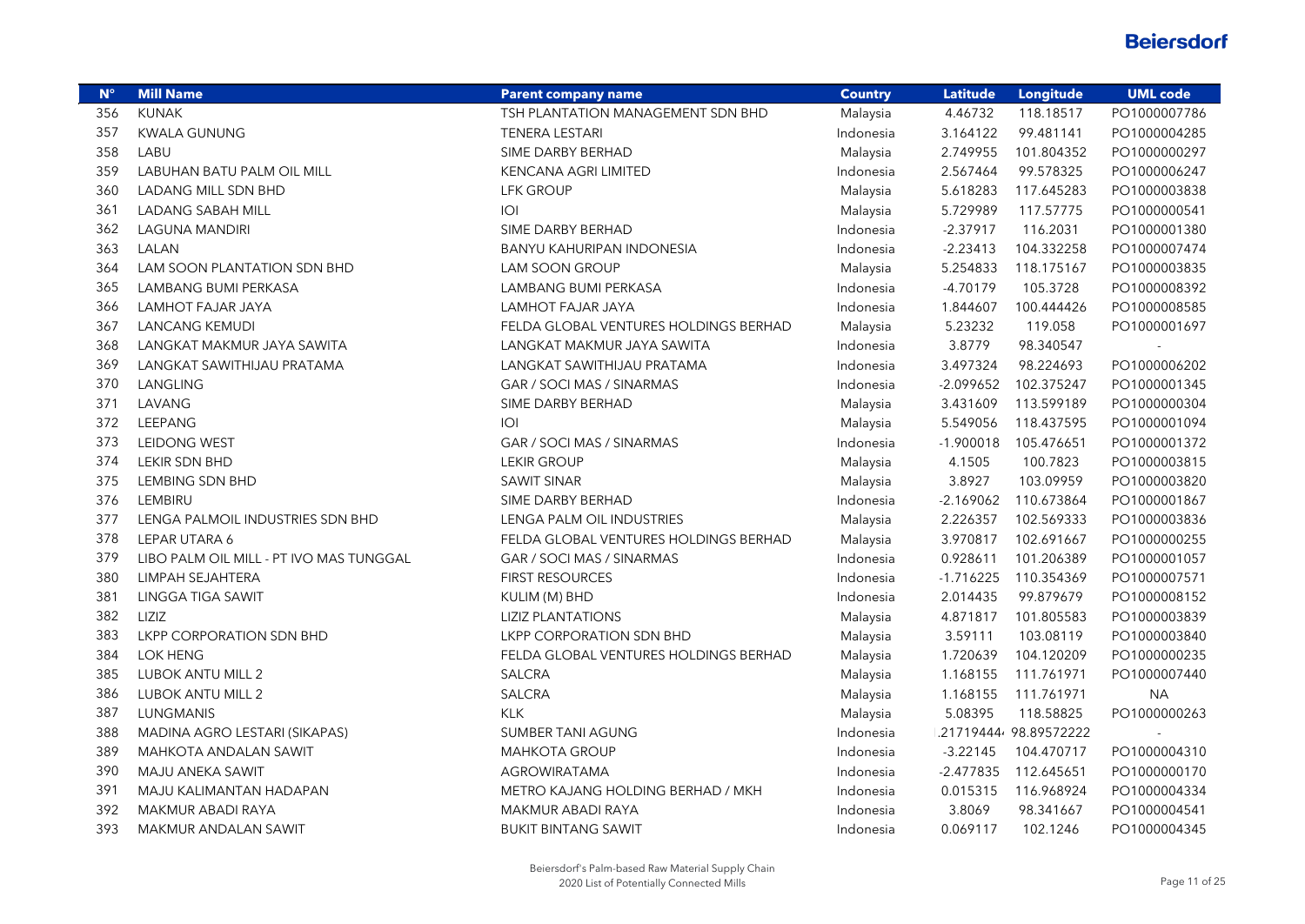| N° | Mill Name | Parent company name | Country | Latitude | Longitude | UML code |
|---|---|---|---|---|---|---|
| 356 | KUNAK | TSH PLANTATION MANAGEMENT SDN BHD | Malaysia | 4.46732 | 118.18517 | PO1000007786 |
| 357 | KWALA GUNUNG | TENERA LESTARI | Indonesia | 3.164122 | 99.481141 | PO1000004285 |
| 358 | LABU | SIME DARBY BERHAD | Malaysia | 2.749955 | 101.804352 | PO1000000297 |
| 359 | LABUHAN BATU PALM OIL MILL | KENCANA AGRI LIMITED | Indonesia | 2.567464 | 99.578325 | PO1000006247 |
| 360 | LADANG MILL SDN BHD | LFK GROUP | Malaysia | 5.618283 | 117.645283 | PO1000003838 |
| 361 | LADANG SABAH MILL | IOI | Malaysia | 5.729989 | 117.57775 | PO1000000541 |
| 362 | LAGUNA MANDIRI | SIME DARBY BERHAD | Indonesia | -2.37917 | 116.2031 | PO1000001380 |
| 363 | LALAN | BANYU KAHURIPAN INDONESIA | Indonesia | -2.23413 | 104.332258 | PO1000007474 |
| 364 | LAM SOON PLANTATION SDN BHD | LAM SOON GROUP | Malaysia | 5.254833 | 118.175167 | PO1000003835 |
| 365 | LAMBANG BUMI PERKASA | LAMBANG BUMI PERKASA | Indonesia | -4.70179 | 105.3728 | PO1000008392 |
| 366 | LAMHOT FAJAR JAYA | LAMHOT FAJAR JAYA | Indonesia | 1.844607 | 100.444426 | PO1000008585 |
| 367 | LANCANG KEMUDI | FELDA GLOBAL VENTURES HOLDINGS BERHAD | Malaysia | 5.23232 | 119.058 | PO1000001697 |
| 368 | LANGKAT MAKMUR JAYA SAWITA | LANGKAT MAKMUR JAYA SAWITA | Indonesia | 3.8779 | 98.340547 | - |
| 369 | LANGKAT SAWITHIJAU PRATAMA | LANGKAT SAWITHIJAU PRATAMA | Indonesia | 3.497324 | 98.224693 | PO1000006202 |
| 370 | LANGLING | GAR / SOCI MAS / SINARMAS | Indonesia | -2.099652 | 102.375247 | PO1000001345 |
| 371 | LAVANG | SIME DARBY BERHAD | Malaysia | 3.431609 | 113.599189 | PO1000000304 |
| 372 | LEEPANG | IOI | Malaysia | 5.549056 | 118.437595 | PO1000001094 |
| 373 | LEIDONG WEST | GAR / SOCI MAS / SINARMAS | Indonesia | -1.900018 | 105.476651 | PO1000001372 |
| 374 | LEKIR SDN BHD | LEKIR GROUP | Malaysia | 4.1505 | 100.7823 | PO1000003815 |
| 375 | LEMBING SDN BHD | SAWIT SINAR | Malaysia | 3.8927 | 103.09959 | PO1000003820 |
| 376 | LEMBIRU | SIME DARBY BERHAD | Indonesia | -2.169062 | 110.673864 | PO1000001867 |
| 377 | LENGA PALMOIL INDUSTRIES SDN BHD | LENGA PALM OIL INDUSTRIES | Malaysia | 2.226357 | 102.569333 | PO1000003836 |
| 378 | LEPAR UTARA 6 | FELDA GLOBAL VENTURES HOLDINGS BERHAD | Malaysia | 3.970817 | 102.691667 | PO1000000255 |
| 379 | LIBO PALM OIL MILL - PT IVO MAS TUNGGAL | GAR / SOCI MAS / SINARMAS | Indonesia | 0.928611 | 101.206389 | PO1000001057 |
| 380 | LIMPAH SEJAHTERA | FIRST RESOURCES | Indonesia | -1.716225 | 110.354369 | PO1000007571 |
| 381 | LINGGA TIGA SAWIT | KULIM (M) BHD | Indonesia | 2.014435 | 99.879679 | PO1000008152 |
| 382 | LIZIZ | LIZIZ PLANTATIONS | Malaysia | 4.871817 | 101.805583 | PO1000003839 |
| 383 | LKPP CORPORATION SDN BHD | LKPP CORPORATION SDN BHD | Malaysia | 3.59111 | 103.08119 | PO1000003840 |
| 384 | LOK HENG | FELDA GLOBAL VENTURES HOLDINGS BERHAD | Malaysia | 1.720639 | 104.120209 | PO1000000235 |
| 385 | LUBOK ANTU MILL 2 | SALCRA | Malaysia | 1.168155 | 111.761971 | PO1000007440 |
| 386 | LUBOK ANTU MILL 2 | SALCRA | Malaysia | 1.168155 | 111.761971 | NA |
| 387 | LUNGMANIS | KLK | Malaysia | 5.08395 | 118.58825 | PO1000000263 |
| 388 | MADINA AGRO LESTARI (SIKAPAS) | SUMBER TANI AGUNG | Indonesia | .21719444 | 98.89572222 | - |
| 389 | MAHKOTA ANDALAN SAWIT | MAHKOTA GROUP | Indonesia | -3.22145 | 104.470717 | PO1000004310 |
| 390 | MAJU ANEKA SAWIT | AGROWIRATAMA | Indonesia | -2.477835 | 112.645651 | PO1000000170 |
| 391 | MAJU KALIMANTAN HADAPAN | METRO KAJANG HOLDING BERHAD / MKH | Indonesia | 0.015315 | 116.968924 | PO1000004334 |
| 392 | MAKMUR ABADI RAYA | MAKMUR ABADI RAYA | Indonesia | 3.8069 | 98.341667 | PO1000004541 |
| 393 | MAKMUR ANDALAN SAWIT | BUKIT BINTANG SAWIT | Indonesia | 0.069117 | 102.1246 | PO1000004345 |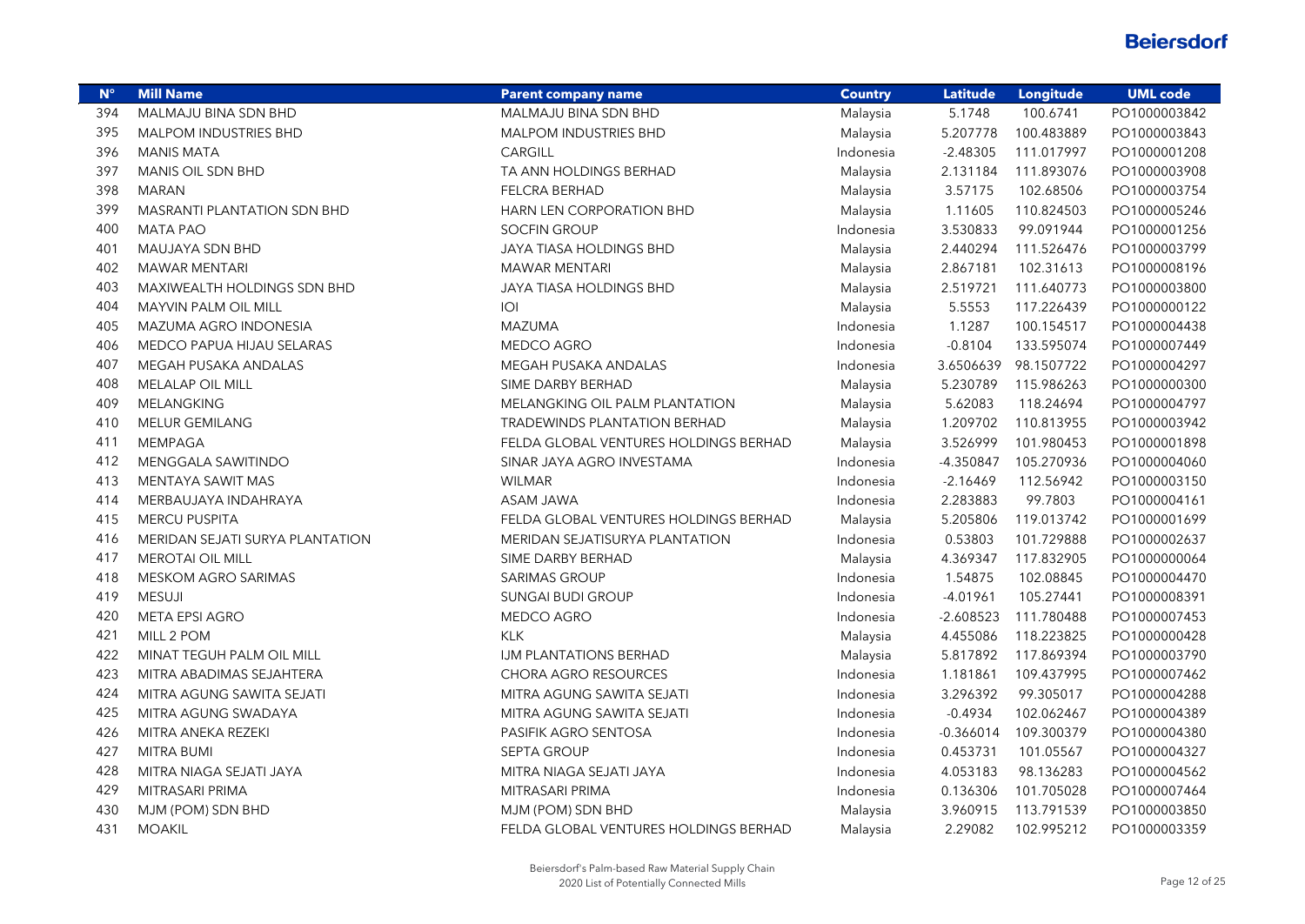| N° | Mill Name | Parent company name | Country | Latitude | Longitude | UML code |
|---|---|---|---|---|---|---|
| 394 | MALMAJU BINA SDN BHD | MALMAJU BINA SDN BHD | Malaysia | 5.1748 | 100.6741 | PO1000003842 |
| 395 | MALPOM INDUSTRIES BHD | MALPOM INDUSTRIES BHD | Malaysia | 5.207778 | 100.483889 | PO1000003843 |
| 396 | MANIS MATA | CARGILL | Indonesia | -2.48305 | 111.017997 | PO1000001208 |
| 397 | MANIS OIL SDN BHD | TA ANN HOLDINGS BERHAD | Malaysia | 2.131184 | 111.893076 | PO1000003908 |
| 398 | MARAN | FELCRA BERHAD | Malaysia | 3.57175 | 102.68506 | PO1000003754 |
| 399 | MASRANTI PLANTATION SDN BHD | HARN LEN CORPORATION BHD | Malaysia | 1.11605 | 110.824503 | PO1000005246 |
| 400 | MATA PAO | SOCFIN GROUP | Indonesia | 3.530833 | 99.091944 | PO1000001256 |
| 401 | MAUJAYA SDN BHD | JAYA TIASA HOLDINGS BHD | Malaysia | 2.440294 | 111.526476 | PO1000003799 |
| 402 | MAWAR MENTARI | MAWAR MENTARI | Malaysia | 2.867181 | 102.31613 | PO1000008196 |
| 403 | MAXIWEALTH HOLDINGS SDN BHD | JAYA TIASA HOLDINGS BHD | Malaysia | 2.519721 | 111.640773 | PO1000003800 |
| 404 | MAYVIN PALM OIL MILL | IOI | Malaysia | 5.5553 | 117.226439 | PO1000000122 |
| 405 | MAZUMA AGRO INDONESIA | MAZUMA | Indonesia | 1.1287 | 100.154517 | PO1000004438 |
| 406 | MEDCO PAPUA HIJAU SELARAS | MEDCO AGRO | Indonesia | -0.8104 | 133.595074 | PO1000007449 |
| 407 | MEGAH PUSAKA ANDALAS | MEGAH PUSAKA ANDALAS | Indonesia | 3.6506639 | 98.1507722 | PO1000004297 |
| 408 | MELALAP OIL MILL | SIME DARBY BERHAD | Malaysia | 5.230789 | 115.986263 | PO1000000300 |
| 409 | MELANGKING | MELANGKING OIL PALM PLANTATION | Malaysia | 5.62083 | 118.24694 | PO1000004797 |
| 410 | MELUR GEMILANG | TRADEWINDS PLANTATION BERHAD | Malaysia | 1.209702 | 110.813955 | PO1000003942 |
| 411 | MEMPAGA | FELDA GLOBAL VENTURES HOLDINGS BERHAD | Malaysia | 3.526999 | 101.980453 | PO1000001898 |
| 412 | MENGGALA SAWITINDO | SINAR JAYA AGRO INVESTAMA | Indonesia | -4.350847 | 105.270936 | PO1000004060 |
| 413 | MENTAYA SAWIT MAS | WILMAR | Indonesia | -2.16469 | 112.56942 | PO1000003150 |
| 414 | MERBAUJAYA INDAHRAYA | ASAM JAWA | Indonesia | 2.283883 | 99.7803 | PO1000004161 |
| 415 | MERCU PUSPITA | FELDA GLOBAL VENTURES HOLDINGS BERHAD | Malaysia | 5.205806 | 119.013742 | PO1000001699 |
| 416 | MERIDAN SEJATI SURYA PLANTATION | MERIDAN SEJATISURYA PLANTATION | Indonesia | 0.53803 | 101.729888 | PO1000002637 |
| 417 | MEROTAI OIL MILL | SIME DARBY BERHAD | Malaysia | 4.369347 | 117.832905 | PO1000000064 |
| 418 | MESKOM AGRO SARIMAS | SARIMAS GROUP | Indonesia | 1.54875 | 102.08845 | PO1000004470 |
| 419 | MESUJI | SUNGAI BUDI GROUP | Indonesia | -4.01961 | 105.27441 | PO1000008391 |
| 420 | META EPSI AGRO | MEDCO AGRO | Indonesia | -2.608523 | 111.780488 | PO1000007453 |
| 421 | MILL 2 POM | KLK | Malaysia | 4.455086 | 118.223825 | PO1000000428 |
| 422 | MINAT TEGUH PALM OIL MILL | IJM PLANTATIONS BERHAD | Malaysia | 5.817892 | 117.869394 | PO1000003790 |
| 423 | MITRA ABADIMAS SEJAHTERA | CHORA AGRO RESOURCES | Indonesia | 1.181861 | 109.437995 | PO1000007462 |
| 424 | MITRA AGUNG SAWITA SEJATI | MITRA AGUNG SAWITA SEJATI | Indonesia | 3.296392 | 99.305017 | PO1000004288 |
| 425 | MITRA AGUNG SWADAYA | MITRA AGUNG SAWITA SEJATI | Indonesia | -0.4934 | 102.062467 | PO1000004389 |
| 426 | MITRA ANEKA REZEKI | PASIFIK AGRO SENTOSA | Indonesia | -0.366014 | 109.300379 | PO1000004380 |
| 427 | MITRA BUMI | SEPTA GROUP | Indonesia | 0.453731 | 101.05567 | PO1000004327 |
| 428 | MITRA NIAGA SEJATI JAYA | MITRA NIAGA SEJATI JAYA | Indonesia | 4.053183 | 98.136283 | PO1000004562 |
| 429 | MITRASARI PRIMA | MITRASARI PRIMA | Indonesia | 0.136306 | 101.705028 | PO1000007464 |
| 430 | MJM (POM) SDN BHD | MJM (POM) SDN BHD | Malaysia | 3.960915 | 113.791539 | PO1000003850 |
| 431 | MOAKIL | FELDA GLOBAL VENTURES HOLDINGS BERHAD | Malaysia | 2.29082 | 102.995212 | PO1000003359 |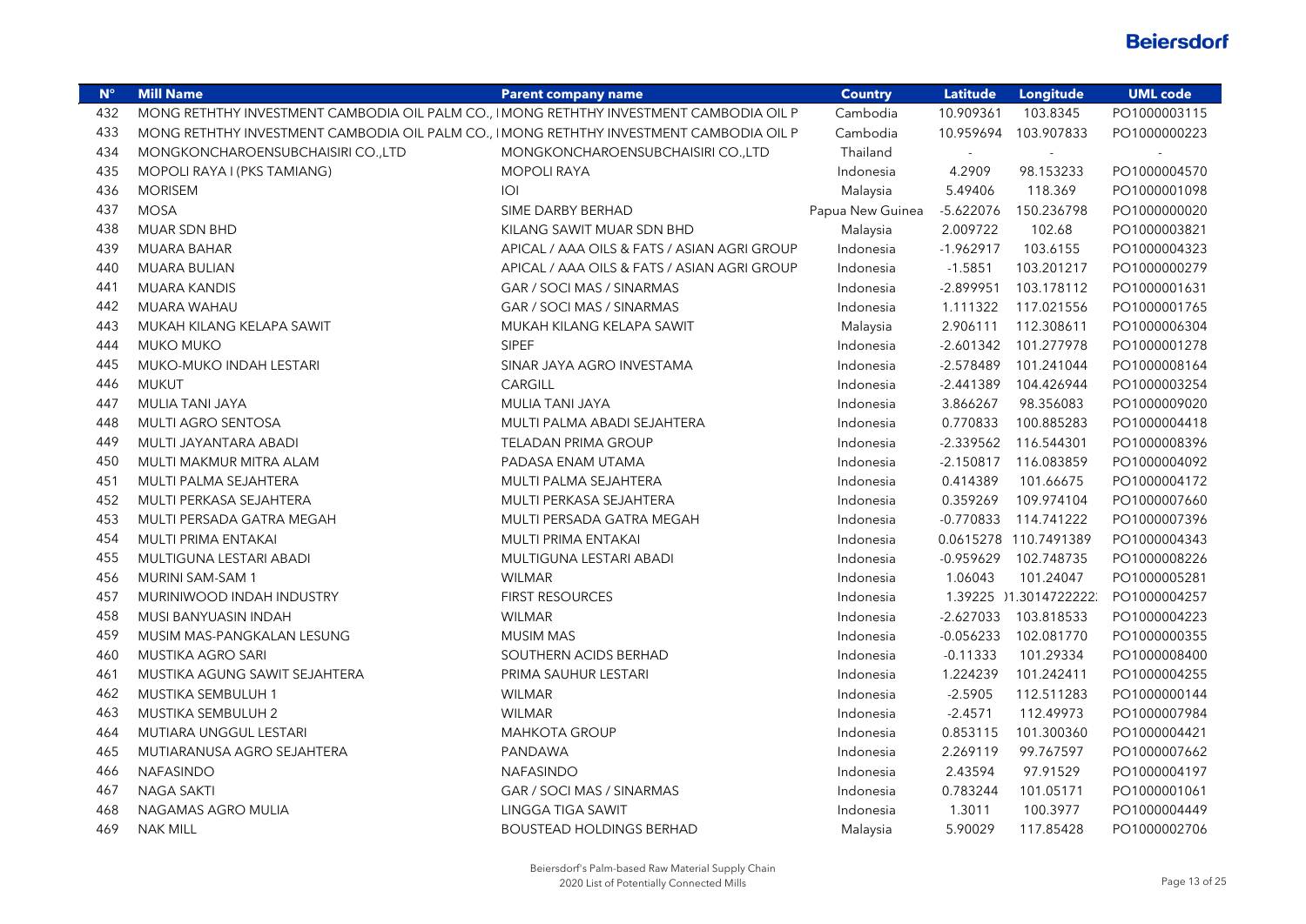| N° | Mill Name | Parent company name | Country | Latitude | Longitude | UML code |
|---|---|---|---|---|---|---|
| 432 | MONG RETHTHY INVESTMENT CAMBODIA OIL PALM CO., I | MONG RETHTHY INVESTMENT CAMBODIA OIL P | Cambodia | 10.909361 | 103.8345 | PO1000003115 |
| 433 | MONG RETHTHY INVESTMENT CAMBODIA OIL PALM CO., I | MONG RETHTHY INVESTMENT CAMBODIA OIL P | Cambodia | 10.959694 | 103.907833 | PO1000000223 |
| 434 | MONGKONCHAROENSUBCHAISIRI CO.,LTD | MONGKONCHAROENSUBCHAISIRI CO.,LTD | Thailand | - | - | - |
| 435 | MOPOLI RAYA I (PKS TAMIANG) | MOPOLI RAYA | Indonesia | 4.2909 | 98.153233 | PO1000004570 |
| 436 | MORISEM | IOI | Malaysia | 5.49406 | 118.369 | PO1000001098 |
| 437 | MOSA | SIME DARBY BERHAD | Papua New Guinea | -5.622076 | 150.236798 | PO1000000020 |
| 438 | MUAR SDN BHD | KILANG SAWIT MUAR SDN BHD | Malaysia | 2.009722 | 102.68 | PO1000003821 |
| 439 | MUARA BAHAR | APICAL / AAA OILS & FATS / ASIAN AGRI GROUP | Indonesia | -1.962917 | 103.6155 | PO1000004323 |
| 440 | MUARA BULIAN | APICAL / AAA OILS & FATS / ASIAN AGRI GROUP | Indonesia | -1.5851 | 103.201217 | PO1000000279 |
| 441 | MUARA KANDIS | GAR / SOCI MAS / SINARMAS | Indonesia | -2.899951 | 103.178112 | PO1000001631 |
| 442 | MUARA WAHAU | GAR / SOCI MAS / SINARMAS | Indonesia | 1.111322 | 117.021556 | PO1000001765 |
| 443 | MUKAH KILANG KELAPA SAWIT | MUKAH KILANG KELAPA SAWIT | Malaysia | 2.906111 | 112.308611 | PO1000006304 |
| 444 | MUKO MUKO | SIPEF | Indonesia | -2.601342 | 101.277978 | PO1000001278 |
| 445 | MUKO-MUKO INDAH LESTARI | SINAR JAYA AGRO INVESTAMA | Indonesia | -2.578489 | 101.241044 | PO1000008164 |
| 446 | MUKUT | CARGILL | Indonesia | -2.441389 | 104.426944 | PO1000003254 |
| 447 | MULIA TANI JAYA | MULIA TANI JAYA | Indonesia | 3.866267 | 98.356083 | PO1000009020 |
| 448 | MULTI AGRO SENTOSA | MULTI PALMA ABADI SEJAHTERA | Indonesia | 0.770833 | 100.885283 | PO1000004418 |
| 449 | MULTI JAYANTARA ABADI | TELADAN PRIMA GROUP | Indonesia | -2.339562 | 116.544301 | PO1000008396 |
| 450 | MULTI MAKMUR MITRA ALAM | PADASA ENAM UTAMA | Indonesia | -2.150817 | 116.083859 | PO1000004092 |
| 451 | MULTI PALMA SEJAHTERA | MULTI PALMA SEJAHTERA | Indonesia | 0.414389 | 101.66675 | PO1000004172 |
| 452 | MULTI PERKASA SEJAHTERA | MULTI PERKASA SEJAHTERA | Indonesia | 0.359269 | 109.974104 | PO1000007660 |
| 453 | MULTI PERSADA GATRA MEGAH | MULTI PERSADA GATRA MEGAH | Indonesia | -0.770833 | 114.741222 | PO1000007396 |
| 454 | MULTI PRIMA ENTAKAI | MULTI PRIMA ENTAKAI | Indonesia | 0.0615278 | 110.7491389 | PO1000004343 |
| 455 | MULTIGUNA LESTARI ABADI | MULTIGUNA LESTARI ABADI | Indonesia | -0.959629 | 102.748735 | PO1000008226 |
| 456 | MURINI SAM-SAM 1 | WILMAR | Indonesia | 1.06043 | 101.24047 | PO1000005281 |
| 457 | MURINIWOOD INDAH INDUSTRY | FIRST RESOURCES | Indonesia | 1.39225 | )1.30147222222 | PO1000004257 |
| 458 | MUSI BANYUASIN INDAH | WILMAR | Indonesia | -2.627033 | 103.818533 | PO1000004223 |
| 459 | MUSIM MAS-PANGKALAN LESUNG | MUSIM MAS | Indonesia | -0.056233 | 102.081770 | PO1000000355 |
| 460 | MUSTIKA AGRO SARI | SOUTHERN ACIDS BERHAD | Indonesia | -0.11333 | 101.29334 | PO1000008400 |
| 461 | MUSTIKA AGUNG SAWIT SEJAHTERA | PRIMA SAUHUR LESTARI | Indonesia | 1.224239 | 101.242411 | PO1000004255 |
| 462 | MUSTIKA SEMBULUH 1 | WILMAR | Indonesia | -2.5905 | 112.511283 | PO1000000144 |
| 463 | MUSTIKA SEMBULUH 2 | WILMAR | Indonesia | -2.4571 | 112.49973 | PO1000007984 |
| 464 | MUTIARA UNGGUL LESTARI | MAHKOTA GROUP | Indonesia | 0.853115 | 101.300360 | PO1000004421 |
| 465 | MUTIARANUSA AGRO SEJAHTERA | PANDAWA | Indonesia | 2.269119 | 99.767597 | PO1000007662 |
| 466 | NAFASINDO | NAFASINDO | Indonesia | 2.43594 | 97.91529 | PO1000004197 |
| 467 | NAGA SAKTI | GAR / SOCI MAS / SINARMAS | Indonesia | 0.783244 | 101.05171 | PO1000001061 |
| 468 | NAGAMAS AGRO MULIA | LINGGA TIGA SAWIT | Indonesia | 1.3011 | 100.3977 | PO1000004449 |
| 469 | NAK MILL | BOUSTEAD HOLDINGS BERHAD | Malaysia | 5.90029 | 117.85428 | PO1000002706 |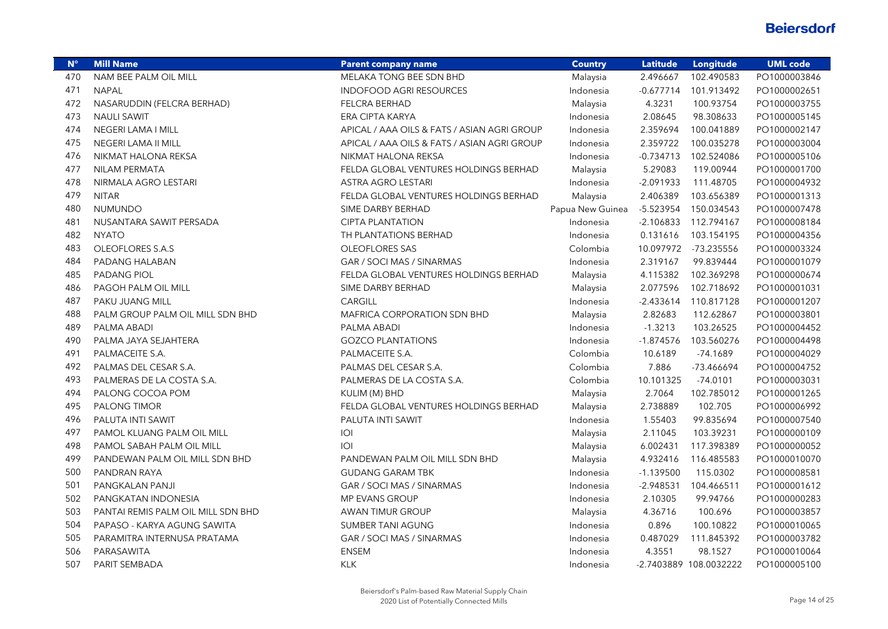| N° | Mill Name | Parent company name | Country | Latitude | Longitude | UML code |
|---|---|---|---|---|---|---|
| 470 | NAM BEE PALM OIL MILL | MELAKA TONG BEE SDN BHD | Malaysia | 2.496667 | 102.490583 | PO1000003846 |
| 471 | NAPAL | INDOFOOD AGRI RESOURCES | Indonesia | -0.677714 | 101.913492 | PO1000002651 |
| 472 | NASARUDDIN (FELCRA BERHAD) | FELCRA BERHAD | Malaysia | 4.3231 | 100.93754 | PO1000003755 |
| 473 | NAULI SAWIT | ERA CIPTA KARYA | Indonesia | 2.08645 | 98.308633 | PO1000005145 |
| 474 | NEGERI LAMA I MILL | APICAL / AAA OILS & FATS / ASIAN AGRI GROUP | Indonesia | 2.359694 | 100.041889 | PO1000002147 |
| 475 | NEGERI LAMA II MILL | APICAL / AAA OILS & FATS / ASIAN AGRI GROUP | Indonesia | 2.359722 | 100.035278 | PO1000003004 |
| 476 | NIKMAT HALONA REKSA | NIKMAT HALONA REKSA | Indonesia | -0.734713 | 102.524086 | PO1000005106 |
| 477 | NILAM PERMATA | FELDA GLOBAL VENTURES HOLDINGS BERHAD | Malaysia | 5.29083 | 119.00944 | PO1000001700 |
| 478 | NIRMALA AGRO LESTARI | ASTRA AGRO LESTARI | Indonesia | -2.091933 | 111.48705 | PO1000004932 |
| 479 | NITAR | FELDA GLOBAL VENTURES HOLDINGS BERHAD | Malaysia | 2.406389 | 103.656389 | PO1000001313 |
| 480 | NUMUNDO | SIME DARBY BERHAD | Papua New Guinea | -5.523954 | 150.034543 | PO1000007478 |
| 481 | NUSANTARA SAWIT PERSADA | CIPTA PLANTATION | Indonesia | -2.106833 | 112.794167 | PO1000008184 |
| 482 | NYATO | TH PLANTATIONS BERHAD | Indonesia | 0.131616 | 103.154195 | PO1000004356 |
| 483 | OLEOFLORES S.A.S | OLEOFLORES SAS | Colombia | 10.097972 | -73.235556 | PO1000003324 |
| 484 | PADANG HALABAN | GAR / SOCI MAS / SINARMAS | Indonesia | 2.319167 | 99.839444 | PO1000001079 |
| 485 | PADANG PIOL | FELDA GLOBAL VENTURES HOLDINGS BERHAD | Malaysia | 4.115382 | 102.369298 | PO1000000674 |
| 486 | PAGOH PALM OIL MILL | SIME DARBY BERHAD | Malaysia | 2.077596 | 102.718692 | PO1000001031 |
| 487 | PAKU JUANG MILL | CARGILL | Indonesia | -2.433614 | 110.817128 | PO1000001207 |
| 488 | PALM GROUP PALM OIL MILL SDN BHD | MAFRICA CORPORATION SDN BHD | Malaysia | 2.82683 | 112.62867 | PO1000003801 |
| 489 | PALMA ABADI | PALMA ABADI | Indonesia | -1.3213 | 103.26525 | PO1000004452 |
| 490 | PALMA JAYA SEJAHTERA | GOZCO PLANTATIONS | Indonesia | -1.874576 | 103.560276 | PO1000004498 |
| 491 | PALMACEITE S.A. | PALMACEITE S.A. | Colombia | 10.6189 | -74.1689 | PO1000004029 |
| 492 | PALMAS DEL CESAR S.A. | PALMAS DEL CESAR S.A. | Colombia | 7.886 | -73.466694 | PO1000004752 |
| 493 | PALMERAS DE LA COSTA S.A. | PALMERAS DE LA COSTA S.A. | Colombia | 10.101325 | -74.0101 | PO1000003031 |
| 494 | PALONG COCOA POM | KULIM (M) BHD | Malaysia | 2.7064 | 102.785012 | PO1000001265 |
| 495 | PALONG TIMOR | FELDA GLOBAL VENTURES HOLDINGS BERHAD | Malaysia | 2.738889 | 102.705 | PO1000006992 |
| 496 | PALUTA INTI SAWIT | PALUTA INTI SAWIT | Indonesia | 1.55403 | 99.835694 | PO1000007540 |
| 497 | PAMOL KLUANG PALM OIL MILL | IOI | Malaysia | 2.11045 | 103.39231 | PO1000000109 |
| 498 | PAMOL SABAH PALM OIL MILL | IOI | Malaysia | 6.002431 | 117.398389 | PO1000000052 |
| 499 | PANDEWAN PALM OIL MILL SDN BHD | PANDEWAN PALM OIL MILL SDN BHD | Malaysia | 4.932416 | 116.485583 | PO1000010070 |
| 500 | PANDRAN RAYA | GUDANG GARAM TBK | Indonesia | -1.139500 | 115.0302 | PO1000008581 |
| 501 | PANGKALAN PANJI | GAR / SOCI MAS / SINARMAS | Indonesia | -2.948531 | 104.466511 | PO1000001612 |
| 502 | PANGKATAN INDONESIA | MP EVANS GROUP | Indonesia | 2.10305 | 99.94766 | PO1000000283 |
| 503 | PANTAI REMIS PALM OIL MILL SDN BHD | AWAN TIMUR GROUP | Malaysia | 4.36716 | 100.696 | PO1000003857 |
| 504 | PAPASO - KARYA AGUNG SAWITA | SUMBER TANI AGUNG | Indonesia | 0.896 | 100.10822 | PO1000010065 |
| 505 | PARAMITRA INTERNUSA PRATAMA | GAR / SOCI MAS / SINARMAS | Indonesia | 0.487029 | 111.845392 | PO1000003782 |
| 506 | PARASAWITA | ENSEM | Indonesia | 4.3551 | 98.1527 | PO1000010064 |
| 507 | PARIT SEMBADA | KLK | Indonesia | -2.7403889 | 108.0032222 | PO1000005100 |

Beiersdorf's Palm-based Raw Material Supply Chain
2020 List of Potentially Connected Mills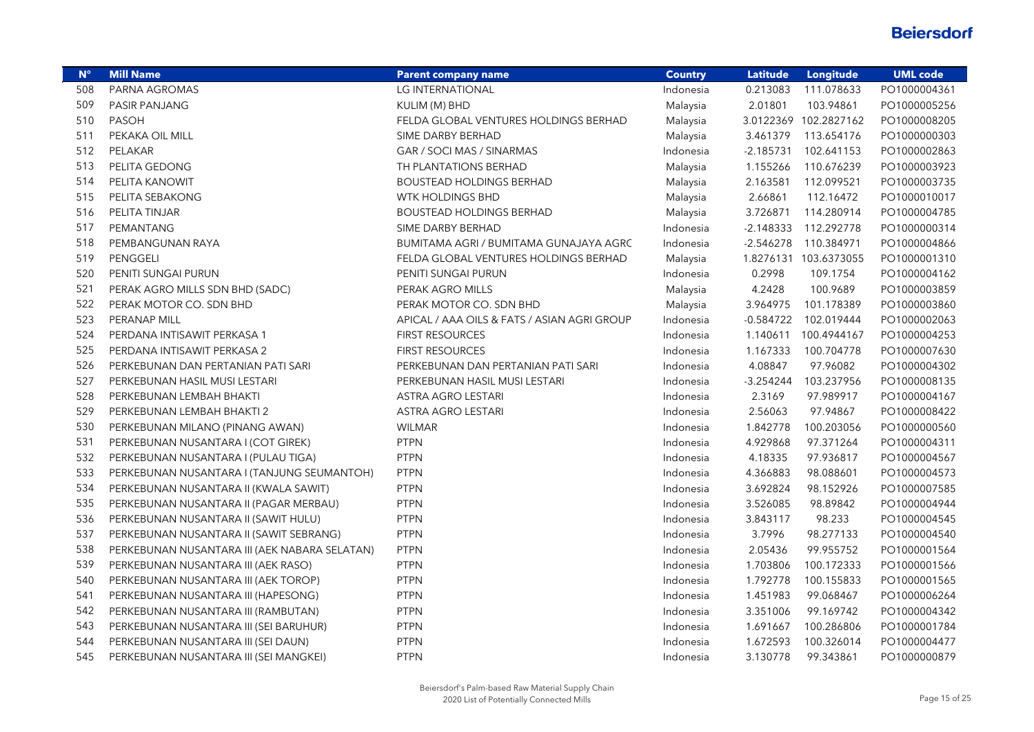| N° | Mill Name | Parent company name | Country | Latitude | Longitude | UML code |
|---|---|---|---|---|---|---|
| 508 | PARNA AGROMAS | LG INTERNATIONAL | Indonesia | 0.213083 | 111.078633 | PO1000004361 |
| 509 | PASIR PANJANG | KULIM (M) BHD | Malaysia | 2.01801 | 103.94861 | PO1000005256 |
| 510 | PASOH | FELDA GLOBAL VENTURES HOLDINGS BERHAD | Malaysia | 3.0122369 | 102.2827162 | PO1000008205 |
| 511 | PEKAKA OIL MILL | SIME DARBY BERHAD | Malaysia | 3.461379 | 113.654176 | PO1000000303 |
| 512 | PELAKAR | GAR / SOCI MAS / SINARMAS | Indonesia | -2.185731 | 102.641153 | PO1000002863 |
| 513 | PELITA GEDONG | TH PLANTATIONS BERHAD | Malaysia | 1.155266 | 110.676239 | PO1000003923 |
| 514 | PELITA KANOWIT | BOUSTEAD HOLDINGS BERHAD | Malaysia | 2.163581 | 112.099521 | PO1000003735 |
| 515 | PELITA SEBAKONG | WTK HOLDINGS BHD | Malaysia | 2.66861 | 112.16472 | PO1000010017 |
| 516 | PELITA TINJAR | BOUSTEAD HOLDINGS BERHAD | Malaysia | 3.726871 | 114.280914 | PO1000004785 |
| 517 | PEMANTANG | SIME DARBY BERHAD | Indonesia | -2.148333 | 112.292778 | PO1000000314 |
| 518 | PEMBANGUNAN RAYA | BUMITAMA AGRI / BUMITAMA GUNAJAYA AGRC | Indonesia | -2.546278 | 110.384971 | PO1000004866 |
| 519 | PENGGELI | FELDA GLOBAL VENTURES HOLDINGS BERHAD | Malaysia | 1.8276131 | 103.6373055 | PO1000001310 |
| 520 | PENITI SUNGAI PURUN | PENITI SUNGAI PURUN | Indonesia | 0.2998 | 109.1754 | PO1000004162 |
| 521 | PERAK AGRO MILLS SDN BHD (SADC) | PERAK AGRO MILLS | Malaysia | 4.2428 | 100.9689 | PO1000003859 |
| 522 | PERAK MOTOR CO. SDN BHD | PERAK MOTOR CO. SDN BHD | Malaysia | 3.964975 | 101.178389 | PO1000003860 |
| 523 | PERANAP MILL | APICAL / AAA OILS & FATS / ASIAN AGRI GROUP | Indonesia | -0.584722 | 102.019444 | PO1000002063 |
| 524 | PERDANA INTISAWIT PERKASA 1 | FIRST RESOURCES | Indonesia | 1.140611 | 100.4944167 | PO1000004253 |
| 525 | PERDANA INTISAWIT PERKASA 2 | FIRST RESOURCES | Indonesia | 1.167333 | 100.704778 | PO1000007630 |
| 526 | PERKEBUNAN DAN PERTANIAN PATI SARI | PERKEBUNAN DAN PERTANIAN PATI SARI | Indonesia | 4.08847 | 97.96082 | PO1000004302 |
| 527 | PERKEBUNAN HASIL MUSI LESTARI | PERKEBUNAN HASIL MUSI LESTARI | Indonesia | -3.254244 | 103.237956 | PO1000008135 |
| 528 | PERKEBUNAN LEMBAH BHAKTI | ASTRA AGRO LESTARI | Indonesia | 2.3169 | 97.989917 | PO1000004167 |
| 529 | PERKEBUNAN LEMBAH BHAKTI 2 | ASTRA AGRO LESTARI | Indonesia | 2.56063 | 97.94867 | PO1000008422 |
| 530 | PERKEBUNAN MILANO (PINANG AWAN) | WILMAR | Indonesia | 1.842778 | 100.203056 | PO1000000560 |
| 531 | PERKEBUNAN NUSANTARA I (COT GIREK) | PTPN | Indonesia | 4.929868 | 97.371264 | PO1000004311 |
| 532 | PERKEBUNAN NUSANTARA I (PULAU TIGA) | PTPN | Indonesia | 4.18335 | 97.936817 | PO1000004567 |
| 533 | PERKEBUNAN NUSANTARA I (TANJUNG SEUMANTOH) | PTPN | Indonesia | 4.366883 | 98.088601 | PO1000004573 |
| 534 | PERKEBUNAN NUSANTARA II (KWALA SAWIT) | PTPN | Indonesia | 3.692824 | 98.152926 | PO1000007585 |
| 535 | PERKEBUNAN NUSANTARA II (PAGAR MERBAU) | PTPN | Indonesia | 3.526085 | 98.89842 | PO1000004944 |
| 536 | PERKEBUNAN NUSANTARA II (SAWIT HULU) | PTPN | Indonesia | 3.843117 | 98.233 | PO1000004545 |
| 537 | PERKEBUNAN NUSANTARA II (SAWIT SEBRANG) | PTPN | Indonesia | 3.7996 | 98.277133 | PO1000004540 |
| 538 | PERKEBUNAN NUSANTARA III (AEK NABARA SELATAN) | PTPN | Indonesia | 2.05436 | 99.955752 | PO1000001564 |
| 539 | PERKEBUNAN NUSANTARA III (AEK RASO) | PTPN | Indonesia | 1.703806 | 100.172333 | PO1000001566 |
| 540 | PERKEBUNAN NUSANTARA III (AEK TOROP) | PTPN | Indonesia | 1.792778 | 100.155833 | PO1000001565 |
| 541 | PERKEBUNAN NUSANTARA III (HAPESONG) | PTPN | Indonesia | 1.451983 | 99.068467 | PO1000006264 |
| 542 | PERKEBUNAN NUSANTARA III (RAMBUTAN) | PTPN | Indonesia | 3.351006 | 99.169742 | PO1000004342 |
| 543 | PERKEBUNAN NUSANTARA III (SEI BARUHUR) | PTPN | Indonesia | 1.691667 | 100.286806 | PO1000001784 |
| 544 | PERKEBUNAN NUSANTARA III (SEI DAUN) | PTPN | Indonesia | 1.672593 | 100.326014 | PO1000004477 |
| 545 | PERKEBUNAN NUSANTARA III (SEI MANGKEI) | PTPN | Indonesia | 3.130778 | 99.343861 | PO1000000879 |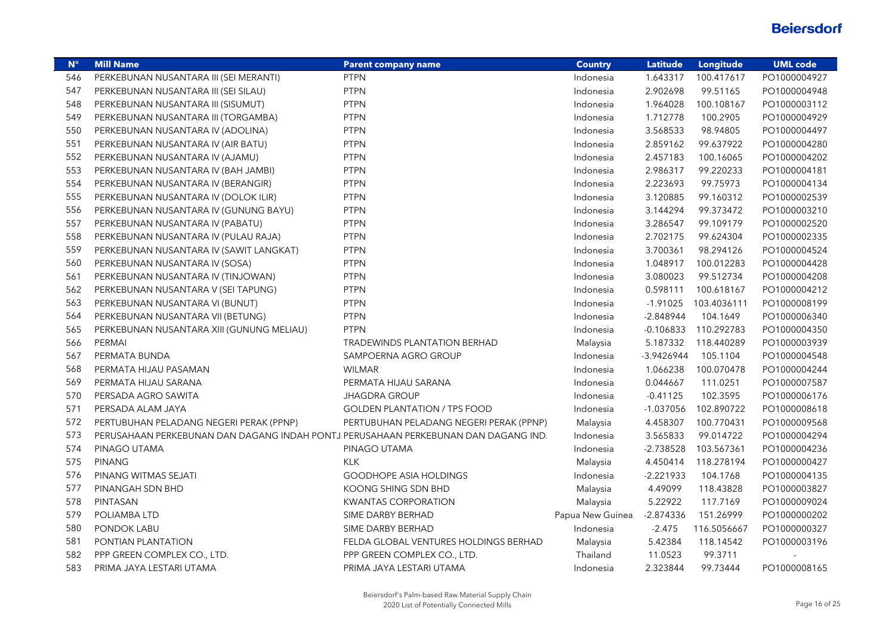| N° | Mill Name | Parent company name | Country | Latitude | Longitude | UML code |
|---|---|---|---|---|---|---|
| 546 | PERKEBUNAN NUSANTARA III (SEI MERANTI) | PTPN | Indonesia | 1.643317 | 100.417617 | PO1000004927 |
| 547 | PERKEBUNAN NUSANTARA III (SEI SILAU) | PTPN | Indonesia | 2.902698 | 99.51165 | PO1000004948 |
| 548 | PERKEBUNAN NUSANTARA III (SISUMUT) | PTPN | Indonesia | 1.964028 | 100.108167 | PO1000003112 |
| 549 | PERKEBUNAN NUSANTARA III (TORGAMBA) | PTPN | Indonesia | 1.712778 | 100.2905 | PO1000004929 |
| 550 | PERKEBUNAN NUSANTARA IV (ADOLINA) | PTPN | Indonesia | 3.568533 | 98.94805 | PO1000004497 |
| 551 | PERKEBUNAN NUSANTARA IV (AIR BATU) | PTPN | Indonesia | 2.859162 | 99.637922 | PO1000004280 |
| 552 | PERKEBUNAN NUSANTARA IV (AJAMU) | PTPN | Indonesia | 2.457183 | 100.16065 | PO1000004202 |
| 553 | PERKEBUNAN NUSANTARA IV (BAH JAMBI) | PTPN | Indonesia | 2.986317 | 99.220233 | PO1000004181 |
| 554 | PERKEBUNAN NUSANTARA IV (BERANGIR) | PTPN | Indonesia | 2.223693 | 99.75973 | PO1000004134 |
| 555 | PERKEBUNAN NUSANTARA IV (DOLOK ILIR) | PTPN | Indonesia | 3.120885 | 99.160312 | PO1000002539 |
| 556 | PERKEBUNAN NUSANTARA IV (GUNUNG BAYU) | PTPN | Indonesia | 3.144294 | 99.373472 | PO1000003210 |
| 557 | PERKEBUNAN NUSANTARA IV (PABATU) | PTPN | Indonesia | 3.286547 | 99.109179 | PO1000002520 |
| 558 | PERKEBUNAN NUSANTARA IV (PULAU RAJA) | PTPN | Indonesia | 2.702175 | 99.624304 | PO1000002335 |
| 559 | PERKEBUNAN NUSANTARA IV (SAWIT LANGKAT) | PTPN | Indonesia | 3.700361 | 98.294126 | PO1000004524 |
| 560 | PERKEBUNAN NUSANTARA IV (SOSA) | PTPN | Indonesia | 1.048917 | 100.012283 | PO1000004428 |
| 561 | PERKEBUNAN NUSANTARA IV (TINJOWAN) | PTPN | Indonesia | 3.080023 | 99.512734 | PO1000004208 |
| 562 | PERKEBUNAN NUSANTARA V (SEI TAPUNG) | PTPN | Indonesia | 0.598111 | 100.618167 | PO1000004212 |
| 563 | PERKEBUNAN NUSANTARA VI (BUNUT) | PTPN | Indonesia | -1.91025 | 103.4036111 | PO1000008199 |
| 564 | PERKEBUNAN NUSANTARA VII (BETUNG) | PTPN | Indonesia | -2.848944 | 104.1649 | PO1000006340 |
| 565 | PERKEBUNAN NUSANTARA XIII (GUNUNG MELIAU) | PTPN | Indonesia | -0.106833 | 110.292783 | PO1000004350 |
| 566 | PERMAI | TRADEWINDS PLANTATION BERHAD | Malaysia | 5.187332 | 118.440289 | PO1000003939 |
| 567 | PERMATA BUNDA | SAMPOERNA AGRO GROUP | Indonesia | -3.9426944 | 105.1104 | PO1000004548 |
| 568 | PERMATA HIJAU PASAMAN | WILMAR | Indonesia | 1.066238 | 100.070478 | PO1000004244 |
| 569 | PERMATA HIJAU SARANA | PERMATA HIJAU SARANA | Indonesia | 0.044667 | 111.0251 | PO1000007587 |
| 570 | PERSADA AGRO SAWITA | JHAGDRA GROUP | Indonesia | -0.41125 | 102.3595 | PO1000006176 |
| 571 | PERSADA ALAM JAYA | GOLDEN PLANTATION / TPS FOOD | Indonesia | -1.037056 | 102.890722 | PO1000008618 |
| 572 | PERTUBUHAN PELADANG NEGERI PERAK (PPNP) | PERTUBUHAN PELADANG NEGERI PERAK (PPNP) | Malaysia | 4.458307 | 100.770431 | PO1000009568 |
| 573 | PERUSAHAAN PERKEBUNAN DAN DAGANG INDAH PONTJ. | PERUSAHAAN PERKEBUNAN DAN DAGANG IND. | Indonesia | 3.565833 | 99.014722 | PO1000004294 |
| 574 | PINAGO UTAMA | PINAGO UTAMA | Indonesia | -2.738528 | 103.567361 | PO1000004236 |
| 575 | PINANG | KLK | Malaysia | 4.450414 | 118.278194 | PO1000000427 |
| 576 | PINANG WITMAS SEJATI | GOODHOPE ASIA HOLDINGS | Indonesia | -2.221933 | 104.1768 | PO1000004135 |
| 577 | PINANGAH SDN BHD | KOONG SHING SDN BHD | Malaysia | 4.49099 | 118.43828 | PO1000003827 |
| 578 | PINTASAN | KWANTAS CORPORATION | Malaysia | 5.22922 | 117.7169 | PO1000009024 |
| 579 | POLIAMBA LTD | SIME DARBY BERHAD | Papua New Guinea | -2.874336 | 151.26999 | PO1000000202 |
| 580 | PONDOK LABU | SIME DARBY BERHAD | Indonesia | -2.475 | 116.5056667 | PO1000000327 |
| 581 | PONTIAN PLANTATION | FELDA GLOBAL VENTURES HOLDINGS BERHAD | Malaysia | 5.42384 | 118.14542 | PO1000003196 |
| 582 | PPP GREEN COMPLEX CO., LTD. | PPP GREEN COMPLEX CO., LTD. | Thailand | 11.0523 | 99.3711 | - |
| 583 | PRIMA JAYA LESTARI UTAMA | PRIMA JAYA LESTARI UTAMA | Indonesia | 2.323844 | 99.73444 | PO1000008165 |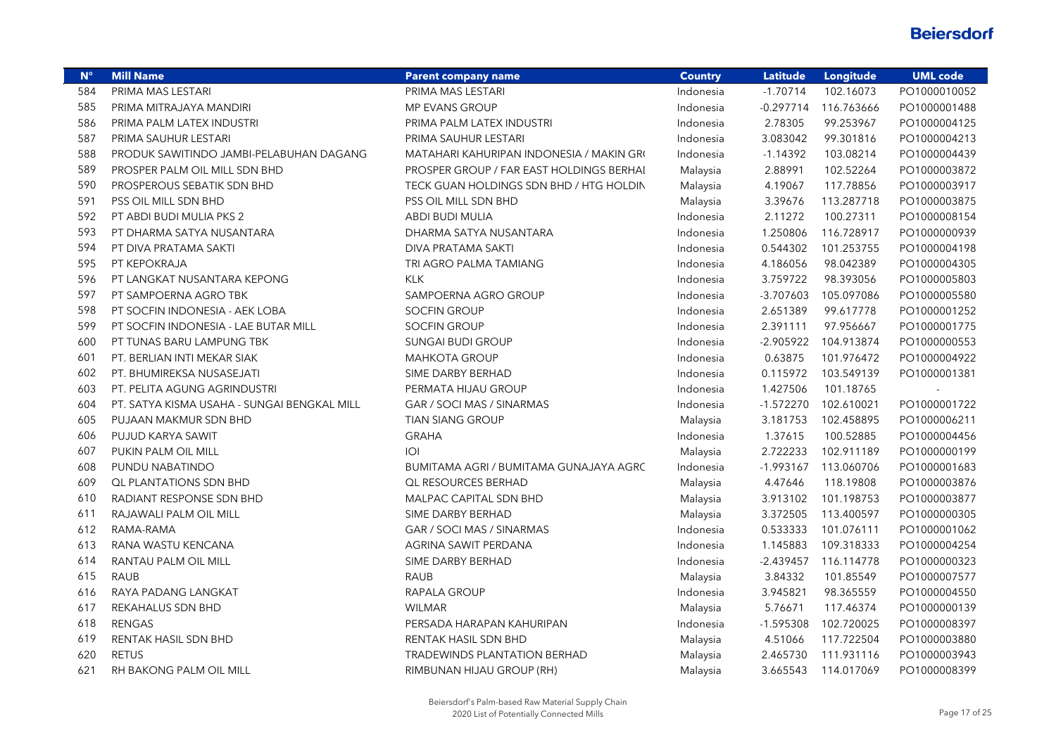| N° | Mill Name | Parent company name | Country | Latitude | Longitude | UML code |
|---|---|---|---|---|---|---|
| 584 | PRIMA MAS LESTARI | PRIMA MAS LESTARI | Indonesia | -1.70714 | 102.16073 | PO1000010052 |
| 585 | PRIMA MITRAJAYA MANDIRI | MP EVANS GROUP | Indonesia | -0.297714 | 116.763666 | PO1000001488 |
| 586 | PRIMA PALM LATEX INDUSTRI | PRIMA PALM LATEX INDUSTRI | Indonesia | 2.78305 | 99.253967 | PO1000004125 |
| 587 | PRIMA SAUHUR LESTARI | PRIMA SAUHUR LESTARI | Indonesia | 3.083042 | 99.301816 | PO1000004213 |
| 588 | PRODUK SAWITINDO JAMBI-PELABUHAN DAGANG | MATAHARI KAHURIPAN INDONESIA / MAKIN GR( | Indonesia | -1.14392 | 103.08214 | PO1000004439 |
| 589 | PROSPER PALM OIL MILL SDN BHD | PROSPER GROUP / FAR EAST HOLDINGS BERHAI | Malaysia | 2.88991 | 102.52264 | PO1000003872 |
| 590 | PROSPEROUS SEBATIK SDN BHD | TECK GUAN HOLDINGS SDN BHD / HTG HOLDIN | Malaysia | 4.19067 | 117.78856 | PO1000003917 |
| 591 | PSS OIL MILL SDN BHD | PSS OIL MILL SDN BHD | Malaysia | 3.39676 | 113.287718 | PO1000003875 |
| 592 | PT ABDI BUDI MULIA PKS 2 | ABDI BUDI MULIA | Indonesia | 2.11272 | 100.27311 | PO1000008154 |
| 593 | PT DHARMA SATYA NUSANTARA | DHARMA SATYA NUSANTARA | Indonesia | 1.250806 | 116.728917 | PO1000000939 |
| 594 | PT DIVA PRATAMA SAKTI | DIVA PRATAMA SAKTI | Indonesia | 0.544302 | 101.253755 | PO1000004198 |
| 595 | PT KEPOKRAJA | TRI AGRO PALMA TAMIANG | Indonesia | 4.186056 | 98.042389 | PO1000004305 |
| 596 | PT LANGKAT NUSANTARA KEPONG | KLK | Indonesia | 3.759722 | 98.393056 | PO1000005803 |
| 597 | PT SAMPOERNA AGRO TBK | SAMPOERNA AGRO GROUP | Indonesia | -3.707603 | 105.097086 | PO1000005580 |
| 598 | PT SOCFIN INDONESIA - AEK LOBA | SOCFIN GROUP | Indonesia | 2.651389 | 99.617778 | PO1000001252 |
| 599 | PT SOCFIN INDONESIA - LAE BUTAR MILL | SOCFIN GROUP | Indonesia | 2.391111 | 97.956667 | PO1000001775 |
| 600 | PT TUNAS BARU LAMPUNG TBK | SUNGAI BUDI GROUP | Indonesia | -2.905922 | 104.913874 | PO1000000553 |
| 601 | PT. BERLIAN INTI MEKAR SIAK | MAHKOTA GROUP | Indonesia | 0.63875 | 101.976472 | PO1000004922 |
| 602 | PT. BHUMIREKSA NUSASEJATI | SIME DARBY BERHAD | Indonesia | 0.115972 | 103.549139 | PO1000001381 |
| 603 | PT. PELITA AGUNG AGRINDUSTRI | PERMATA HIJAU GROUP | Indonesia | 1.427506 | 101.18765 | - |
| 604 | PT. SATYA KISMA USAHA - SUNGAI BENGKAL MILL | GAR / SOCI MAS / SINARMAS | Indonesia | -1.572270 | 102.610021 | PO1000001722 |
| 605 | PUJAAN MAKMUR SDN BHD | TIAN SIANG GROUP | Malaysia | 3.181753 | 102.458895 | PO1000006211 |
| 606 | PUJUD KARYA SAWIT | GRAHA | Indonesia | 1.37615 | 100.52885 | PO1000004456 |
| 607 | PUKIN PALM OIL MILL | IOI | Malaysia | 2.722233 | 102.911189 | PO1000000199 |
| 608 | PUNDU NABATINDO | BUMITAMA AGRI / BUMITAMA GUNAJAYA AGRC | Indonesia | -1.993167 | 113.060706 | PO1000001683 |
| 609 | QL PLANTATIONS SDN BHD | QL RESOURCES BERHAD | Malaysia | 4.47646 | 118.19808 | PO1000003876 |
| 610 | RADIANT RESPONSE SDN BHD | MALPAC CAPITAL SDN BHD | Malaysia | 3.913102 | 101.198753 | PO1000003877 |
| 611 | RAJAWALI PALM OIL MILL | SIME DARBY BERHAD | Malaysia | 3.372505 | 113.400597 | PO1000000305 |
| 612 | RAMA-RAMA | GAR / SOCI MAS / SINARMAS | Indonesia | 0.533333 | 101.076111 | PO1000001062 |
| 613 | RANA WASTU KENCANA | AGRINA SAWIT PERDANA | Indonesia | 1.145883 | 109.318333 | PO1000004254 |
| 614 | RANTAU PALM OIL MILL | SIME DARBY BERHAD | Indonesia | -2.439457 | 116.114778 | PO1000000323 |
| 615 | RAUB | RAUB | Malaysia | 3.84332 | 101.85549 | PO1000007577 |
| 616 | RAYA PADANG LANGKAT | RAPALA GROUP | Indonesia | 3.945821 | 98.365559 | PO1000004550 |
| 617 | REKAHALUS SDN BHD | WILMAR | Malaysia | 5.76671 | 117.46374 | PO1000000139 |
| 618 | RENGAS | PERSADA HARAPAN KAHURIPAN | Indonesia | -1.595308 | 102.720025 | PO1000008397 |
| 619 | RENTAK HASIL SDN BHD | RENTAK HASIL SDN BHD | Malaysia | 4.51066 | 117.722504 | PO1000003880 |
| 620 | RETUS | TRADEWINDS PLANTATION BERHAD | Malaysia | 2.465730 | 111.931116 | PO1000003943 |
| 621 | RH BAKONG PALM OIL MILL | RIMBUNAN HIJAU GROUP (RH) | Malaysia | 3.665543 | 114.017069 | PO1000008399 |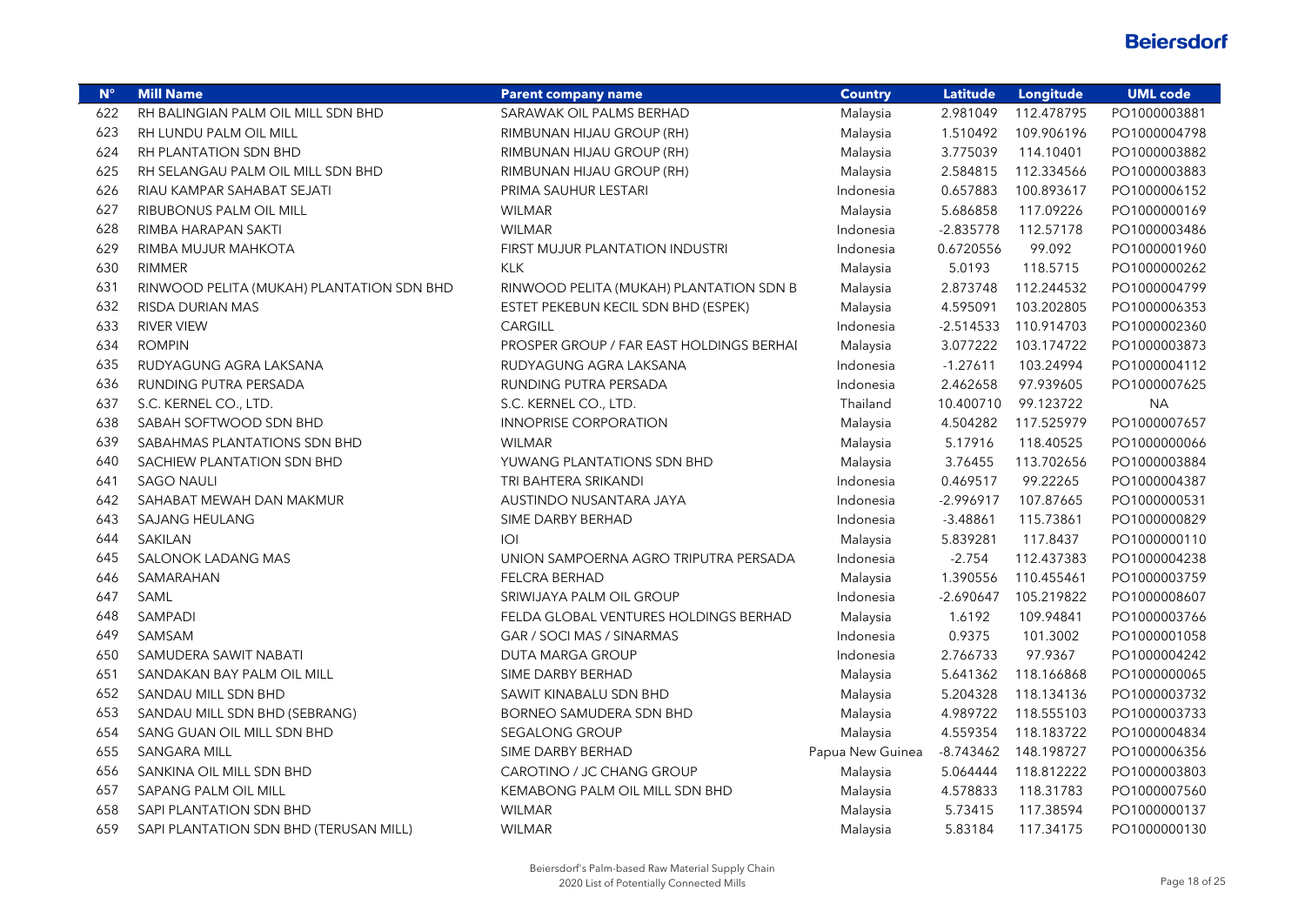| N° | Mill Name | Parent company name | Country | Latitude | Longitude | UML code |
|---|---|---|---|---|---|---|
| 622 | RH BALINGIAN PALM OIL MILL SDN BHD | SARAWAK OIL PALMS BERHAD | Malaysia | 2.981049 | 112.478795 | PO1000003881 |
| 623 | RH LUNDU PALM OIL MILL | RIMBUNAN HIJAU GROUP (RH) | Malaysia | 1.510492 | 109.906196 | PO1000004798 |
| 624 | RH PLANTATION SDN BHD | RIMBUNAN HIJAU GROUP (RH) | Malaysia | 3.775039 | 114.10401 | PO1000003882 |
| 625 | RH SELANGAU PALM OIL MILL SDN BHD | RIMBUNAN HIJAU GROUP (RH) | Malaysia | 2.584815 | 112.334566 | PO1000003883 |
| 626 | RIAU KAMPAR SAHABAT SEJATI | PRIMA SAUHUR LESTARI | Indonesia | 0.657883 | 100.893617 | PO1000006152 |
| 627 | RIBUBONUS PALM OIL MILL | WILMAR | Malaysia | 5.686858 | 117.09226 | PO1000000169 |
| 628 | RIMBA HARAPAN SAKTI | WILMAR | Indonesia | -2.835778 | 112.57178 | PO1000003486 |
| 629 | RIMBA MUJUR MAHKOTA | FIRST MUJUR PLANTATION INDUSTRI | Indonesia | 0.6720556 | 99.092 | PO1000001960 |
| 630 | RIMMER | KLK | Malaysia | 5.0193 | 118.5715 | PO1000000262 |
| 631 | RINWOOD PELITA (MUKAH) PLANTATION SDN BHD | RINWOOD PELITA (MUKAH) PLANTATION SDN B | Malaysia | 2.873748 | 112.244532 | PO1000004799 |
| 632 | RISDA DURIAN MAS | ESTET PEKEBUN KECIL SDN BHD (ESPEK) | Malaysia | 4.595091 | 103.202805 | PO1000006353 |
| 633 | RIVER VIEW | CARGILL | Indonesia | -2.514533 | 110.914703 | PO1000002360 |
| 634 | ROMPIN | PROSPER GROUP / FAR EAST HOLDINGS BERHAI | Malaysia | 3.077222 | 103.174722 | PO1000003873 |
| 635 | RUDYAGUNG AGRA LAKSANA | RUDYAGUNG AGRA LAKSANA | Indonesia | -1.27611 | 103.24994 | PO1000004112 |
| 636 | RUNDING PUTRA PERSADA | RUNDING PUTRA PERSADA | Indonesia | 2.462658 | 97.939605 | PO1000007625 |
| 637 | S.C. KERNEL CO., LTD. | S.C. KERNEL CO., LTD. | Thailand | 10.400710 | 99.123722 | NA |
| 638 | SABAH SOFTWOOD SDN BHD | INNOPRISE CORPORATION | Malaysia | 4.504282 | 117.525979 | PO1000007657 |
| 639 | SABAHMAS PLANTATIONS SDN BHD | WILMAR | Malaysia | 5.17916 | 118.40525 | PO1000000066 |
| 640 | SACHIEW PLANTATION SDN BHD | YUWANG PLANTATIONS SDN BHD | Malaysia | 3.76455 | 113.702656 | PO1000003884 |
| 641 | SAGO NAULI | TRI BAHTERA SRIKANDI | Indonesia | 0.469517 | 99.22265 | PO1000004387 |
| 642 | SAHABAT MEWAH DAN MAKMUR | AUSTINDO NUSANTARA JAYA | Indonesia | -2.996917 | 107.87665 | PO1000000531 |
| 643 | SAJANG HEULANG | SIME DARBY BERHAD | Indonesia | -3.48861 | 115.73861 | PO1000000829 |
| 644 | SAKILAN | IOI | Malaysia | 5.839281 | 117.8437 | PO1000000110 |
| 645 | SALONOK LADANG MAS | UNION SAMPOERNA AGRO TRIPUTRA PERSADA | Indonesia | -2.754 | 112.437383 | PO1000004238 |
| 646 | SAMARAHAN | FELCRA BERHAD | Malaysia | 1.390556 | 110.455461 | PO1000003759 |
| 647 | SAML | SRIWIJAYA PALM OIL GROUP | Indonesia | -2.690647 | 105.219822 | PO1000008607 |
| 648 | SAMPADI | FELDA GLOBAL VENTURES HOLDINGS BERHAD | Malaysia | 1.6192 | 109.94841 | PO1000003766 |
| 649 | SAMSAM | GAR / SOCI MAS / SINARMAS | Indonesia | 0.9375 | 101.3002 | PO1000001058 |
| 650 | SAMUDERA SAWIT NABATI | DUTA MARGA GROUP | Indonesia | 2.766733 | 97.9367 | PO1000004242 |
| 651 | SANDAKAN BAY PALM OIL MILL | SIME DARBY BERHAD | Malaysia | 5.641362 | 118.166868 | PO1000000065 |
| 652 | SANDAU MILL SDN BHD | SAWIT KINABALU SDN BHD | Malaysia | 5.204328 | 118.134136 | PO1000003732 |
| 653 | SANDAU MILL SDN BHD (SEBRANG) | BORNEO SAMUDERA SDN BHD | Malaysia | 4.989722 | 118.555103 | PO1000003733 |
| 654 | SANG GUAN OIL MILL SDN BHD | SEGALONG GROUP | Malaysia | 4.559354 | 118.183722 | PO1000004834 |
| 655 | SANGARA MILL | SIME DARBY BERHAD | Papua New Guinea | -8.743462 | 148.198727 | PO1000006356 |
| 656 | SANKINA OIL MILL SDN BHD | CAROTINO / JC CHANG GROUP | Malaysia | 5.064444 | 118.812222 | PO1000003803 |
| 657 | SAPANG PALM OIL MILL | KEMABONG PALM OIL MILL SDN BHD | Malaysia | 4.578833 | 118.31783 | PO1000007560 |
| 658 | SAPI PLANTATION SDN BHD | WILMAR | Malaysia | 5.73415 | 117.38594 | PO1000000137 |
| 659 | SAPI PLANTATION SDN BHD (TERUSAN MILL) | WILMAR | Malaysia | 5.83184 | 117.34175 | PO1000000130 |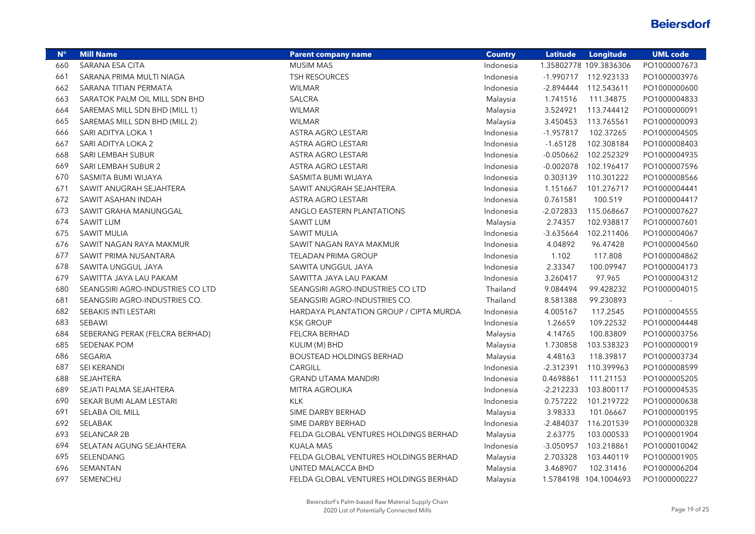| N° | Mill Name | Parent company name | Country | Latitude | Longitude | UML code |
|---|---|---|---|---|---|---|
| 660 | SARANA ESA CITA | MUSIM MAS | Indonesia | 1.35802778 | 109.3836306 | PO1000007673 |
| 661 | SARANA PRIMA MULTI NIAGA | TSH RESOURCES | Indonesia | -1.990717 | 112.923133 | PO1000003976 |
| 662 | SARANA TITIAN PERMATA | WILMAR | Indonesia | -2.894444 | 112.543611 | PO1000000600 |
| 663 | SARATOK PALM OIL MILL SDN BHD | SALCRA | Malaysia | 1.741516 | 111.34875 | PO1000004833 |
| 664 | SAREMAS MILL SDN BHD (MILL 1) | WILMAR | Malaysia | 3.524921 | 113.744412 | PO1000000091 |
| 665 | SAREMAS MILL SDN BHD (MILL 2) | WILMAR | Malaysia | 3.450453 | 113.765561 | PO1000000093 |
| 666 | SARI ADITYA LOKA 1 | ASTRA AGRO LESTARI | Indonesia | -1.957817 | 102.37265 | PO1000004505 |
| 667 | SARI ADITYA LOKA 2 | ASTRA AGRO LESTARI | Indonesia | -1.65128 | 102.308184 | PO1000008403 |
| 668 | SARI LEMBAH SUBUR | ASTRA AGRO LESTARI | Indonesia | -0.050662 | 102.252329 | PO1000004935 |
| 669 | SARI LEMBAH SUBUR 2 | ASTRA AGRO LESTARI | Indonesia | -0.002078 | 102.196417 | PO1000007596 |
| 670 | SASMITA BUMI WIJAYA | SASMITA BUMI WIJAYA | Indonesia | 0.303139 | 110.301222 | PO1000008566 |
| 671 | SAWIT ANUGRAH SEJAHTERA | SAWIT ANUGRAH SEJAHTERA | Indonesia | 1.151667 | 101.276717 | PO1000004441 |
| 672 | SAWIT ASAHAN INDAH | ASTRA AGRO LESTARI | Indonesia | 0.761581 | 100.519 | PO1000004417 |
| 673 | SAWIT GRAHA MANUNGGAL | ANGLO EASTERN PLANTATIONS | Indonesia | -2.072833 | 115.068667 | PO1000007627 |
| 674 | SAWIT LUM | SAWIT LUM | Malaysia | 2.74357 | 102.938817 | PO1000007601 |
| 675 | SAWIT MULIA | SAWIT MULIA | Indonesia | -3.635664 | 102.211406 | PO1000004067 |
| 676 | SAWIT NAGAN RAYA MAKMUR | SAWIT NAGAN RAYA MAKMUR | Indonesia | 4.04892 | 96.47428 | PO1000004560 |
| 677 | SAWIT PRIMA NUSANTARA | TELADAN PRIMA GROUP | Indonesia | 1.102 | 117.808 | PO1000004862 |
| 678 | SAWITA UNGGUL JAYA | SAWITA UNGGUL JAYA | Indonesia | 2.33347 | 100.09947 | PO1000004173 |
| 679 | SAWITTA JAYA LAU PAKAM | SAWITTA JAYA LAU PAKAM | Indonesia | 3.260417 | 97.965 | PO1000004312 |
| 680 | SEANGSIRI AGRO-INDUSTRIES CO LTD | SEANGSIRI AGRO-INDUSTRIES CO LTD | Thailand | 9.084494 | 99.428232 | PO1000004015 |
| 681 | SEANGSIRI AGRO-INDUSTRIES CO. | SEANGSIRI AGRO-INDUSTRIES CO. | Thailand | 8.581388 | 99.230893 | - |
| 682 | SEBAKIS INTI LESTARI | HARDAYA PLANTATION GROUP / CIPTA MURDA | Indonesia | 4.005167 | 117.2545 | PO1000004555 |
| 683 | SEBAWI | KSK GROUP | Indonesia | 1.26659 | 109.22532 | PO1000004448 |
| 684 | SEBERANG PERAK (FELCRA BERHAD) | FELCRA BERHAD | Malaysia | 4.14765 | 100.83809 | PO1000003756 |
| 685 | SEDENAK POM | KULIM (M) BHD | Malaysia | 1.730858 | 103.538323 | PO1000000019 |
| 686 | SEGARIA | BOUSTEAD HOLDINGS BERHAD | Malaysia | 4.48163 | 118.39817 | PO1000003734 |
| 687 | SEI KERANDI | CARGILL | Indonesia | -2.312391 | 110.399963 | PO1000008599 |
| 688 | SEJAHTERA | GRAND UTAMA MANDIRI | Indonesia | 0.4698861 | 111.21153 | PO1000005205 |
| 689 | SEJATI PALMA SEJAHTERA | MITRA AGROLIKA | Indonesia | -2.212233 | 103.800117 | PO1000004535 |
| 690 | SEKAR BUMI ALAM LESTARI | KLK | Indonesia | 0.757222 | 101.219722 | PO1000000638 |
| 691 | SELABA OIL MILL | SIME DARBY BERHAD | Malaysia | 3.98333 | 101.06667 | PO1000000195 |
| 692 | SELABAK | SIME DARBY BERHAD | Indonesia | -2.484037 | 116.201539 | PO1000000328 |
| 693 | SELANCAR 2B | FELDA GLOBAL VENTURES HOLDINGS BERHAD | Malaysia | 2.63775 | 103.000533 | PO1000001904 |
| 694 | SELATAN AGUNG SEJAHTERA | KUALA MAS | Indonesia | -3.050957 | 103.218861 | PO1000010042 |
| 695 | SELENDANG | FELDA GLOBAL VENTURES HOLDINGS BERHAD | Malaysia | 2.703328 | 103.440119 | PO1000001905 |
| 696 | SEMANTAN | UNITED MALACCA BHD | Malaysia | 3.468907 | 102.31416 | PO1000006204 |
| 697 | SEMENCHU | FELDA GLOBAL VENTURES HOLDINGS BERHAD | Malaysia | 1.5784198 | 104.1004693 | PO1000000227 |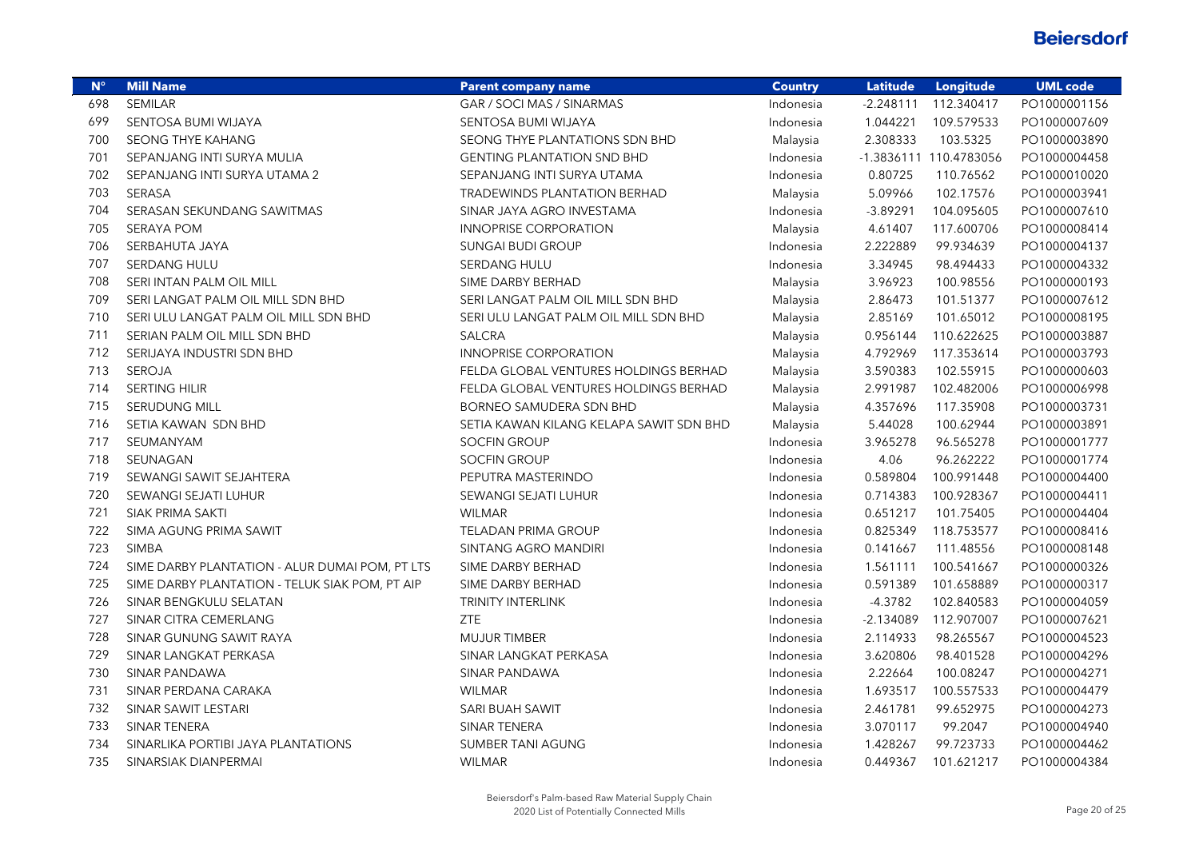| N° | Mill Name | Parent company name | Country | Latitude | Longitude | UML code |
|---|---|---|---|---|---|---|
| 698 | SEMILAR | GAR / SOCI MAS / SINARMAS | Indonesia | -2.248111 | 112.340417 | PO1000001156 |
| 699 | SENTOSA BUMI WIJAYA | SENTOSA BUMI WIJAYA | Indonesia | 1.044221 | 109.579533 | PO1000007609 |
| 700 | SEONG THYE KAHANG | SEONG THYE PLANTATIONS SDN BHD | Malaysia | 2.308333 | 103.5325 | PO1000003890 |
| 701 | SEPANJANG INTI SURYA MULIA | GENTING PLANTATION SND BHD | Indonesia | -1.3836111 | 110.4783056 | PO1000004458 |
| 702 | SEPANJANG INTI SURYA UTAMA 2 | SEPANJANG INTI SURYA UTAMA | Indonesia | 0.80725 | 110.76562 | PO1000010020 |
| 703 | SERASA | TRADEWINDS PLANTATION BERHAD | Malaysia | 5.09966 | 102.17576 | PO1000003941 |
| 704 | SERASAN SEKUNDANG SAWITMAS | SINAR JAYA AGRO INVESTAMA | Indonesia | -3.89291 | 104.095605 | PO1000007610 |
| 705 | SERAYA POM | INNOPRISE CORPORATION | Malaysia | 4.61407 | 117.600706 | PO1000008414 |
| 706 | SERBAHUTA JAYA | SUNGAI BUDI GROUP | Indonesia | 2.222889 | 99.934639 | PO1000004137 |
| 707 | SERDANG HULU | SERDANG HULU | Indonesia | 3.34945 | 98.494433 | PO1000004332 |
| 708 | SERI INTAN PALM OIL MILL | SIME DARBY BERHAD | Malaysia | 3.96923 | 100.98556 | PO1000000193 |
| 709 | SERI LANGAT PALM OIL MILL SDN BHD | SERI LANGAT PALM OIL MILL SDN BHD | Malaysia | 2.86473 | 101.51377 | PO1000007612 |
| 710 | SERI ULU LANGAT PALM OIL MILL SDN BHD | SERI ULU LANGAT PALM OIL MILL SDN BHD | Malaysia | 2.85169 | 101.65012 | PO1000008195 |
| 711 | SERIAN PALM OIL MILL SDN BHD | SALCRA | Malaysia | 0.956144 | 110.622625 | PO1000003887 |
| 712 | SERIJAYA INDUSTRI SDN BHD | INNOPRISE CORPORATION | Malaysia | 4.792969 | 117.353614 | PO1000003793 |
| 713 | SEROJA | FELDA GLOBAL VENTURES HOLDINGS BERHAD | Malaysia | 3.590383 | 102.55915 | PO1000000603 |
| 714 | SERTING HILIR | FELDA GLOBAL VENTURES HOLDINGS BERHAD | Malaysia | 2.991987 | 102.482006 | PO1000006998 |
| 715 | SERUDUNG MILL | BORNEO SAMUDERA SDN BHD | Malaysia | 4.357696 | 117.35908 | PO1000003731 |
| 716 | SETIA KAWAN SDN BHD | SETIA KAWAN KILANG KELAPA SAWIT SDN BHD | Malaysia | 5.44028 | 100.62944 | PO1000003891 |
| 717 | SEUMANYAM | SOCFIN GROUP | Indonesia | 3.965278 | 96.565278 | PO1000001777 |
| 718 | SEUNAGAN | SOCFIN GROUP | Indonesia | 4.06 | 96.262222 | PO1000001774 |
| 719 | SEWANGI SAWIT SEJAHTERA | PEPUTRA MASTERINDO | Indonesia | 0.589804 | 100.991448 | PO1000004400 |
| 720 | SEWANGI SEJATI LUHUR | SEWANGI SEJATI LUHUR | Indonesia | 0.714383 | 100.928367 | PO1000004411 |
| 721 | SIAK PRIMA SAKTI | WILMAR | Indonesia | 0.651217 | 101.75405 | PO1000004404 |
| 722 | SIMA AGUNG PRIMA SAWIT | TELADAN PRIMA GROUP | Indonesia | 0.825349 | 118.753577 | PO1000008416 |
| 723 | SIMBA | SINTANG AGRO MANDIRI | Indonesia | 0.141667 | 111.48556 | PO1000008148 |
| 724 | SIME DARBY PLANTATION - ALUR DUMAI POM, PT LTS | SIME DARBY BERHAD | Indonesia | 1.561111 | 100.541667 | PO1000000326 |
| 725 | SIME DARBY PLANTATION - TELUK SIAK POM, PT AIP | SIME DARBY BERHAD | Indonesia | 0.591389 | 101.658889 | PO1000000317 |
| 726 | SINAR BENGKULU SELATAN | TRINITY INTERLINK | Indonesia | -4.3782 | 102.840583 | PO1000004059 |
| 727 | SINAR CITRA CEMERLANG | ZTE | Indonesia | -2.134089 | 112.907007 | PO1000007621 |
| 728 | SINAR GUNUNG SAWIT RAYA | MUJUR TIMBER | Indonesia | 2.114933 | 98.265567 | PO1000004523 |
| 729 | SINAR LANGKAT PERKASA | SINAR LANGKAT PERKASA | Indonesia | 3.620806 | 98.401528 | PO1000004296 |
| 730 | SINAR PANDAWA | SINAR PANDAWA | Indonesia | 2.22664 | 100.08247 | PO1000004271 |
| 731 | SINAR PERDANA CARAKA | WILMAR | Indonesia | 1.693517 | 100.557533 | PO1000004479 |
| 732 | SINAR SAWIT LESTARI | SARI BUAH SAWIT | Indonesia | 2.461781 | 99.652975 | PO1000004273 |
| 733 | SINAR TENERA | SINAR TENERA | Indonesia | 3.070117 | 99.2047 | PO1000004940 |
| 734 | SINARLIKA PORTIBI JAYA PLANTATIONS | SUMBER TANI AGUNG | Indonesia | 1.428267 | 99.723733 | PO1000004462 |
| 735 | SINARSIAK DIANPERMAI | WILMAR | Indonesia | 0.449367 | 101.621217 | PO1000004384 |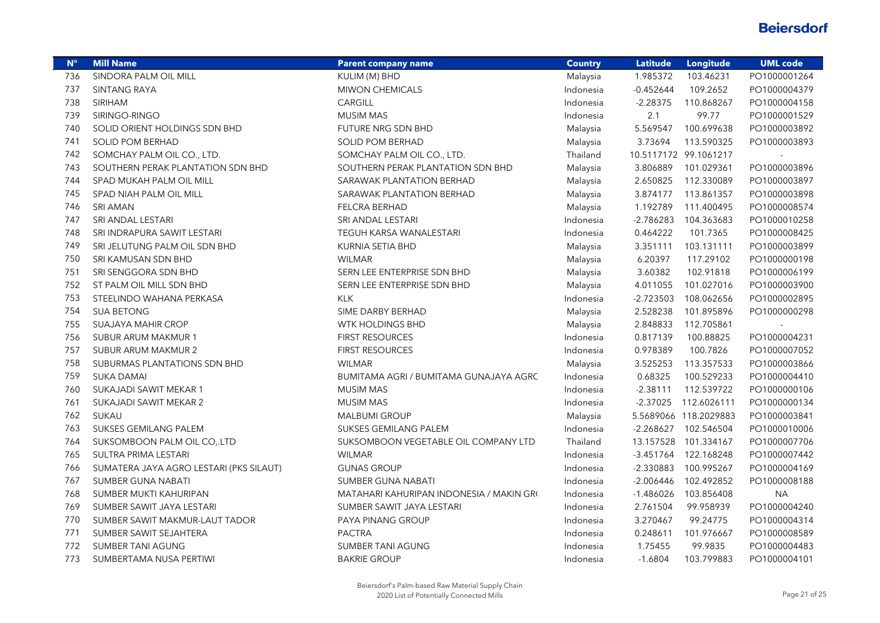| N° | Mill Name | Parent company name | Country | Latitude | Longitude | UML code |
|---|---|---|---|---|---|---|
| 736 | SINDORA PALM OIL MILL | KULIM (M) BHD | Malaysia | 1.985372 | 103.46231 | PO1000001264 |
| 737 | SINTANG RAYA | MIWON CHEMICALS | Indonesia | -0.452644 | 109.2652 | PO1000004379 |
| 738 | SIRIHAM | CARGILL | Indonesia | -2.28375 | 110.868267 | PO1000004158 |
| 739 | SIRINGO-RINGO | MUSIM MAS | Indonesia | 2.1 | 99.77 | PO1000001529 |
| 740 | SOLID ORIENT HOLDINGS SDN BHD | FUTURE NRG SDN BHD | Malaysia | 5.569547 | 100.699638 | PO1000003892 |
| 741 | SOLID POM BERHAD | SOLID POM BERHAD | Malaysia | 3.73694 | 113.590325 | PO1000003893 |
| 742 | SOMCHAY PALM OIL CO., LTD. | SOMCHAY PALM OIL CO., LTD. | Thailand | 10.5117172 | 99.1061217 | - |
| 743 | SOUTHERN PERAK PLANTATION SDN BHD | SOUTHERN PERAK PLANTATION SDN BHD | Malaysia | 3.806889 | 101.029361 | PO1000003896 |
| 744 | SPAD MUKAH PALM OIL MILL | SARAWAK PLANTATION BERHAD | Malaysia | 2.650825 | 112.330089 | PO1000003897 |
| 745 | SPAD NIAH PALM OIL MILL | SARAWAK PLANTATION BERHAD | Malaysia | 3.874177 | 113.861357 | PO1000003898 |
| 746 | SRI AMAN | FELCRA BERHAD | Malaysia | 1.192789 | 111.400495 | PO1000008574 |
| 747 | SRI ANDAL LESTARI | SRI ANDAL LESTARI | Indonesia | -2.786283 | 104.363683 | PO1000010258 |
| 748 | SRI INDRAPURA SAWIT LESTARI | TEGUH KARSA WANALESTARI | Indonesia | 0.464222 | 101.7365 | PO1000008425 |
| 749 | SRI JELUTUNG PALM OIL SDN BHD | KURNIA SETIA BHD | Malaysia | 3.351111 | 103.131111 | PO1000003899 |
| 750 | SRI KAMUSAN SDN BHD | WILMAR | Malaysia | 6.20397 | 117.29102 | PO1000000198 |
| 751 | SRI SENGGORA SDN BHD | SERN LEE ENTERPRISE SDN BHD | Malaysia | 3.60382 | 102.91818 | PO1000006199 |
| 752 | ST PALM OIL MILL SDN BHD | SERN LEE ENTERPRISE SDN BHD | Malaysia | 4.011055 | 101.027016 | PO1000003900 |
| 753 | STEELINDO WAHANA PERKASA | KLK | Indonesia | -2.723503 | 108.062656 | PO1000002895 |
| 754 | SUA BETONG | SIME DARBY BERHAD | Malaysia | 2.528238 | 101.895896 | PO1000000298 |
| 755 | SUAJAYA MAHIR CROP | WTK HOLDINGS BHD | Malaysia | 2.848833 | 112.705861 | - |
| 756 | SUBUR ARUM MAKMUR 1 | FIRST RESOURCES | Indonesia | 0.817139 | 100.88825 | PO1000004231 |
| 757 | SUBUR ARUM MAKMUR 2 | FIRST RESOURCES | Indonesia | 0.978389 | 100.7826 | PO1000007052 |
| 758 | SUBURMAS PLANTATIONS SDN BHD | WILMAR | Malaysia | 3.525253 | 113.357533 | PO1000003866 |
| 759 | SUKA DAMAI | BUMITAMA AGRI / BUMITAMA GUNAJAYA AGRO | Indonesia | 0.68325 | 100.529233 | PO1000004410 |
| 760 | SUKAJADI SAWIT MEKAR 1 | MUSIM MAS | Indonesia | -2.38111 | 112.539722 | PO1000000106 |
| 761 | SUKAJADI SAWIT MEKAR 2 | MUSIM MAS | Indonesia | -2.37025 | 112.6026111 | PO1000000134 |
| 762 | SUKAU | MALBUMI GROUP | Malaysia | 5.5689066 | 118.2029883 | PO1000003841 |
| 763 | SUKSES GEMILANG PALEM | SUKSES GEMILANG PALEM | Indonesia | -2.268627 | 102.546504 | PO1000010006 |
| 764 | SUKSOMBOON PALM OIL CO,.LTD | SUKSOMBOON VEGETABLE OIL COMPANY LTD | Thailand | 13.157528 | 101.334167 | PO1000007706 |
| 765 | SULTRA PRIMA LESTARI | WILMAR | Indonesia | -3.451764 | 122.168248 | PO1000007442 |
| 766 | SUMATERA JAYA AGRO LESTARI (PKS SILAUT) | GUNAS GROUP | Indonesia | -2.330883 | 100.995267 | PO1000004169 |
| 767 | SUMBER GUNA NABATI | SUMBER GUNA NABATI | Indonesia | -2.006446 | 102.492852 | PO1000008188 |
| 768 | SUMBER MUKTI KAHURIPAN | MATAHARI KAHURIPAN INDONESIA / MAKIN GRO | Indonesia | -1.486026 | 103.856408 | NA |
| 769 | SUMBER SAWIT JAYA LESTARI | SUMBER SAWIT JAYA LESTARI | Indonesia | 2.761504 | 99.958939 | PO1000004240 |
| 770 | SUMBER SAWIT MAKMUR-LAUT TADOR | PAYA PINANG GROUP | Indonesia | 3.270467 | 99.24775 | PO1000004314 |
| 771 | SUMBER SAWIT SEJAHTERA | PACTRA | Indonesia | 0.248611 | 101.976667 | PO1000008589 |
| 772 | SUMBER TANI AGUNG | SUMBER TANI AGUNG | Indonesia | 1.75455 | 99.9835 | PO1000004483 |
| 773 | SUMBERTAMA NUSA PERTIWI | BAKRIE GROUP | Indonesia | -1.6804 | 103.799883 | PO1000004101 |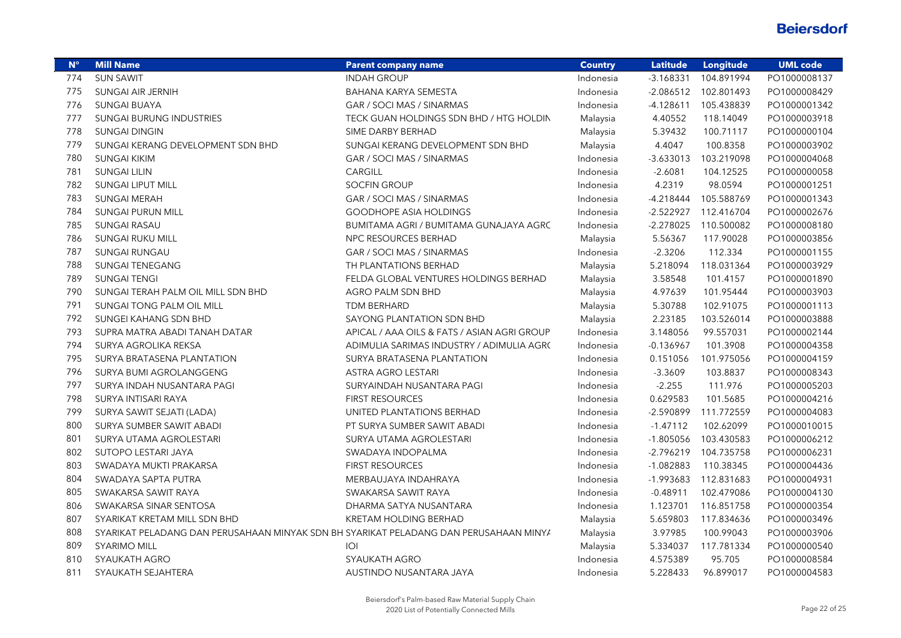| N° | Mill Name | Parent company name | Country | Latitude | Longitude | UML code |
|---|---|---|---|---|---|---|
| 774 | SUN SAWIT | INDAH GROUP | Indonesia | -3.168331 | 104.891994 | PO1000008137 |
| 775 | SUNGAI AIR JERNIH | BAHANA KARYA SEMESTA | Indonesia | -2.086512 | 102.801493 | PO1000008429 |
| 776 | SUNGAI BUAYA | GAR / SOCI MAS / SINARMAS | Indonesia | -4.128611 | 105.438839 | PO1000001342 |
| 777 | SUNGAI BURUNG INDUSTRIES | TECK GUAN HOLDINGS SDN BHD / HTG HOLDIN | Malaysia | 4.40552 | 118.14049 | PO1000003918 |
| 778 | SUNGAI DINGIN | SIME DARBY BERHAD | Malaysia | 5.39432 | 100.71117 | PO1000000104 |
| 779 | SUNGAI KERANG DEVELOPMENT SDN BHD | SUNGAI KERANG DEVELOPMENT SDN BHD | Malaysia | 4.4047 | 100.8358 | PO1000003902 |
| 780 | SUNGAI KIKIM | GAR / SOCI MAS / SINARMAS | Indonesia | -3.633013 | 103.219098 | PO1000004068 |
| 781 | SUNGAI LILIN | CARGILL | Indonesia | -2.6081 | 104.12525 | PO1000000058 |
| 782 | SUNGAI LIPUT MILL | SOCFIN GROUP | Indonesia | 4.2319 | 98.0594 | PO1000001251 |
| 783 | SUNGAI MERAH | GAR / SOCI MAS / SINARMAS | Indonesia | -4.218444 | 105.588769 | PO1000001343 |
| 784 | SUNGAI PURUN MILL | GOODHOPE ASIA HOLDINGS | Indonesia | -2.522927 | 112.416704 | PO1000002676 |
| 785 | SUNGAI RASAU | BUMITAMA AGRI / BUMITAMA GUNAJAYA AGRC | Indonesia | -2.278025 | 110.500082 | PO1000008180 |
| 786 | SUNGAI RUKU MILL | NPC RESOURCES BERHAD | Malaysia | 5.56367 | 117.90028 | PO1000003856 |
| 787 | SUNGAI RUNGAU | GAR / SOCI MAS / SINARMAS | Indonesia | -2.3206 | 112.334 | PO1000001155 |
| 788 | SUNGAI TENEGANG | TH PLANTATIONS BERHAD | Malaysia | 5.218094 | 118.031364 | PO1000003929 |
| 789 | SUNGAI TENGI | FELDA GLOBAL VENTURES HOLDINGS BERHAD | Malaysia | 3.58548 | 101.4157 | PO1000001890 |
| 790 | SUNGAI TERAH PALM OIL MILL SDN BHD | AGRO PALM SDN BHD | Malaysia | 4.97639 | 101.95444 | PO1000003903 |
| 791 | SUNGAI TONG PALM OIL MILL | TDM BERHARD | Malaysia | 5.30788 | 102.91075 | PO1000001113 |
| 792 | SUNGEI KAHANG SDN BHD | SAYONG PLANTATION SDN BHD | Malaysia | 2.23185 | 103.526014 | PO1000003888 |
| 793 | SUPRA MATRA ABADI TANAH DATAR | APICAL / AAA OILS & FATS / ASIAN AGRI GROUP | Indonesia | 3.148056 | 99.557031 | PO1000002144 |
| 794 | SURYA AGROLIKA REKSA | ADIMULIA SARIMAS INDUSTRY / ADIMULIA AGR( | Indonesia | -0.136967 | 101.3908 | PO1000004358 |
| 795 | SURYA BRATASENA PLANTATION | SURYA BRATASENA PLANTATION | Indonesia | 0.151056 | 101.975056 | PO1000004159 |
| 796 | SURYA BUMI AGROLANGGENG | ASTRA AGRO LESTARI | Indonesia | -3.3609 | 103.8837 | PO1000008343 |
| 797 | SURYA INDAH NUSANTARA PAGI | SURYAINDAH NUSANTARA PAGI | Indonesia | -2.255 | 111.976 | PO1000005203 |
| 798 | SURYA INTISARI RAYA | FIRST RESOURCES | Indonesia | 0.629583 | 101.5685 | PO1000004216 |
| 799 | SURYA SAWIT SEJATI (LADA) | UNITED PLANTATIONS BERHAD | Indonesia | -2.590899 | 111.772559 | PO1000004083 |
| 800 | SURYA SUMBER SAWIT ABADI | PT SURYA SUMBER SAWIT ABADI | Indonesia | -1.47112 | 102.62099 | PO1000010015 |
| 801 | SURYA UTAMA AGROLESTARI | SURYA UTAMA AGROLESTARI | Indonesia | -1.805056 | 103.430583 | PO1000006212 |
| 802 | SUTOPO LESTARI JAYA | SWADAYA INDOPALMA | Indonesia | -2.796219 | 104.735758 | PO1000006231 |
| 803 | SWADAYA MUKTI PRAKARSA | FIRST RESOURCES | Indonesia | -1.082883 | 110.38345 | PO1000004436 |
| 804 | SWADAYA SAPTA PUTRA | MERBAUJAYA INDAHRAYA | Indonesia | -1.993683 | 112.831683 | PO1000004931 |
| 805 | SWAKARSA SAWIT RAYA | SWAKARSA SAWIT RAYA | Indonesia | -0.48911 | 102.479086 | PO1000004130 |
| 806 | SWAKARSA SINAR SENTOSA | DHARMA SATYA NUSANTARA | Indonesia | 1.123701 | 116.851758 | PO1000000354 |
| 807 | SYARIKAT KRETAM MILL SDN BHD | KRETAM HOLDING BERHAD | Malaysia | 5.659803 | 117.834636 | PO1000003496 |
| 808 | SYARIKAT PELADANG DAN PERUSAHAAN MINYAK SDN BH | SYARIKAT PELADANG DAN PERUSAHAAN MINY/ | Malaysia | 3.97985 | 100.99043 | PO1000003906 |
| 809 | SYARIMO MILL | IOI | Malaysia | 5.334037 | 117.781334 | PO1000000540 |
| 810 | SYAUKATH AGRO | SYAUKATH AGRO | Indonesia | 4.575389 | 95.705 | PO1000008584 |
| 811 | SYAUKATH SEJAHTERA | AUSTINDO NUSANTARA JAYA | Indonesia | 5.228433 | 96.899017 | PO1000004583 |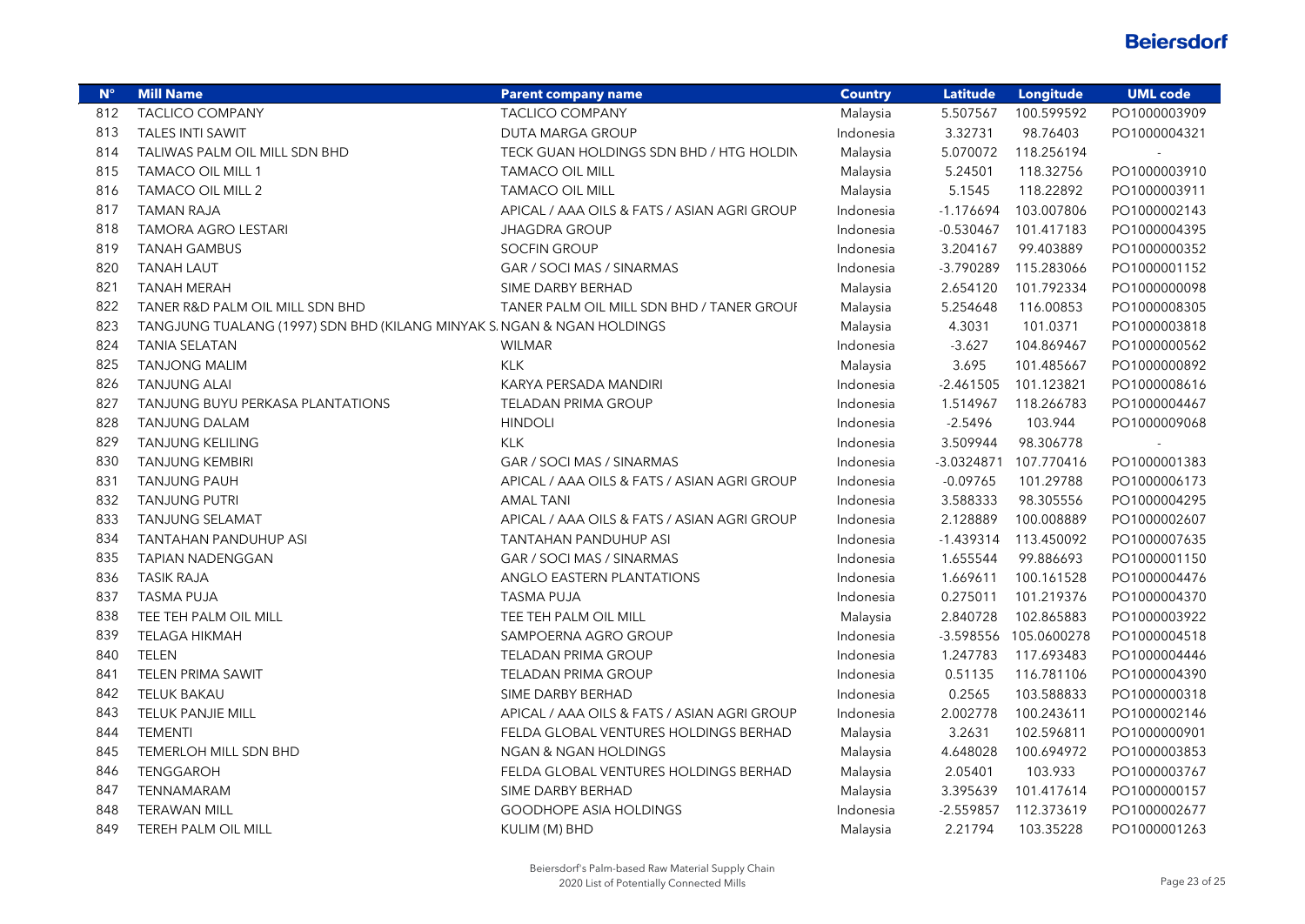| N° | Mill Name | Parent company name | Country | Latitude | Longitude | UML code |
|---|---|---|---|---|---|---|
| 812 | TACLICO COMPANY | TACLICO COMPANY | Malaysia | 5.507567 | 100.599592 | PO1000003909 |
| 813 | TALES INTI SAWIT | DUTA MARGA GROUP | Indonesia | 3.32731 | 98.76403 | PO1000004321 |
| 814 | TALIWAS PALM OIL MILL SDN BHD | TECK GUAN HOLDINGS SDN BHD / HTG HOLDIN | Malaysia | 5.070072 | 118.256194 | - |
| 815 | TAMACO OIL MILL 1 | TAMACO OIL MILL | Malaysia | 5.24501 | 118.32756 | PO1000003910 |
| 816 | TAMACO OIL MILL 2 | TAMACO OIL MILL | Malaysia | 5.1545 | 118.22892 | PO1000003911 |
| 817 | TAMAN RAJA | APICAL / AAA OILS & FATS / ASIAN AGRI GROUP | Indonesia | -1.176694 | 103.007806 | PO1000002143 |
| 818 | TAMORA AGRO LESTARI | JHAGDRA GROUP | Indonesia | -0.530467 | 101.417183 | PO1000004395 |
| 819 | TANAH GAMBUS | SOCFIN GROUP | Indonesia | 3.204167 | 99.403889 | PO1000000352 |
| 820 | TANAH LAUT | GAR / SOCI MAS / SINARMAS | Indonesia | -3.790289 | 115.283066 | PO1000001152 |
| 821 | TANAH MERAH | SIME DARBY BERHAD | Malaysia | 2.654120 | 101.792334 | PO1000000098 |
| 822 | TANER R&D PALM OIL MILL SDN BHD | TANER PALM OIL MILL SDN BHD / TANER GROUI | Malaysia | 5.254648 | 116.00853 | PO1000008305 |
| 823 | TANGJUNG TUALANG (1997) SDN BHD (KILANG MINYAK S. | NGAN & NGAN HOLDINGS | Malaysia | 4.3031 | 101.0371 | PO1000003818 |
| 824 | TANIA SELATAN | WILMAR | Indonesia | -3.627 | 104.869467 | PO1000000562 |
| 825 | TANJONG MALIM | KLK | Malaysia | 3.695 | 101.485667 | PO1000000892 |
| 826 | TANJUNG ALAI | KARYA PERSADA MANDIRI | Indonesia | -2.461505 | 101.123821 | PO1000008616 |
| 827 | TANJUNG BUYU PERKASA PLANTATIONS | TELADAN PRIMA GROUP | Indonesia | 1.514967 | 118.266783 | PO1000004467 |
| 828 | TANJUNG DALAM | HINDOLI | Indonesia | -2.5496 | 103.944 | PO1000009068 |
| 829 | TANJUNG KELILING | KLK | Indonesia | 3.509944 | 98.306778 | - |
| 830 | TANJUNG KEMBIRI | GAR / SOCI MAS / SINARMAS | Indonesia | -3.0324871 | 107.770416 | PO1000001383 |
| 831 | TANJUNG PAUH | APICAL / AAA OILS & FATS / ASIAN AGRI GROUP | Indonesia | -0.09765 | 101.29788 | PO1000006173 |
| 832 | TANJUNG PUTRI | AMAL TANI | Indonesia | 3.588333 | 98.305556 | PO1000004295 |
| 833 | TANJUNG SELAMAT | APICAL / AAA OILS & FATS / ASIAN AGRI GROUP | Indonesia | 2.128889 | 100.008889 | PO1000002607 |
| 834 | TANTAHAN PANDUHUP ASI | TANTAHAN PANDUHUP ASI | Indonesia | -1.439314 | 113.450092 | PO1000007635 |
| 835 | TAPIAN NADENGGAN | GAR / SOCI MAS / SINARMAS | Indonesia | 1.655544 | 99.886693 | PO1000001150 |
| 836 | TASIK RAJA | ANGLO EASTERN PLANTATIONS | Indonesia | 1.669611 | 100.161528 | PO1000004476 |
| 837 | TASMA PUJA | TASMA PUJA | Indonesia | 0.275011 | 101.219376 | PO1000004370 |
| 838 | TEE TEH PALM OIL MILL | TEE TEH PALM OIL MILL | Malaysia | 2.840728 | 102.865883 | PO1000003922 |
| 839 | TELAGA HIKMAH | SAMPOERNA AGRO GROUP | Indonesia | -3.598556 | 105.0600278 | PO1000004518 |
| 840 | TELEN | TELADAN PRIMA GROUP | Indonesia | 1.247783 | 117.693483 | PO1000004446 |
| 841 | TELEN PRIMA SAWIT | TELADAN PRIMA GROUP | Indonesia | 0.51135 | 116.781106 | PO1000004390 |
| 842 | TELUK BAKAU | SIME DARBY BERHAD | Indonesia | 0.2565 | 103.588833 | PO1000000318 |
| 843 | TELUK PANJIE MILL | APICAL / AAA OILS & FATS / ASIAN AGRI GROUP | Indonesia | 2.002778 | 100.243611 | PO1000002146 |
| 844 | TEMENTI | FELDA GLOBAL VENTURES HOLDINGS BERHAD | Malaysia | 3.2631 | 102.596811 | PO1000000901 |
| 845 | TEMERLOH MILL SDN BHD | NGAN & NGAN HOLDINGS | Malaysia | 4.648028 | 100.694972 | PO1000003853 |
| 846 | TENGGAROH | FELDA GLOBAL VENTURES HOLDINGS BERHAD | Malaysia | 2.05401 | 103.933 | PO1000003767 |
| 847 | TENNAMARAM | SIME DARBY BERHAD | Malaysia | 3.395639 | 101.417614 | PO1000000157 |
| 848 | TERAWAN MILL | GOODHOPE ASIA HOLDINGS | Indonesia | -2.559857 | 112.373619 | PO1000002677 |
| 849 | TEREH PALM OIL MILL | KULIM (M) BHD | Malaysia | 2.21794 | 103.35228 | PO1000001263 |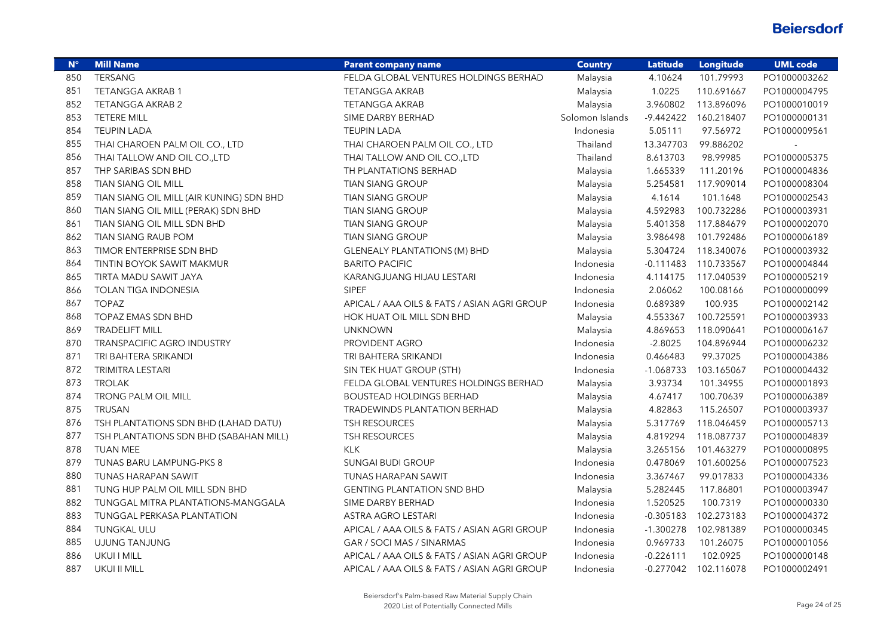| N° | Mill Name | Parent company name | Country | Latitude | Longitude | UML code |
|---|---|---|---|---|---|---|
| 850 | TERSANG | FELDA GLOBAL VENTURES HOLDINGS BERHAD | Malaysia | 4.10624 | 101.79993 | PO1000003262 |
| 851 | TETANGGA AKRAB 1 | TETANGGA AKRAB | Malaysia | 1.0225 | 110.691667 | PO1000004795 |
| 852 | TETANGGA AKRAB 2 | TETANGGA AKRAB | Malaysia | 3.960802 | 113.896096 | PO1000010019 |
| 853 | TETERE MILL | SIME DARBY BERHAD | Solomon Islands | -9.442422 | 160.218407 | PO1000000131 |
| 854 | TEUPIN LADA | TEUPIN LADA | Indonesia | 5.05111 | 97.56972 | PO1000009561 |
| 855 | THAI CHAROEN PALM OIL CO., LTD | THAI CHAROEN PALM OIL CO., LTD | Thailand | 13.347703 | 99.886202 | - |
| 856 | THAI TALLOW AND OIL CO.,LTD | THAI TALLOW AND OIL CO.,LTD | Thailand | 8.613703 | 98.99985 | PO1000005375 |
| 857 | THP SARIBAS SDN BHD | TH PLANTATIONS BERHAD | Malaysia | 1.665339 | 111.20196 | PO1000004836 |
| 858 | TIAN SIANG OIL MILL | TIAN SIANG GROUP | Malaysia | 5.254581 | 117.909014 | PO1000008304 |
| 859 | TIAN SIANG OIL MILL (AIR KUNING) SDN BHD | TIAN SIANG GROUP | Malaysia | 4.1614 | 101.1648 | PO1000002543 |
| 860 | TIAN SIANG OIL MILL (PERAK) SDN BHD | TIAN SIANG GROUP | Malaysia | 4.592983 | 100.732286 | PO1000003931 |
| 861 | TIAN SIANG OIL MILL SDN BHD | TIAN SIANG GROUP | Malaysia | 5.401358 | 117.884679 | PO1000002070 |
| 862 | TIAN SIANG RAUB POM | TIAN SIANG GROUP | Malaysia | 3.986498 | 101.792486 | PO1000006189 |
| 863 | TIMOR ENTERPRISE SDN BHD | GLENEALY PLANTATIONS (M) BHD | Malaysia | 5.304724 | 118.340076 | PO1000003932 |
| 864 | TINTIN BOYOK SAWIT MAKMUR | BARITO PACIFIC | Indonesia | -0.111483 | 110.733567 | PO1000004844 |
| 865 | TIRTA MADU SAWIT JAYA | KARANGJUANG HIJAU LESTARI | Indonesia | 4.114175 | 117.040539 | PO1000005219 |
| 866 | TOLAN TIGA INDONESIA | SIPEF | Indonesia | 2.06062 | 100.08166 | PO1000000099 |
| 867 | TOPAZ | APICAL / AAA OILS & FATS / ASIAN AGRI GROUP | Indonesia | 0.689389 | 100.935 | PO1000002142 |
| 868 | TOPAZ EMAS SDN BHD | HOK HUAT OIL MILL SDN BHD | Malaysia | 4.553367 | 100.725591 | PO1000003933 |
| 869 | TRADELIFT MILL | UNKNOWN | Malaysia | 4.869653 | 118.090641 | PO1000006167 |
| 870 | TRANSPACIFIC AGRO INDUSTRY | PROVIDENT AGRO | Indonesia | -2.8025 | 104.896944 | PO1000006232 |
| 871 | TRI BAHTERA SRIKANDI | TRI BAHTERA SRIKANDI | Indonesia | 0.466483 | 99.37025 | PO1000004386 |
| 872 | TRIMITRA LESTARI | SIN TEK HUAT GROUP (STH) | Indonesia | -1.068733 | 103.165067 | PO1000004432 |
| 873 | TROLAK | FELDA GLOBAL VENTURES HOLDINGS BERHAD | Malaysia | 3.93734 | 101.34955 | PO1000001893 |
| 874 | TRONG PALM OIL MILL | BOUSTEAD HOLDINGS BERHAD | Malaysia | 4.67417 | 100.70639 | PO1000006389 |
| 875 | TRUSAN | TRADEWINDS PLANTATION BERHAD | Malaysia | 4.82863 | 115.26507 | PO1000003937 |
| 876 | TSH PLANTATIONS SDN BHD (LAHAD DATU) | TSH RESOURCES | Malaysia | 5.317769 | 118.046459 | PO1000005713 |
| 877 | TSH PLANTATIONS SDN BHD (SABAHAN MILL) | TSH RESOURCES | Malaysia | 4.819294 | 118.087737 | PO1000004839 |
| 878 | TUAN MEE | KLK | Malaysia | 3.265156 | 101.463279 | PO1000000895 |
| 879 | TUNAS BARU LAMPUNG-PKS 8 | SUNGAI BUDI GROUP | Indonesia | 0.478069 | 101.600256 | PO1000007523 |
| 880 | TUNAS HARAPAN SAWIT | TUNAS HARAPAN SAWIT | Indonesia | 3.367467 | 99.017833 | PO1000004336 |
| 881 | TUNG HUP PALM OIL MILL SDN BHD | GENTING PLANTATION SND BHD | Malaysia | 5.282445 | 117.86801 | PO1000003947 |
| 882 | TUNGGAL MITRA PLANTATIONS-MANGGALA | SIME DARBY BERHAD | Indonesia | 1.520525 | 100.7319 | PO1000000330 |
| 883 | TUNGGAL PERKASA PLANTATION | ASTRA AGRO LESTARI | Indonesia | -0.305183 | 102.273183 | PO1000004372 |
| 884 | TUNGKAL ULU | APICAL / AAA OILS & FATS / ASIAN AGRI GROUP | Indonesia | -1.300278 | 102.981389 | PO1000000345 |
| 885 | UJUNG TANJUNG | GAR / SOCI MAS / SINARMAS | Indonesia | 0.969733 | 101.26075 | PO1000001056 |
| 886 | UKUI I MILL | APICAL / AAA OILS & FATS / ASIAN AGRI GROUP | Indonesia | -0.226111 | 102.0925 | PO1000000148 |
| 887 | UKUI II MILL | APICAL / AAA OILS & FATS / ASIAN AGRI GROUP | Indonesia | -0.277042 | 102.116078 | PO1000002491 |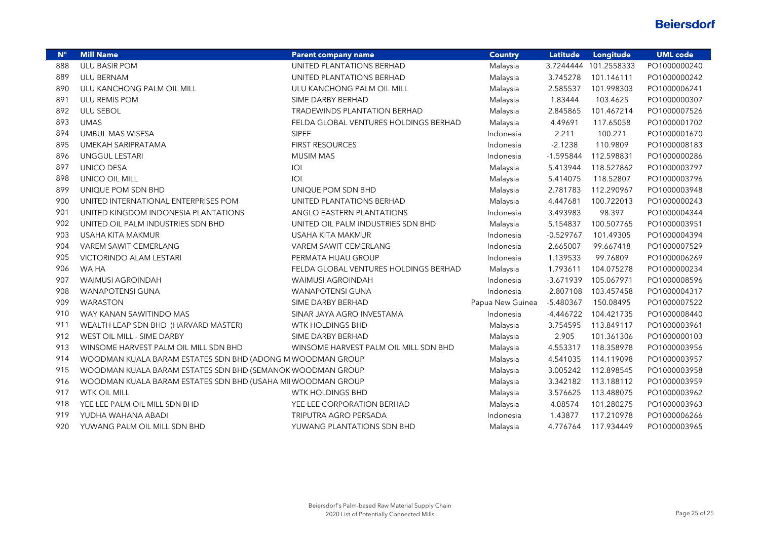| N° | Mill Name | Parent company name | Country | Latitude | Longitude | UML code |
|---|---|---|---|---|---|---|
| 888 | ULU BASIR POM | UNITED PLANTATIONS BERHAD | Malaysia | 3.7244444 | 101.2558333 | PO1000000240 |
| 889 | ULU BERNAM | UNITED PLANTATIONS BERHAD | Malaysia | 3.745278 | 101.146111 | PO1000000242 |
| 890 | ULU KANCHONG PALM OIL MILL | ULU KANCHONG PALM OIL MILL | Malaysia | 2.585537 | 101.998303 | PO1000006241 |
| 891 | ULU REMIS POM | SIME DARBY BERHAD | Malaysia | 1.83444 | 103.4625 | PO1000000307 |
| 892 | ULU SEBOL | TRADEWINDS PLANTATION BERHAD | Malaysia | 2.845865 | 101.467214 | PO1000007526 |
| 893 | UMAS | FELDA GLOBAL VENTURES HOLDINGS BERHAD | Malaysia | 4.49691 | 117.65058 | PO1000001702 |
| 894 | UMBUL MAS WISESA | SIPEF | Indonesia | 2.211 | 100.271 | PO1000001670 |
| 895 | UMEKAH SARIPRATAMA | FIRST RESOURCES | Indonesia | -2.1238 | 110.9809 | PO1000008183 |
| 896 | UNGGUL LESTARI | MUSIM MAS | Indonesia | -1.595844 | 112.598831 | PO1000000286 |
| 897 | UNICO DESA | IOI | Malaysia | 5.413944 | 118.527862 | PO1000003797 |
| 898 | UNICO OIL MILL | IOI | Malaysia | 5.414075 | 118.52807 | PO1000003796 |
| 899 | UNIQUE POM SDN BHD | UNIQUE POM SDN BHD | Malaysia | 2.781783 | 112.290967 | PO1000003948 |
| 900 | UNITED INTERNATIONAL ENTERPRISES POM | UNITED PLANTATIONS BERHAD | Malaysia | 4.447681 | 100.722013 | PO1000000243 |
| 901 | UNITED KINGDOM INDONESIA PLANTATIONS | ANGLO EASTERN PLANTATIONS | Indonesia | 3.493983 | 98.397 | PO1000004344 |
| 902 | UNITED OIL PALM INDUSTRIES SDN BHD | UNITED OIL PALM INDUSTRIES SDN BHD | Malaysia | 5.154837 | 100.507765 | PO1000003951 |
| 903 | USAHA KITA MAKMUR | USAHA KITA MAKMUR | Indonesia | -0.529767 | 101.49305 | PO1000004394 |
| 904 | VAREM SAWIT CEMERLANG | VAREM SAWIT CEMERLANG | Indonesia | 2.665007 | 99.667418 | PO1000007529 |
| 905 | VICTORINDO ALAM LESTARI | PERMATA HIJAU GROUP | Indonesia | 1.139533 | 99.76809 | PO1000006269 |
| 906 | WA HA | FELDA GLOBAL VENTURES HOLDINGS BERHAD | Malaysia | 1.793611 | 104.075278 | PO1000000234 |
| 907 | WAIMUSI AGROINDAH | WAIMUSI AGROINDAH | Indonesia | -3.671939 | 105.067971 | PO1000008596 |
| 908 | WANAPOTENSI GUNA | WANAPOTENSI GUNA | Indonesia | -2.807108 | 103.457458 | PO1000004317 |
| 909 | WARASTON | SIME DARBY BERHAD | Papua New Guinea | -5.480367 | 150.08495 | PO1000007522 |
| 910 | WAY KANAN SAWITINDO MAS | SINAR JAYA AGRO INVESTAMA | Indonesia | -4.446722 | 104.421735 | PO1000008440 |
| 911 | WEALTH LEAP SDN BHD (HARVARD MASTER) | WTK HOLDINGS BHD | Malaysia | 3.754595 | 113.849117 | PO1000003961 |
| 912 | WEST OIL MILL - SIME DARBY | SIME DARBY BERHAD | Malaysia | 2.905 | 101.361306 | PO1000000103 |
| 913 | WINSOME HARVEST PALM OIL MILL SDN BHD | WINSOME HARVEST PALM OIL MILL SDN BHD | Malaysia | 4.553317 | 118.358978 | PO1000003956 |
| 914 | WOODMAN KUALA BARAM ESTATES SDN BHD (ADONG M | WOODMAN GROUP | Malaysia | 4.541035 | 114.119098 | PO1000003957 |
| 915 | WOODMAN KUALA BARAM ESTATES SDN BHD (SEMANOK | WOODMAN GROUP | Malaysia | 3.005242 | 112.898545 | PO1000003958 |
| 916 | WOODMAN KUALA BARAM ESTATES SDN BHD (USAHA MI | WOODMAN GROUP | Malaysia | 3.342182 | 113.188112 | PO1000003959 |
| 917 | WTK OIL MILL | WTK HOLDINGS BHD | Malaysia | 3.576625 | 113.488075 | PO1000003962 |
| 918 | YEE LEE PALM OIL MILL SDN BHD | YEE LEE CORPORATION BERHAD | Malaysia | 4.08574 | 101.280275 | PO1000003963 |
| 919 | YUDHA WAHANA ABADI | TRIPUTRA AGRO PERSADA | Indonesia | 1.43877 | 117.210978 | PO1000006266 |
| 920 | YUWANG PALM OIL MILL SDN BHD | YUWANG PLANTATIONS SDN BHD | Malaysia | 4.776764 | 117.934449 | PO1000003965 |